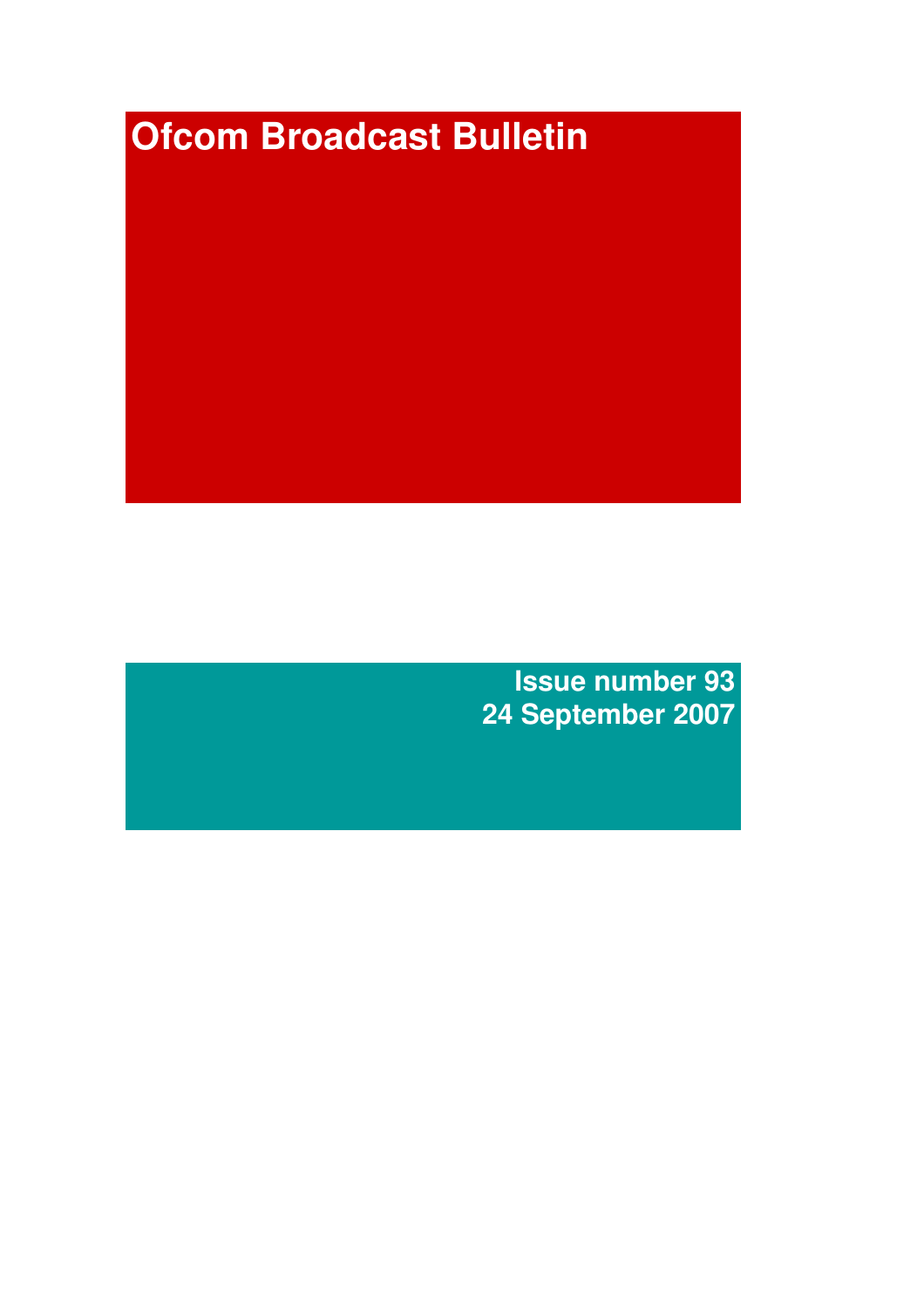# Ofcom Broadcast Bulletin

**Issue number 93**
**24 September 2007**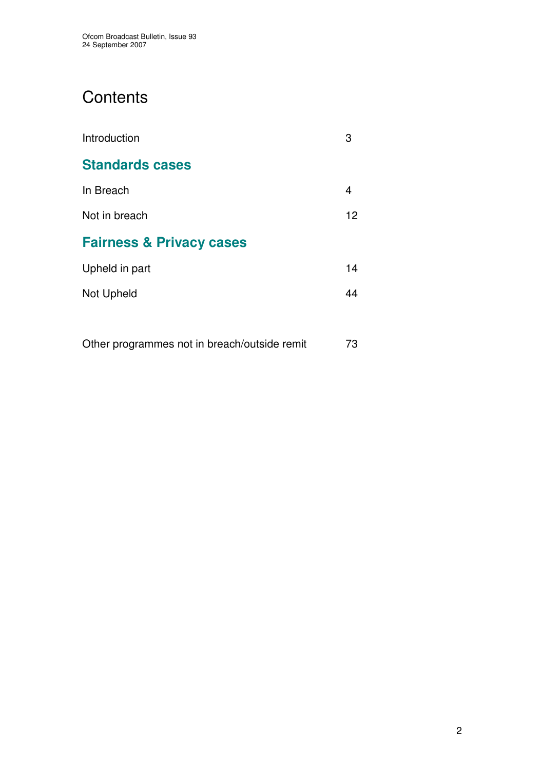# Contents

Introduction 3

## Standards cases

In Breach 4

Not in breach 12

## Fairness & Privacy cases

Upheld in part 14

Not Upheld 44

Other programmes not in breach/outside remit 73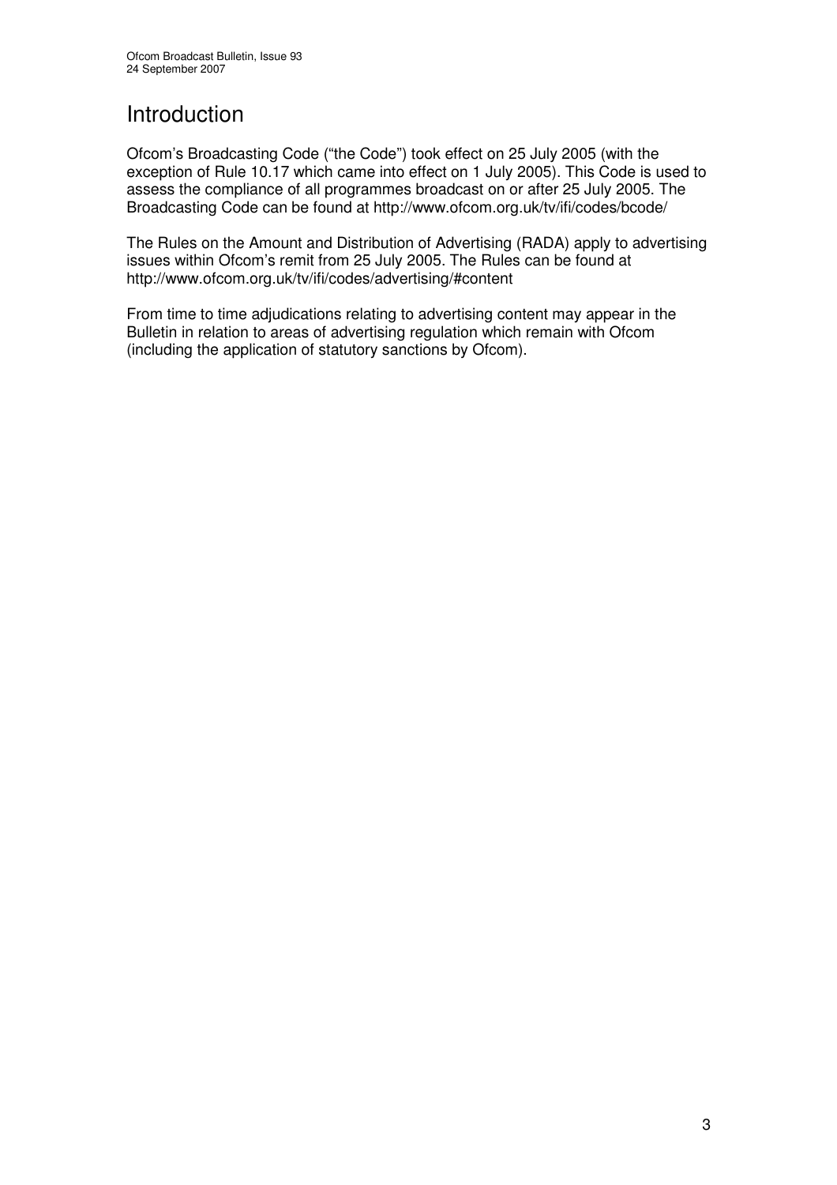# Introduction

Ofcom's Broadcasting Code ("the Code") took effect on 25 July 2005 (with the exception of Rule 10.17 which came into effect on 1 July 2005). This Code is used to assess the compliance of all programmes broadcast on or after 25 July 2005. The Broadcasting Code can be found at http://www.ofcom.org.uk/tv/ifi/codes/bcode/

The Rules on the Amount and Distribution of Advertising (RADA) apply to advertising issues within Ofcom's remit from 25 July 2005. The Rules can be found at http://www.ofcom.org.uk/tv/ifi/codes/advertising/#content

From time to time adjudications relating to advertising content may appear in the Bulletin in relation to areas of advertising regulation which remain with Ofcom (including the application of statutory sanctions by Ofcom).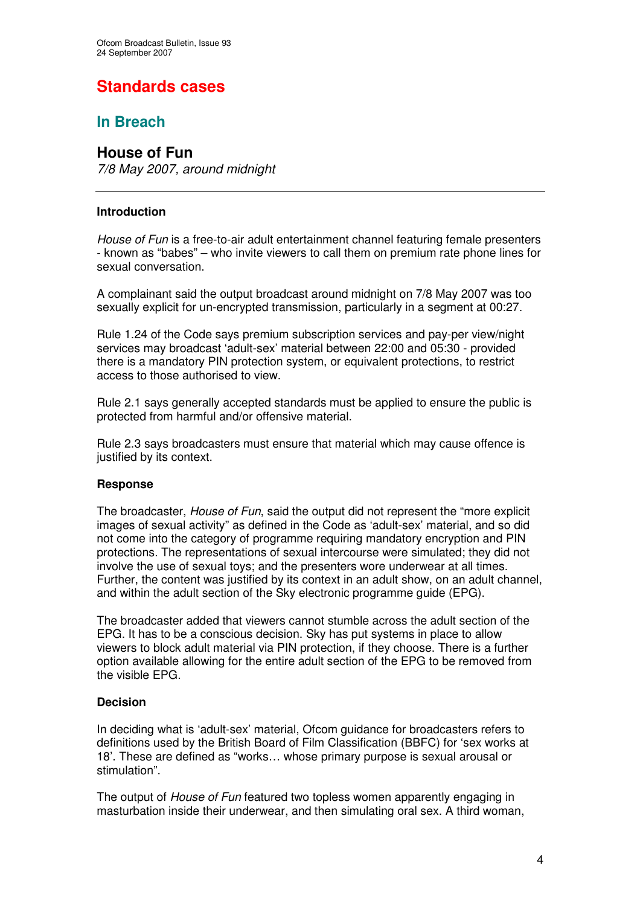# Standards cases

## In Breach

### House of Fun

*7/8 May 2007, around midnight*

---

**Introduction**

*House of Fun* is a free-to-air adult entertainment channel featuring female presenters - known as "babes" – who invite viewers to call them on premium rate phone lines for sexual conversation.

A complainant said the output broadcast around midnight on 7/8 May 2007 was too sexually explicit for un-encrypted transmission, particularly in a segment at 00:27.

Rule 1.24 of the Code says premium subscription services and pay-per view/night services may broadcast 'adult-sex' material between 22:00 and 05:30 - provided there is a mandatory PIN protection system, or equivalent protections, to restrict access to those authorised to view.

Rule 2.1 says generally accepted standards must be applied to ensure the public is protected from harmful and/or offensive material.

Rule 2.3 says broadcasters must ensure that material which may cause offence is justified by its context.

**Response**

The broadcaster, *House of Fun*, said the output did not represent the "more explicit images of sexual activity" as defined in the Code as 'adult-sex' material, and so did not come into the category of programme requiring mandatory encryption and PIN protections. The representations of sexual intercourse were simulated; they did not involve the use of sexual toys; and the presenters wore underwear at all times. Further, the content was justified by its context in an adult show, on an adult channel, and within the adult section of the Sky electronic programme guide (EPG).

The broadcaster added that viewers cannot stumble across the adult section of the EPG. It has to be a conscious decision. Sky has put systems in place to allow viewers to block adult material via PIN protection, if they choose. There is a further option available allowing for the entire adult section of the EPG to be removed from the visible EPG.

**Decision**

In deciding what is 'adult-sex' material, Ofcom guidance for broadcasters refers to definitions used by the British Board of Film Classification (BBFC) for 'sex works at 18'. These are defined as "works… whose primary purpose is sexual arousal or stimulation".

The output of *House of Fun* featured two topless women apparently engaging in masturbation inside their underwear, and then simulating oral sex. A third woman,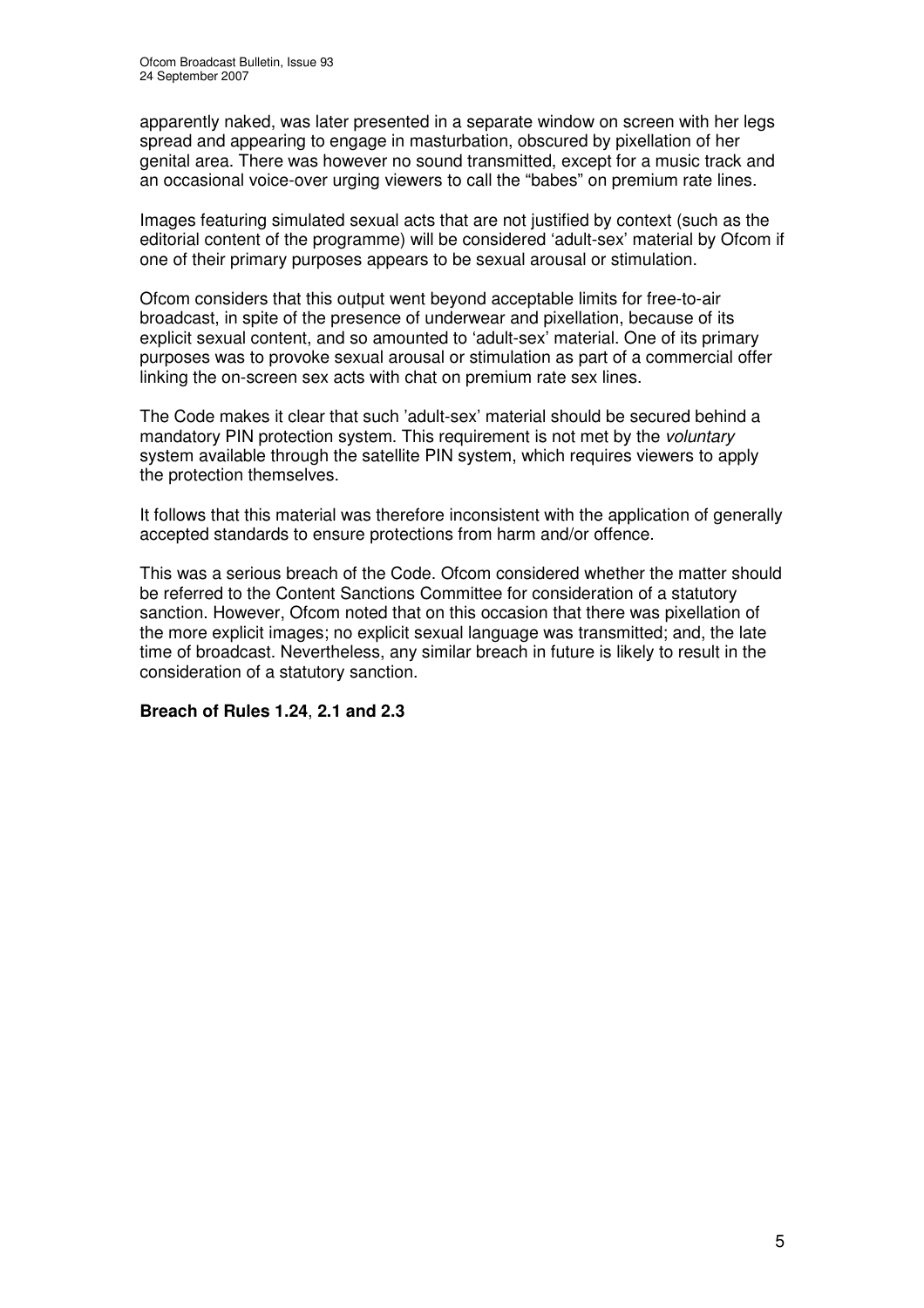apparently naked, was later presented in a separate window on screen with her legs spread and appearing to engage in masturbation, obscured by pixellation of her genital area. There was however no sound transmitted, except for a music track and an occasional voice-over urging viewers to call the "babes" on premium rate lines.

Images featuring simulated sexual acts that are not justified by context (such as the editorial content of the programme) will be considered 'adult-sex' material by Ofcom if one of their primary purposes appears to be sexual arousal or stimulation.

Ofcom considers that this output went beyond acceptable limits for free-to-air broadcast, in spite of the presence of underwear and pixellation, because of its explicit sexual content, and so amounted to 'adult-sex' material. One of its primary purposes was to provoke sexual arousal or stimulation as part of a commercial offer linking the on-screen sex acts with chat on premium rate sex lines.

The Code makes it clear that such 'adult-sex' material should be secured behind a mandatory PIN protection system. This requirement is not met by the *voluntary* system available through the satellite PIN system, which requires viewers to apply the protection themselves.

It follows that this material was therefore inconsistent with the application of generally accepted standards to ensure protections from harm and/or offence.

This was a serious breach of the Code. Ofcom considered whether the matter should be referred to the Content Sanctions Committee for consideration of a statutory sanction. However, Ofcom noted that on this occasion that there was pixellation of the more explicit images; no explicit sexual language was transmitted; and, the late time of broadcast. Nevertheless, any similar breach in future is likely to result in the consideration of a statutory sanction.

**Breach of Rules 1.24, 2.1 and 2.3**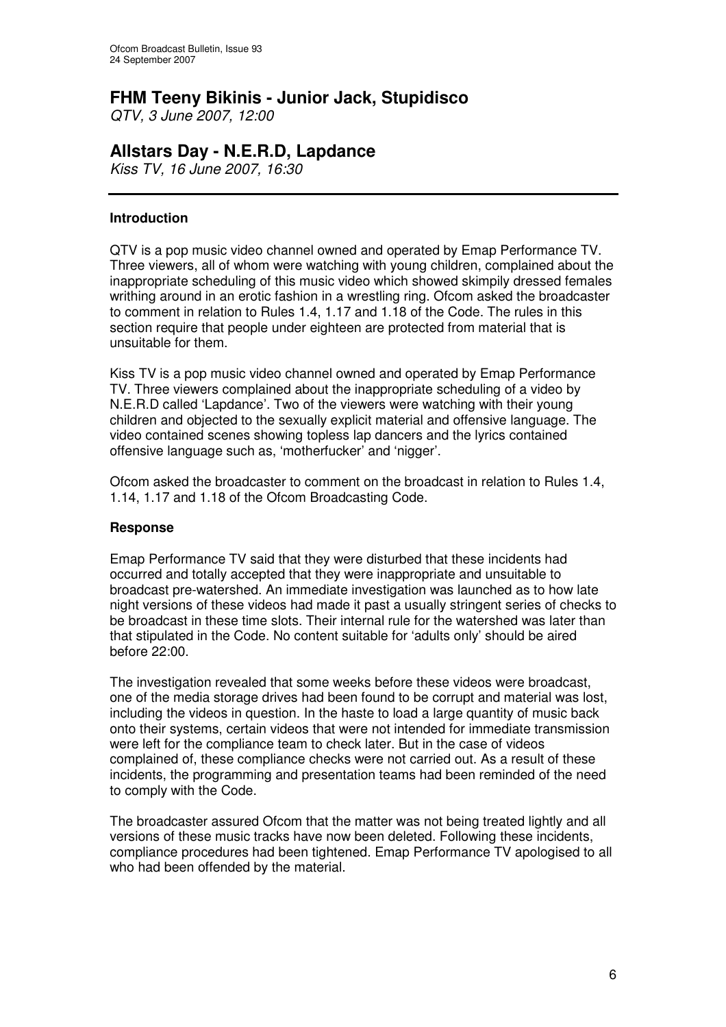# FHM Teeny Bikinis - Junior Jack, Stupidisco

*QTV, 3 June 2007, 12:00*

# Allstars Day - N.E.R.D, Lapdance

*Kiss TV, 16 June 2007, 16:30*

---

### Introduction

QTV is a pop music video channel owned and operated by Emap Performance TV. Three viewers, all of whom were watching with young children, complained about the inappropriate scheduling of this music video which showed skimpily dressed females writhing around in an erotic fashion in a wrestling ring. Ofcom asked the broadcaster to comment in relation to Rules 1.4, 1.17 and 1.18 of the Code. The rules in this section require that people under eighteen are protected from material that is unsuitable for them.

Kiss TV is a pop music video channel owned and operated by Emap Performance TV. Three viewers complained about the inappropriate scheduling of a video by N.E.R.D called 'Lapdance'. Two of the viewers were watching with their young children and objected to the sexually explicit material and offensive language. The video contained scenes showing topless lap dancers and the lyrics contained offensive language such as, 'motherfucker' and 'nigger'.

Ofcom asked the broadcaster to comment on the broadcast in relation to Rules 1.4, 1.14, 1.17 and 1.18 of the Ofcom Broadcasting Code.

### Response

Emap Performance TV said that they were disturbed that these incidents had occurred and totally accepted that they were inappropriate and unsuitable to broadcast pre-watershed. An immediate investigation was launched as to how late night versions of these videos had made it past a usually stringent series of checks to be broadcast in these time slots. Their internal rule for the watershed was later than that stipulated in the Code. No content suitable for 'adults only' should be aired before 22:00.

The investigation revealed that some weeks before these videos were broadcast, one of the media storage drives had been found to be corrupt and material was lost, including the videos in question. In the haste to load a large quantity of music back onto their systems, certain videos that were not intended for immediate transmission were left for the compliance team to check later. But in the case of videos complained of, these compliance checks were not carried out. As a result of these incidents, the programming and presentation teams had been reminded of the need to comply with the Code.

The broadcaster assured Ofcom that the matter was not being treated lightly and all versions of these music tracks have now been deleted. Following these incidents, compliance procedures had been tightened. Emap Performance TV apologised to all who had been offended by the material.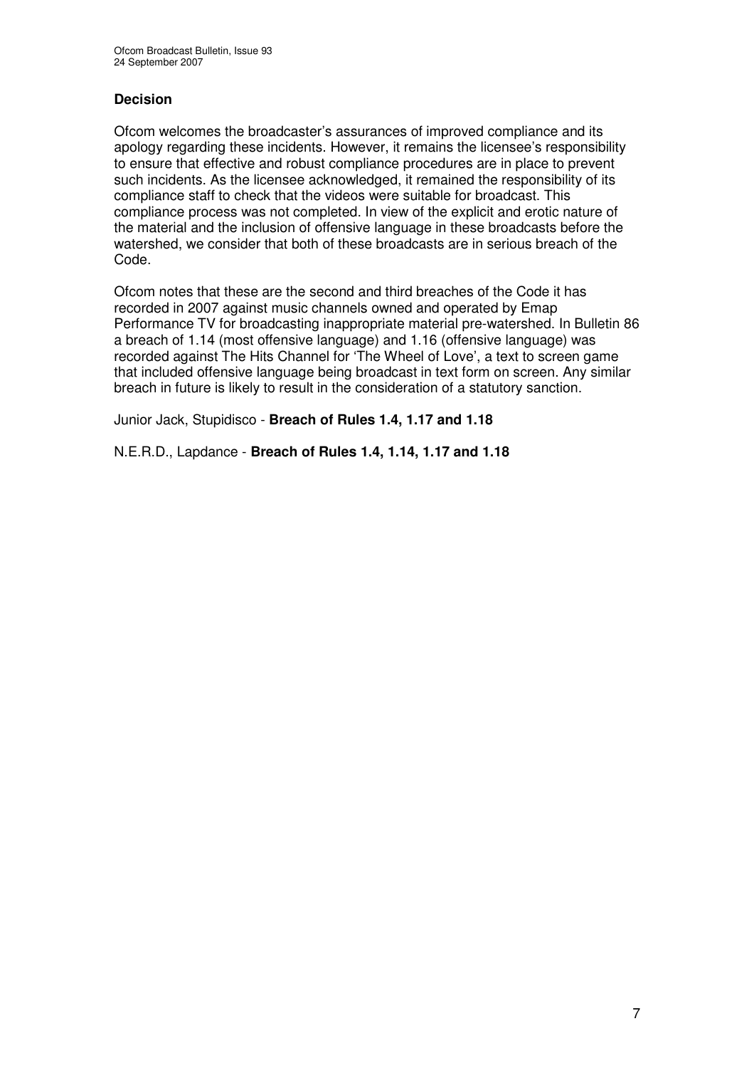### Decision

Ofcom welcomes the broadcaster's assurances of improved compliance and its apology regarding these incidents. However, it remains the licensee's responsibility to ensure that effective and robust compliance procedures are in place to prevent such incidents. As the licensee acknowledged, it remained the responsibility of its compliance staff to check that the videos were suitable for broadcast. This compliance process was not completed. In view of the explicit and erotic nature of the material and the inclusion of offensive language in these broadcasts before the watershed, we consider that both of these broadcasts are in serious breach of the Code.

Ofcom notes that these are the second and third breaches of the Code it has recorded in 2007 against music channels owned and operated by Emap Performance TV for broadcasting inappropriate material pre-watershed. In Bulletin 86 a breach of 1.14 (most offensive language) and 1.16 (offensive language) was recorded against The Hits Channel for 'The Wheel of Love', a text to screen game that included offensive language being broadcast in text form on screen. Any similar breach in future is likely to result in the consideration of a statutory sanction.

Junior Jack, Stupidisco - **Breach of Rules 1.4, 1.17 and 1.18**

N.E.R.D., Lapdance - **Breach of Rules 1.4, 1.14, 1.17 and 1.18**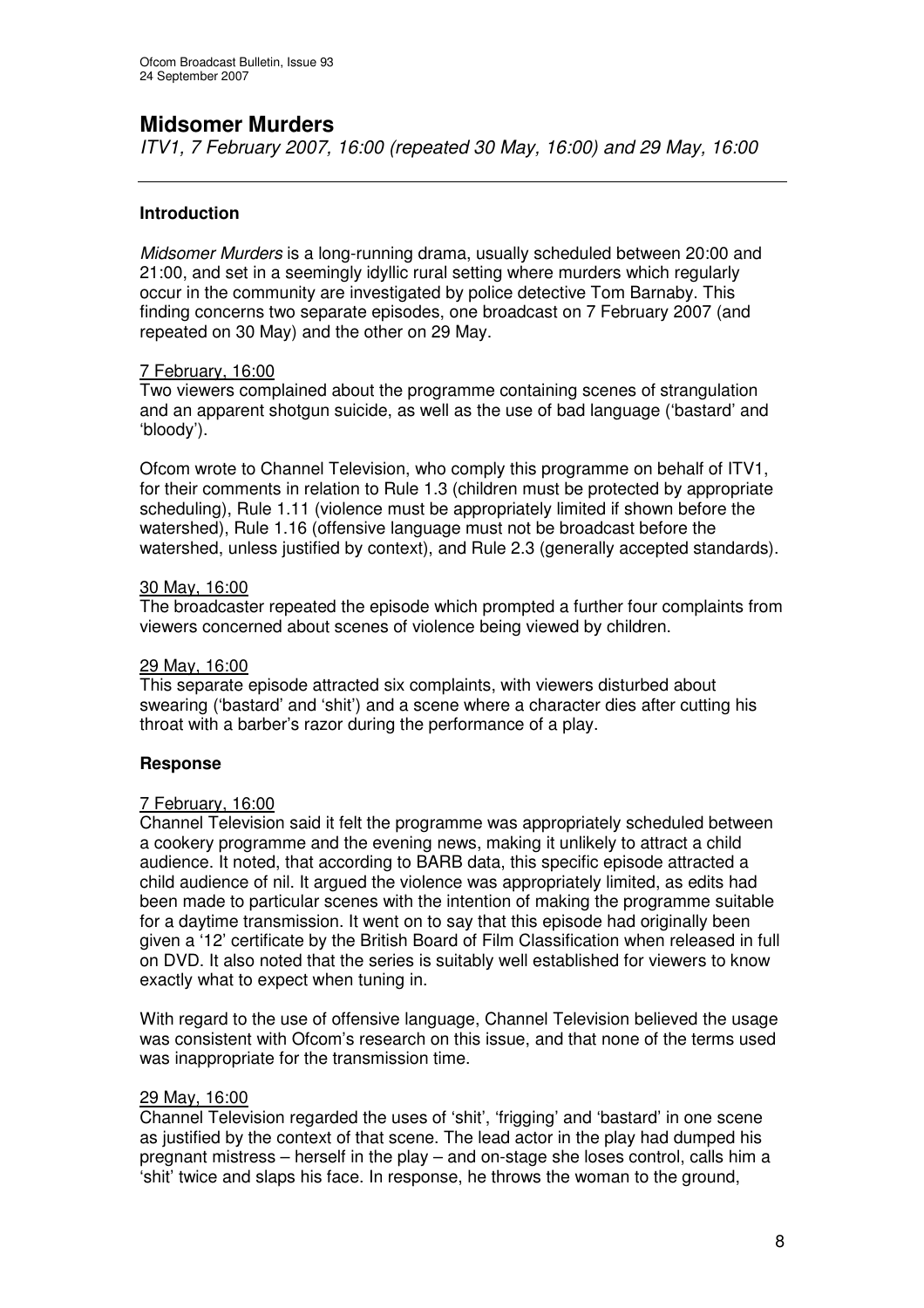# Midsomer Murders

*ITV1, 7 February 2007, 16:00 (repeated 30 May, 16:00) and 29 May, 16:00*

---

### Introduction

*Midsomer Murders* is a long-running drama, usually scheduled between 20:00 and 21:00, and set in a seemingly idyllic rural setting where murders which regularly occur in the community are investigated by police detective Tom Barnaby. This finding concerns two separate episodes, one broadcast on 7 February 2007 (and repeated on 30 May) and the other on 29 May.

7 February, 16:00

Two viewers complained about the programme containing scenes of strangulation and an apparent shotgun suicide, as well as the use of bad language ('bastard' and 'bloody').

Ofcom wrote to Channel Television, who comply this programme on behalf of ITV1, for their comments in relation to Rule 1.3 (children must be protected by appropriate scheduling), Rule 1.11 (violence must be appropriately limited if shown before the watershed), Rule 1.16 (offensive language must not be broadcast before the watershed, unless justified by context), and Rule 2.3 (generally accepted standards).

30 May, 16:00

The broadcaster repeated the episode which prompted a further four complaints from viewers concerned about scenes of violence being viewed by children.

29 May, 16:00

This separate episode attracted six complaints, with viewers disturbed about swearing ('bastard' and 'shit') and a scene where a character dies after cutting his throat with a barber's razor during the performance of a play.

### Response

7 February, 16:00

Channel Television said it felt the programme was appropriately scheduled between a cookery programme and the evening news, making it unlikely to attract a child audience. It noted, that according to BARB data, this specific episode attracted a child audience of nil. It argued the violence was appropriately limited, as edits had been made to particular scenes with the intention of making the programme suitable for a daytime transmission. It went on to say that this episode had originally been given a '12' certificate by the British Board of Film Classification when released in full on DVD. It also noted that the series is suitably well established for viewers to know exactly what to expect when tuning in.

With regard to the use of offensive language, Channel Television believed the usage was consistent with Ofcom's research on this issue, and that none of the terms used was inappropriate for the transmission time.

29 May, 16:00

Channel Television regarded the uses of 'shit', 'frigging' and 'bastard' in one scene as justified by the context of that scene. The lead actor in the play had dumped his pregnant mistress – herself in the play – and on-stage she loses control, calls him a 'shit' twice and slaps his face. In response, he throws the woman to the ground,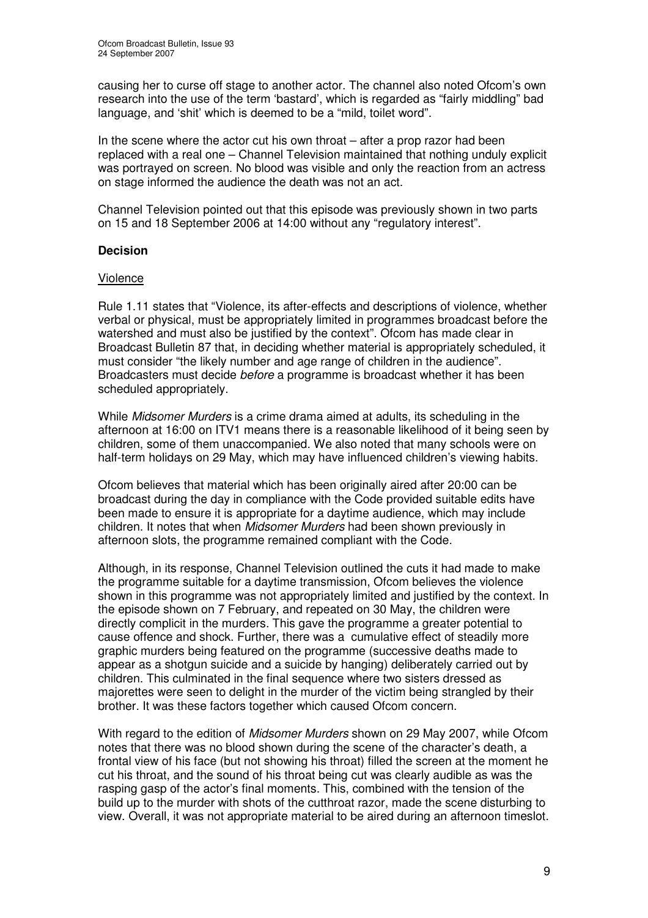causing her to curse off stage to another actor. The channel also noted Ofcom's own research into the use of the term 'bastard', which is regarded as "fairly middling" bad language, and 'shit' which is deemed to be a "mild, toilet word".

In the scene where the actor cut his own throat – after a prop razor had been replaced with a real one – Channel Television maintained that nothing unduly explicit was portrayed on screen. No blood was visible and only the reaction from an actress on stage informed the audience the death was not an act.

Channel Television pointed out that this episode was previously shown in two parts on 15 and 18 September 2006 at 14:00 without any "regulatory interest".

**Decision**

Violence

Rule 1.11 states that "Violence, its after-effects and descriptions of violence, whether verbal or physical, must be appropriately limited in programmes broadcast before the watershed and must also be justified by the context". Ofcom has made clear in Broadcast Bulletin 87 that, in deciding whether material is appropriately scheduled, it must consider "the likely number and age range of children in the audience". Broadcasters must decide *before* a programme is broadcast whether it has been scheduled appropriately.

While *Midsomer Murders* is a crime drama aimed at adults, its scheduling in the afternoon at 16:00 on ITV1 means there is a reasonable likelihood of it being seen by children, some of them unaccompanied. We also noted that many schools were on half-term holidays on 29 May, which may have influenced children's viewing habits.

Ofcom believes that material which has been originally aired after 20:00 can be broadcast during the day in compliance with the Code provided suitable edits have been made to ensure it is appropriate for a daytime audience, which may include children. It notes that when *Midsomer Murders* had been shown previously in afternoon slots, the programme remained compliant with the Code.

Although, in its response, Channel Television outlined the cuts it had made to make the programme suitable for a daytime transmission, Ofcom believes the violence shown in this programme was not appropriately limited and justified by the context. In the episode shown on 7 February, and repeated on 30 May, the children were directly complicit in the murders. This gave the programme a greater potential to cause offence and shock. Further, there was a cumulative effect of steadily more graphic murders being featured on the programme (successive deaths made to appear as a shotgun suicide and a suicide by hanging) deliberately carried out by children. This culminated in the final sequence where two sisters dressed as majorettes were seen to delight in the murder of the victim being strangled by their brother. It was these factors together which caused Ofcom concern.

With regard to the edition of *Midsomer Murders* shown on 29 May 2007, while Ofcom notes that there was no blood shown during the scene of the character's death, a frontal view of his face (but not showing his throat) filled the screen at the moment he cut his throat, and the sound of his throat being cut was clearly audible as was the rasping gasp of the actor's final moments. This, combined with the tension of the build up to the murder with shots of the cutthroat razor, made the scene disturbing to view. Overall, it was not appropriate material to be aired during an afternoon timeslot.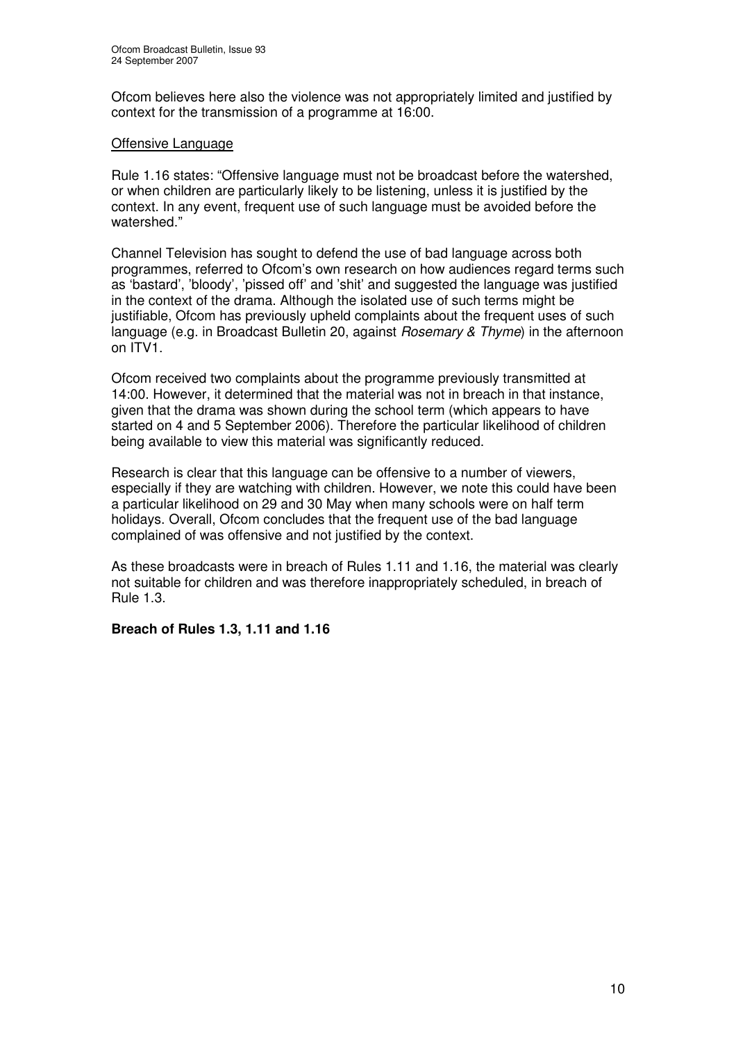Ofcom believes here also the violence was not appropriately limited and justified by context for the transmission of a programme at 16:00.

Offensive Language

Rule 1.16 states: "Offensive language must not be broadcast before the watershed, or when children are particularly likely to be listening, unless it is justified by the context. In any event, frequent use of such language must be avoided before the watershed."

Channel Television has sought to defend the use of bad language across both programmes, referred to Ofcom's own research on how audiences regard terms such as 'bastard', 'bloody', 'pissed off' and 'shit' and suggested the language was justified in the context of the drama. Although the isolated use of such terms might be justifiable, Ofcom has previously upheld complaints about the frequent uses of such language (e.g. in Broadcast Bulletin 20, against *Rosemary & Thyme*) in the afternoon on ITV1.

Ofcom received two complaints about the programme previously transmitted at 14:00. However, it determined that the material was not in breach in that instance, given that the drama was shown during the school term (which appears to have started on 4 and 5 September 2006). Therefore the particular likelihood of children being available to view this material was significantly reduced.

Research is clear that this language can be offensive to a number of viewers, especially if they are watching with children. However, we note this could have been a particular likelihood on 29 and 30 May when many schools were on half term holidays. Overall, Ofcom concludes that the frequent use of the bad language complained of was offensive and not justified by the context.

As these broadcasts were in breach of Rules 1.11 and 1.16, the material was clearly not suitable for children and was therefore inappropriately scheduled, in breach of Rule 1.3.

**Breach of Rules 1.3, 1.11 and 1.16**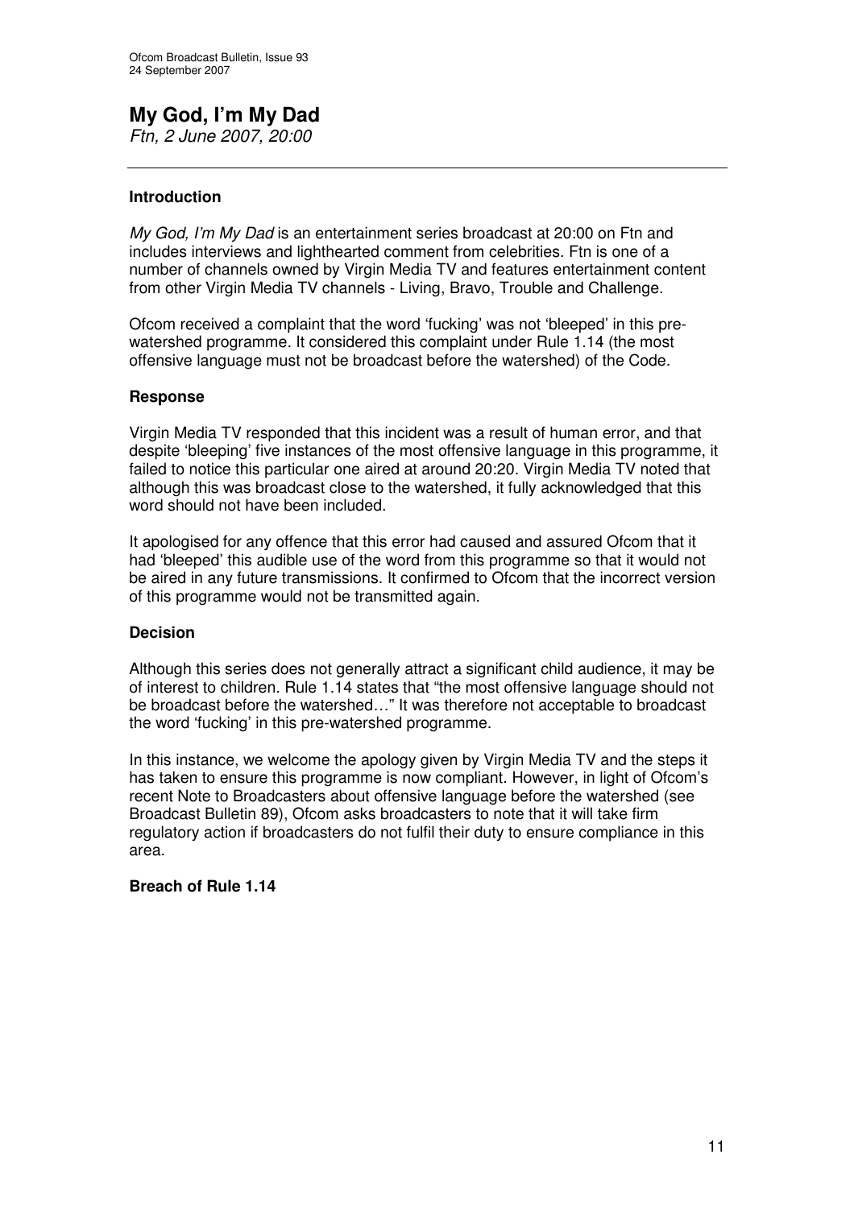# My God, I'm My Dad

*Ftn, 2 June 2007, 20:00*

---

### Introduction

*My God, I'm My Dad* is an entertainment series broadcast at 20:00 on Ftn and includes interviews and lighthearted comment from celebrities. Ftn is one of a number of channels owned by Virgin Media TV and features entertainment content from other Virgin Media TV channels - Living, Bravo, Trouble and Challenge.

Ofcom received a complaint that the word 'fucking' was not 'bleeped' in this pre-watershed programme. It considered this complaint under Rule 1.14 (the most offensive language must not be broadcast before the watershed) of the Code.

### Response

Virgin Media TV responded that this incident was a result of human error, and that despite 'bleeping' five instances of the most offensive language in this programme, it failed to notice this particular one aired at around 20:20. Virgin Media TV noted that although this was broadcast close to the watershed, it fully acknowledged that this word should not have been included.

It apologised for any offence that this error had caused and assured Ofcom that it had 'bleeped' this audible use of the word from this programme so that it would not be aired in any future transmissions. It confirmed to Ofcom that the incorrect version of this programme would not be transmitted again.

### Decision

Although this series does not generally attract a significant child audience, it may be of interest to children. Rule 1.14 states that "the most offensive language should not be broadcast before the watershed…" It was therefore not acceptable to broadcast the word 'fucking' in this pre-watershed programme.

In this instance, we welcome the apology given by Virgin Media TV and the steps it has taken to ensure this programme is now compliant. However, in light of Ofcom's recent Note to Broadcasters about offensive language before the watershed (see Broadcast Bulletin 89), Ofcom asks broadcasters to note that it will take firm regulatory action if broadcasters do not fulfil their duty to ensure compliance in this area.

### Breach of Rule 1.14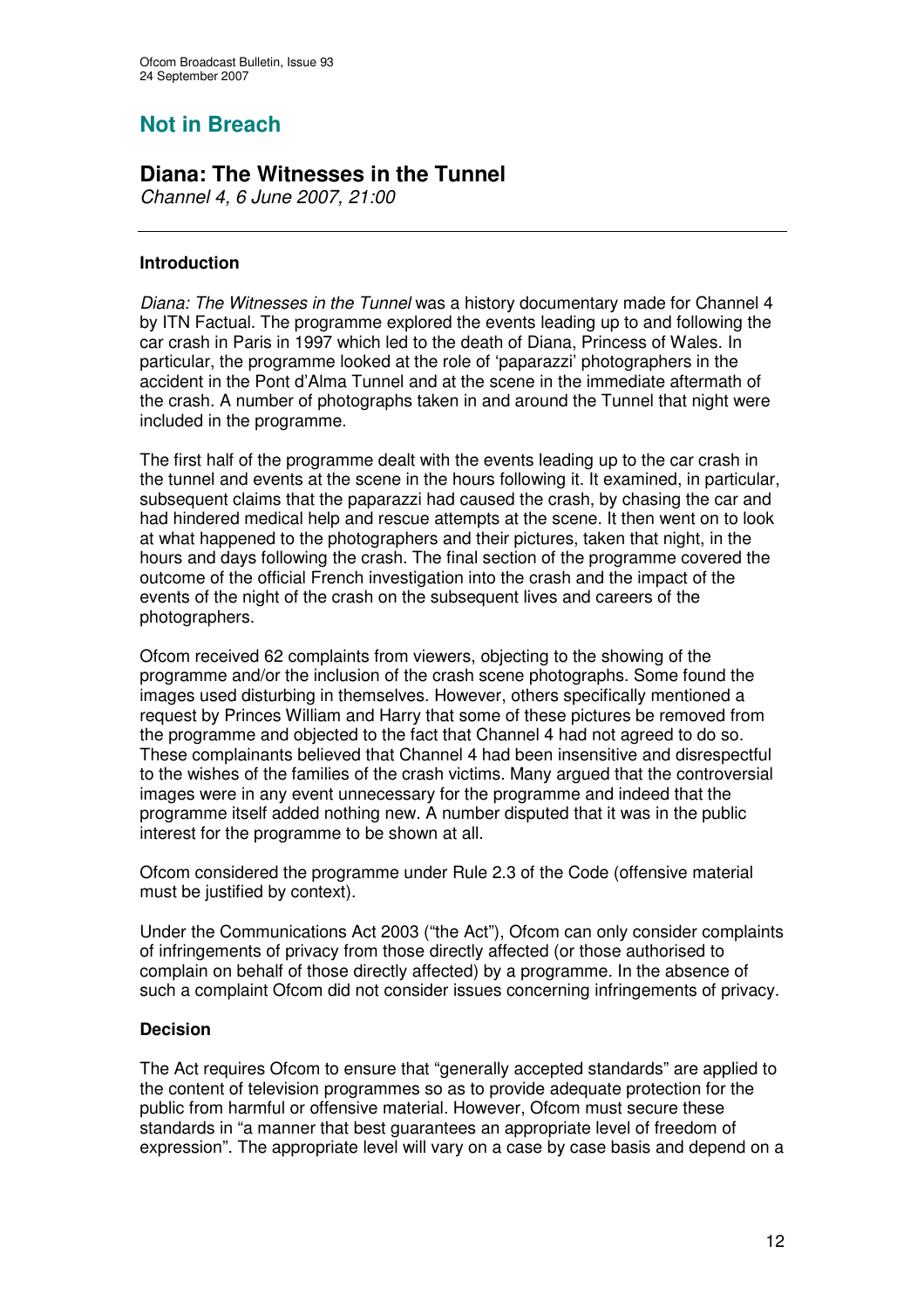## Not in Breach

# Diana: The Witnesses in the Tunnel

*Channel 4, 6 June 2007, 21:00*

---

### Introduction

*Diana: The Witnesses in the Tunnel* was a history documentary made for Channel 4 by ITN Factual. The programme explored the events leading up to and following the car crash in Paris in 1997 which led to the death of Diana, Princess of Wales. In particular, the programme looked at the role of 'paparazzi' photographers in the accident in the Pont d'Alma Tunnel and at the scene in the immediate aftermath of the crash. A number of photographs taken in and around the Tunnel that night were included in the programme.

The first half of the programme dealt with the events leading up to the car crash in the tunnel and events at the scene in the hours following it. It examined, in particular, subsequent claims that the paparazzi had caused the crash, by chasing the car and had hindered medical help and rescue attempts at the scene. It then went on to look at what happened to the photographers and their pictures, taken that night, in the hours and days following the crash. The final section of the programme covered the outcome of the official French investigation into the crash and the impact of the events of the night of the crash on the subsequent lives and careers of the photographers.

Ofcom received 62 complaints from viewers, objecting to the showing of the programme and/or the inclusion of the crash scene photographs. Some found the images used disturbing in themselves. However, others specifically mentioned a request by Princes William and Harry that some of these pictures be removed from the programme and objected to the fact that Channel 4 had not agreed to do so. These complainants believed that Channel 4 had been insensitive and disrespectful to the wishes of the families of the crash victims. Many argued that the controversial images were in any event unnecessary for the programme and indeed that the programme itself added nothing new. A number disputed that it was in the public interest for the programme to be shown at all.

Ofcom considered the programme under Rule 2.3 of the Code (offensive material must be justified by context).

Under the Communications Act 2003 ("the Act"), Ofcom can only consider complaints of infringements of privacy from those directly affected (or those authorised to complain on behalf of those directly affected) by a programme. In the absence of such a complaint Ofcom did not consider issues concerning infringements of privacy.

### Decision

The Act requires Ofcom to ensure that "generally accepted standards" are applied to the content of television programmes so as to provide adequate protection for the public from harmful or offensive material. However, Ofcom must secure these standards in "a manner that best guarantees an appropriate level of freedom of expression". The appropriate level will vary on a case by case basis and depend on a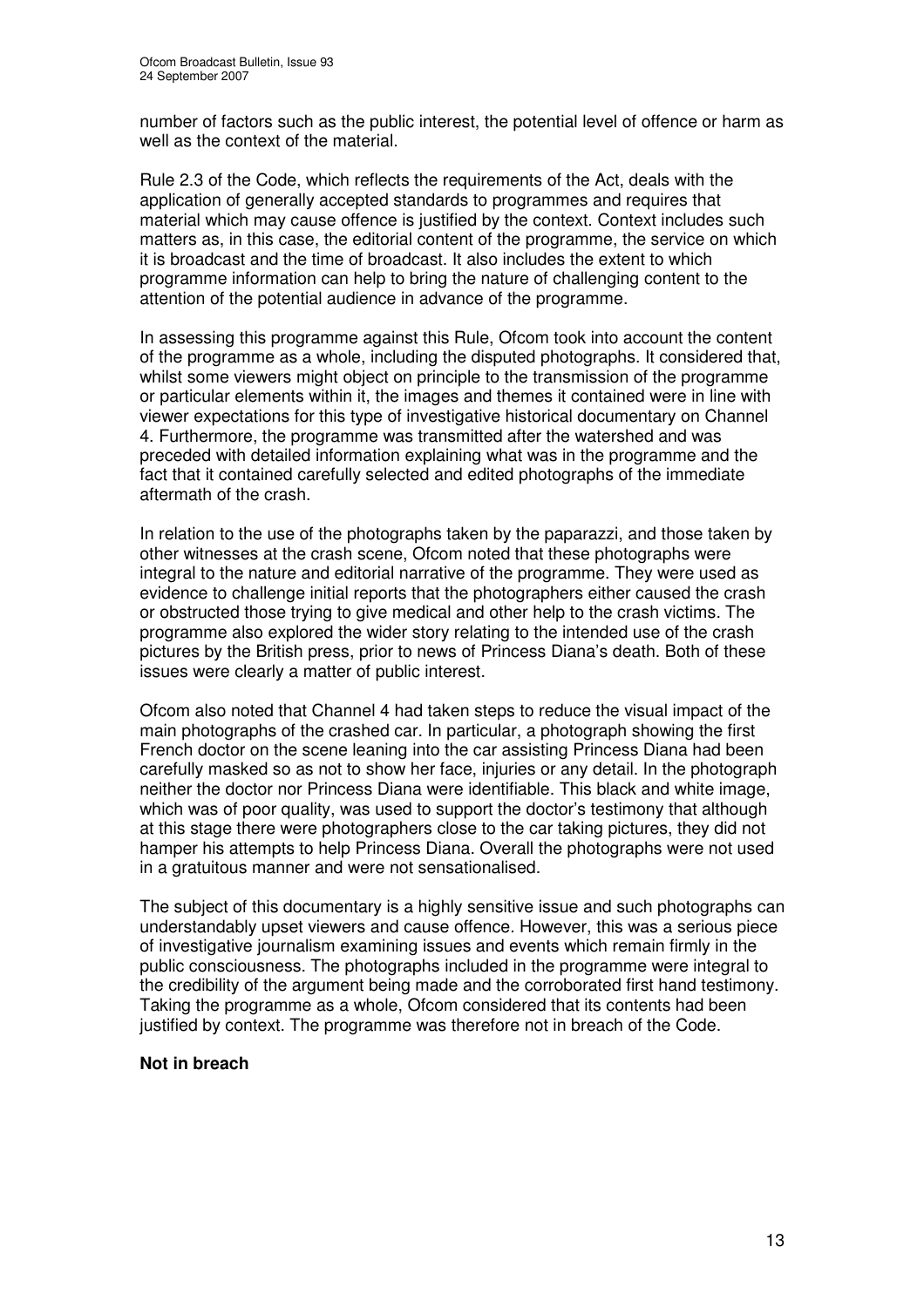number of factors such as the public interest, the potential level of offence or harm as well as the context of the material.

Rule 2.3 of the Code, which reflects the requirements of the Act, deals with the application of generally accepted standards to programmes and requires that material which may cause offence is justified by the context. Context includes such matters as, in this case, the editorial content of the programme, the service on which it is broadcast and the time of broadcast. It also includes the extent to which programme information can help to bring the nature of challenging content to the attention of the potential audience in advance of the programme.

In assessing this programme against this Rule, Ofcom took into account the content of the programme as a whole, including the disputed photographs. It considered that, whilst some viewers might object on principle to the transmission of the programme or particular elements within it, the images and themes it contained were in line with viewer expectations for this type of investigative historical documentary on Channel 4. Furthermore, the programme was transmitted after the watershed and was preceded with detailed information explaining what was in the programme and the fact that it contained carefully selected and edited photographs of the immediate aftermath of the crash.

In relation to the use of the photographs taken by the paparazzi, and those taken by other witnesses at the crash scene, Ofcom noted that these photographs were integral to the nature and editorial narrative of the programme. They were used as evidence to challenge initial reports that the photographers either caused the crash or obstructed those trying to give medical and other help to the crash victims. The programme also explored the wider story relating to the intended use of the crash pictures by the British press, prior to news of Princess Diana's death. Both of these issues were clearly a matter of public interest.

Ofcom also noted that Channel 4 had taken steps to reduce the visual impact of the main photographs of the crashed car. In particular, a photograph showing the first French doctor on the scene leaning into the car assisting Princess Diana had been carefully masked so as not to show her face, injuries or any detail. In the photograph neither the doctor nor Princess Diana were identifiable. This black and white image, which was of poor quality, was used to support the doctor's testimony that although at this stage there were photographers close to the car taking pictures, they did not hamper his attempts to help Princess Diana. Overall the photographs were not used in a gratuitous manner and were not sensationalised.

The subject of this documentary is a highly sensitive issue and such photographs can understandably upset viewers and cause offence. However, this was a serious piece of investigative journalism examining issues and events which remain firmly in the public consciousness. The photographs included in the programme were integral to the credibility of the argument being made and the corroborated first hand testimony. Taking the programme as a whole, Ofcom considered that its contents had been justified by context. The programme was therefore not in breach of the Code.

**Not in breach**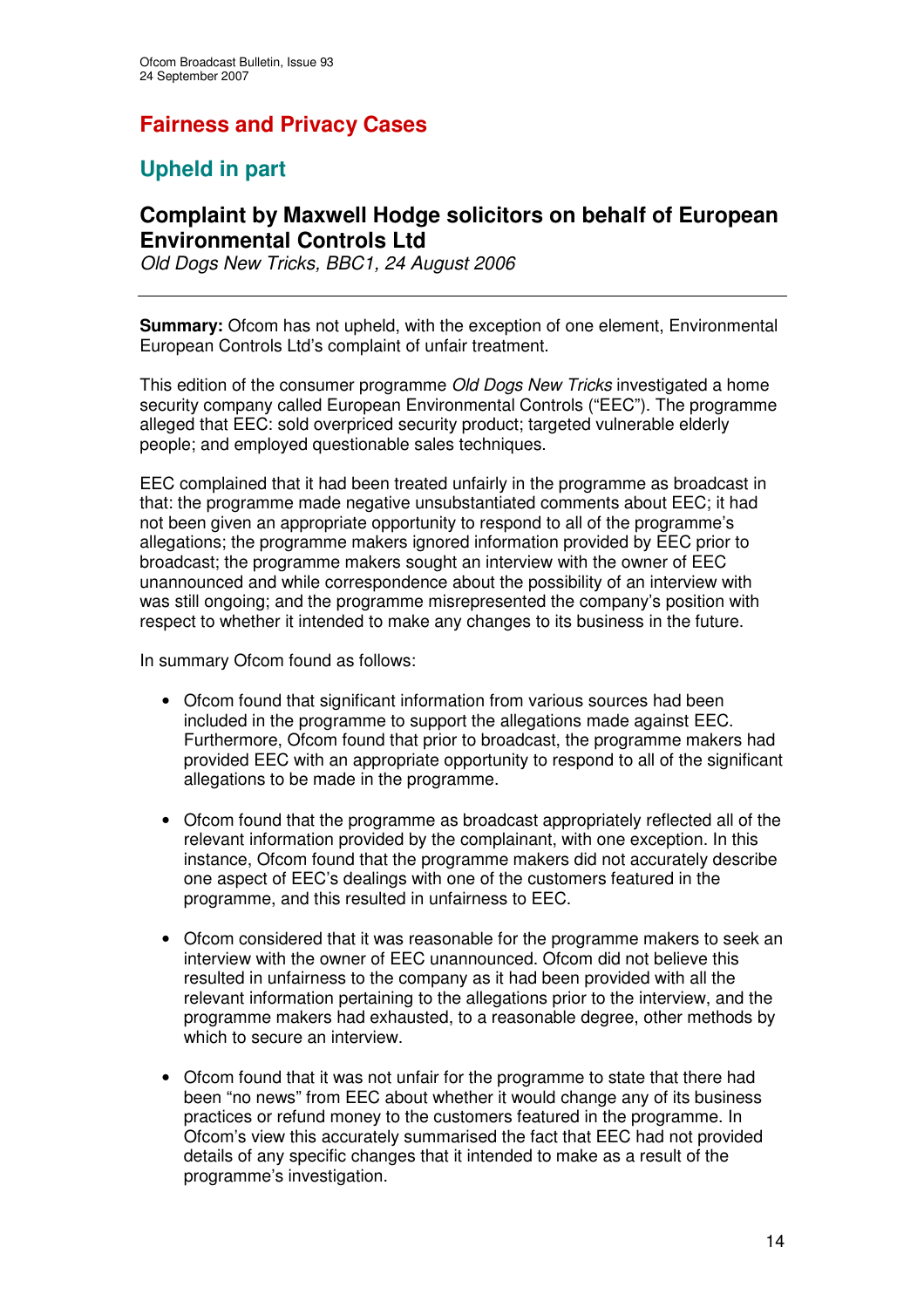# Fairness and Privacy Cases

## Upheld in part

### Complaint by Maxwell Hodge solicitors on behalf of European Environmental Controls Ltd

*Old Dogs New Tricks, BBC1, 24 August 2006*

---

**Summary:** Ofcom has not upheld, with the exception of one element, Environmental European Controls Ltd's complaint of unfair treatment.

This edition of the consumer programme *Old Dogs New Tricks* investigated a home security company called European Environmental Controls ("EEC"). The programme alleged that EEC: sold overpriced security product; targeted vulnerable elderly people; and employed questionable sales techniques.

EEC complained that it had been treated unfairly in the programme as broadcast in that: the programme made negative unsubstantiated comments about EEC; it had not been given an appropriate opportunity to respond to all of the programme's allegations; the programme makers ignored information provided by EEC prior to broadcast; the programme makers sought an interview with the owner of EEC unannounced and while correspondence about the possibility of an interview with was still ongoing; and the programme misrepresented the company's position with respect to whether it intended to make any changes to its business in the future.

In summary Ofcom found as follows:

- Ofcom found that significant information from various sources had been included in the programme to support the allegations made against EEC. Furthermore, Ofcom found that prior to broadcast, the programme makers had provided EEC with an appropriate opportunity to respond to all of the significant allegations to be made in the programme.

- Ofcom found that the programme as broadcast appropriately reflected all of the relevant information provided by the complainant, with one exception. In this instance, Ofcom found that the programme makers did not accurately describe one aspect of EEC's dealings with one of the customers featured in the programme, and this resulted in unfairness to EEC.

- Ofcom considered that it was reasonable for the programme makers to seek an interview with the owner of EEC unannounced. Ofcom did not believe this resulted in unfairness to the company as it had been provided with all the relevant information pertaining to the allegations prior to the interview, and the programme makers had exhausted, to a reasonable degree, other methods by which to secure an interview.

- Ofcom found that it was not unfair for the programme to state that there had been "no news" from EEC about whether it would change any of its business practices or refund money to the customers featured in the programme. In Ofcom's view this accurately summarised the fact that EEC had not provided details of any specific changes that it intended to make as a result of the programme's investigation.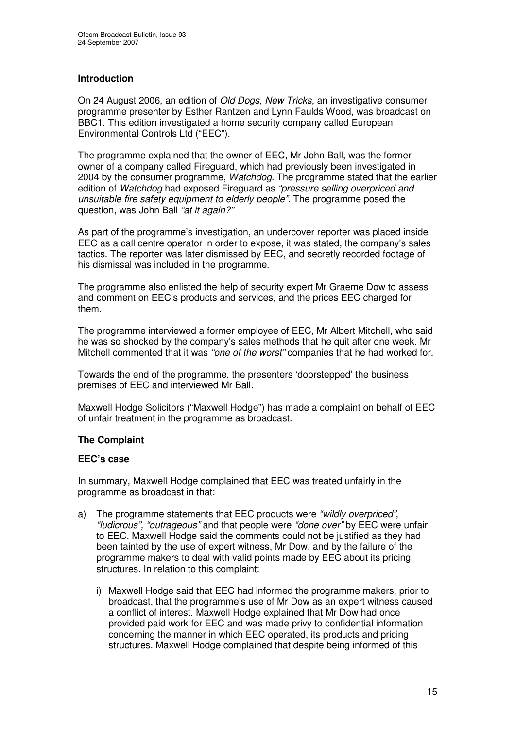## Introduction

On 24 August 2006, an edition of *Old Dogs, New Tricks*, an investigative consumer programme presenter by Esther Rantzen and Lynn Faulds Wood, was broadcast on BBC1. This edition investigated a home security company called European Environmental Controls Ltd ("EEC").

The programme explained that the owner of EEC, Mr John Ball, was the former owner of a company called Fireguard, which had previously been investigated in 2004 by the consumer programme, *Watchdog*. The programme stated that the earlier edition of *Watchdog* had exposed Fireguard as *"pressure selling overpriced and unsuitable fire safety equipment to elderly people"*. The programme posed the question, was John Ball *"at it again?"*

As part of the programme's investigation, an undercover reporter was placed inside EEC as a call centre operator in order to expose, it was stated, the company's sales tactics. The reporter was later dismissed by EEC, and secretly recorded footage of his dismissal was included in the programme.

The programme also enlisted the help of security expert Mr Graeme Dow to assess and comment on EEC's products and services, and the prices EEC charged for them.

The programme interviewed a former employee of EEC, Mr Albert Mitchell, who said he was so shocked by the company's sales methods that he quit after one week. Mr Mitchell commented that it was *"one of the worst"* companies that he had worked for.

Towards the end of the programme, the presenters 'doorstepped' the business premises of EEC and interviewed Mr Ball.

Maxwell Hodge Solicitors ("Maxwell Hodge") has made a complaint on behalf of EEC of unfair treatment in the programme as broadcast.

## The Complaint

### EEC's case

In summary, Maxwell Hodge complained that EEC was treated unfairly in the programme as broadcast in that:

a) The programme statements that EEC products were *"wildly overpriced"*, *"ludicrous"*, *"outrageous"* and that people were *"done over"* by EEC were unfair to EEC. Maxwell Hodge said the comments could not be justified as they had been tainted by the use of expert witness, Mr Dow, and by the failure of the programme makers to deal with valid points made by EEC about its pricing structures. In relation to this complaint:

   i) Maxwell Hodge said that EEC had informed the programme makers, prior to broadcast, that the programme's use of Mr Dow as an expert witness caused a conflict of interest. Maxwell Hodge explained that Mr Dow had once provided paid work for EEC and was made privy to confidential information concerning the manner in which EEC operated, its products and pricing structures. Maxwell Hodge complained that despite being informed of this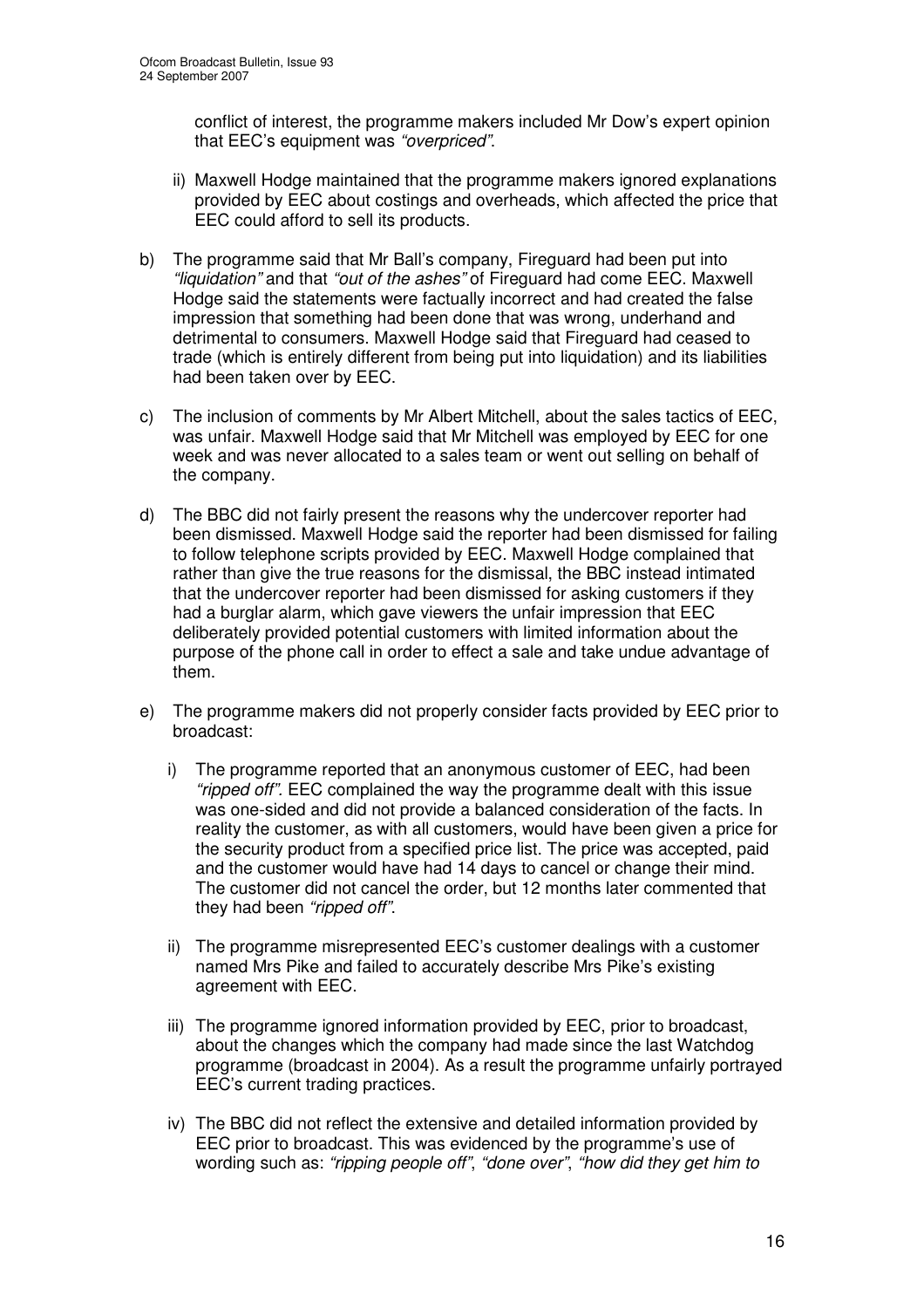conflict of interest, the programme makers included Mr Dow's expert opinion that EEC's equipment was *"overpriced"*.

ii) Maxwell Hodge maintained that the programme makers ignored explanations provided by EEC about costings and overheads, which affected the price that EEC could afford to sell its products.

b) The programme said that Mr Ball's company, Fireguard had been put into *"liquidation"* and that *"out of the ashes"* of Fireguard had come EEC. Maxwell Hodge said the statements were factually incorrect and had created the false impression that something had been done that was wrong, underhand and detrimental to consumers. Maxwell Hodge said that Fireguard had ceased to trade (which is entirely different from being put into liquidation) and its liabilities had been taken over by EEC.

c) The inclusion of comments by Mr Albert Mitchell, about the sales tactics of EEC, was unfair. Maxwell Hodge said that Mr Mitchell was employed by EEC for one week and was never allocated to a sales team or went out selling on behalf of the company.

d) The BBC did not fairly present the reasons why the undercover reporter had been dismissed. Maxwell Hodge said the reporter had been dismissed for failing to follow telephone scripts provided by EEC. Maxwell Hodge complained that rather than give the true reasons for the dismissal, the BBC instead intimated that the undercover reporter had been dismissed for asking customers if they had a burglar alarm, which gave viewers the unfair impression that EEC deliberately provided potential customers with limited information about the purpose of the phone call in order to effect a sale and take undue advantage of them.

e) The programme makers did not properly consider facts provided by EEC prior to broadcast:

   i) The programme reported that an anonymous customer of EEC, had been *"ripped off".* EEC complained the way the programme dealt with this issue was one-sided and did not provide a balanced consideration of the facts. In reality the customer, as with all customers, would have been given a price for the security product from a specified price list. The price was accepted, paid and the customer would have had 14 days to cancel or change their mind. The customer did not cancel the order, but 12 months later commented that they had been *"ripped off"*.

   ii) The programme misrepresented EEC's customer dealings with a customer named Mrs Pike and failed to accurately describe Mrs Pike's existing agreement with EEC.

   iii) The programme ignored information provided by EEC, prior to broadcast, about the changes which the company had made since the last Watchdog programme (broadcast in 2004). As a result the programme unfairly portrayed EEC's current trading practices.

   iv) The BBC did not reflect the extensive and detailed information provided by EEC prior to broadcast. This was evidenced by the programme's use of wording such as: *"ripping people off"*, *"done over"*, *"how did they get him to*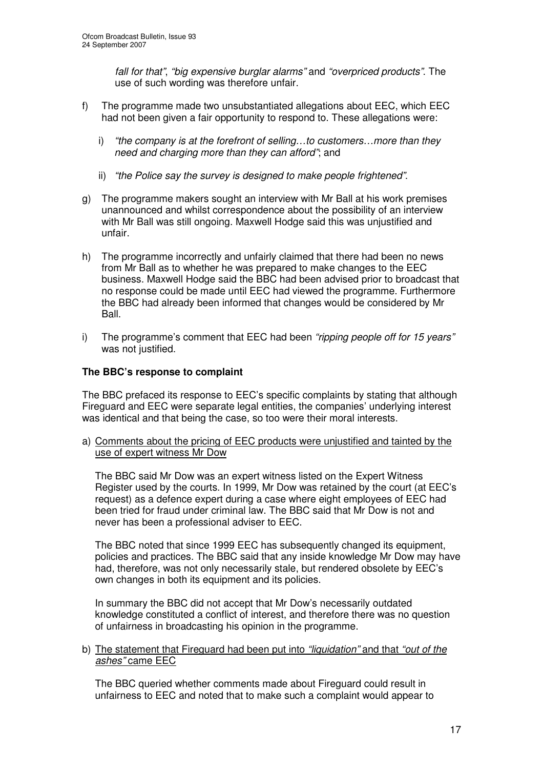*fall for that"*, *"big expensive burglar alarms"* and *"overpriced products"*. The use of such wording was therefore unfair.

f) The programme made two unsubstantiated allegations about EEC, which EEC had not been given a fair opportunity to respond to. These allegations were:

   i) *"the company is at the forefront of selling…to customers…more than they need and charging more than they can afford"*; and

   ii) *"the Police say the survey is designed to make people frightened"*.

g) The programme makers sought an interview with Mr Ball at his work premises unannounced and whilst correspondence about the possibility of an interview with Mr Ball was still ongoing. Maxwell Hodge said this was unjustified and unfair.

h) The programme incorrectly and unfairly claimed that there had been no news from Mr Ball as to whether he was prepared to make changes to the EEC business. Maxwell Hodge said the BBC had been advised prior to broadcast that no response could be made until EEC had viewed the programme. Furthermore the BBC had already been informed that changes would be considered by Mr Ball.

i) The programme's comment that EEC had been *"ripping people off for 15 years"* was not justified.

**The BBC's response to complaint**

The BBC prefaced its response to EEC's specific complaints by stating that although Fireguard and EEC were separate legal entities, the companies' underlying interest was identical and that being the case, so too were their moral interests.

a) Comments about the pricing of EEC products were unjustified and tainted by the use of expert witness Mr Dow

   The BBC said Mr Dow was an expert witness listed on the Expert Witness Register used by the courts. In 1999, Mr Dow was retained by the court (at EEC's request) as a defence expert during a case where eight employees of EEC had been tried for fraud under criminal law. The BBC said that Mr Dow is not and never has been a professional adviser to EEC.

   The BBC noted that since 1999 EEC has subsequently changed its equipment, policies and practices. The BBC said that any inside knowledge Mr Dow may have had, therefore, was not only necessarily stale, but rendered obsolete by EEC's own changes in both its equipment and its policies.

   In summary the BBC did not accept that Mr Dow's necessarily outdated knowledge constituted a conflict of interest, and therefore there was no question of unfairness in broadcasting his opinion in the programme.

b) The statement that Fireguard had been put into *"liquidation"* and that *"out of the ashes"* came EEC

   The BBC queried whether comments made about Fireguard could result in unfairness to EEC and noted that to make such a complaint would appear to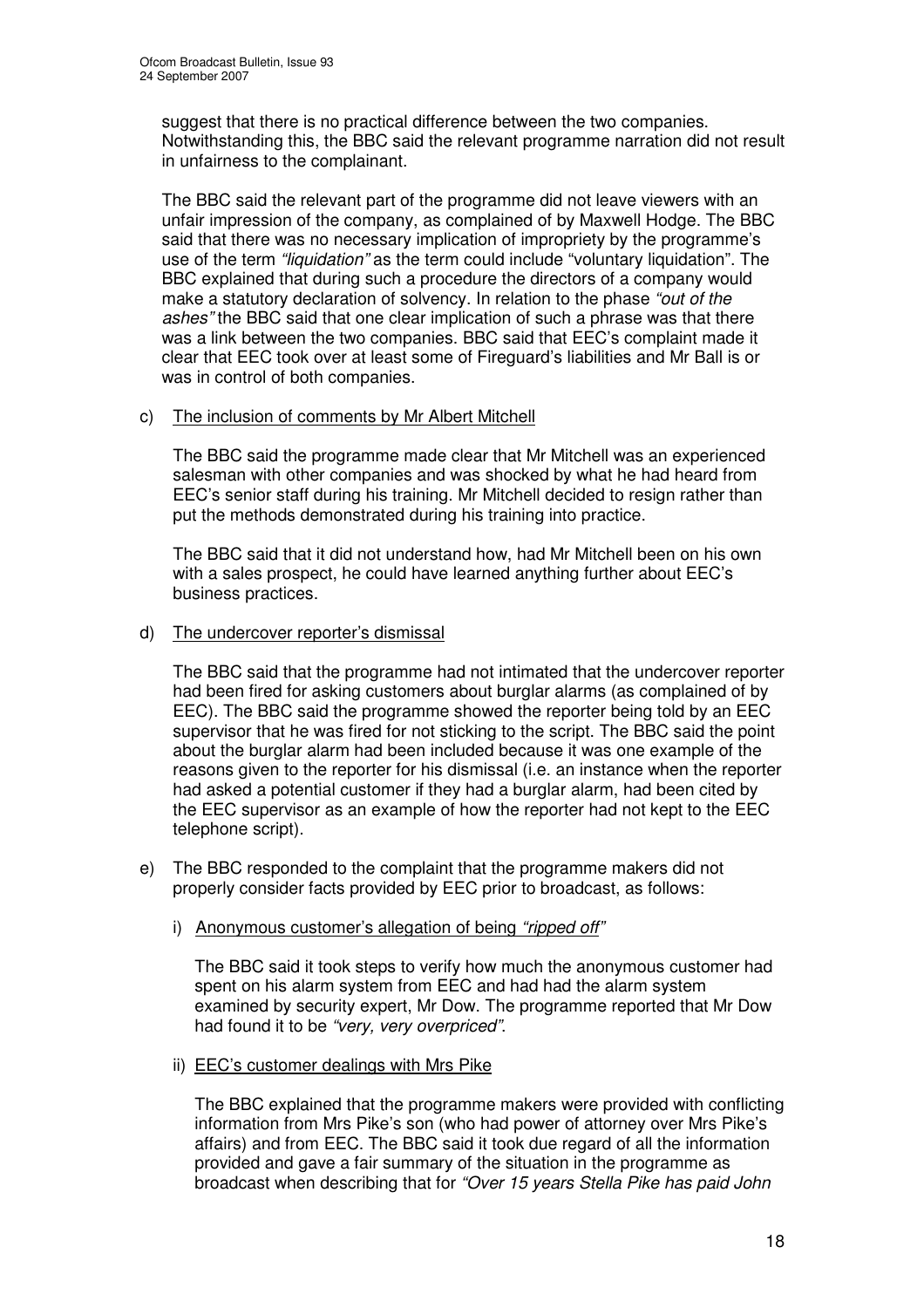suggest that there is no practical difference between the two companies. Notwithstanding this, the BBC said the relevant programme narration did not result in unfairness to the complainant.

The BBC said the relevant part of the programme did not leave viewers with an unfair impression of the company, as complained of by Maxwell Hodge. The BBC said that there was no necessary implication of impropriety by the programme's use of the term *"liquidation"* as the term could include "voluntary liquidation". The BBC explained that during such a procedure the directors of a company would make a statutory declaration of solvency. In relation to the phase *"out of the ashes"* the BBC said that one clear implication of such a phrase was that there was a link between the two companies. BBC said that EEC's complaint made it clear that EEC took over at least some of Fireguard's liabilities and Mr Ball is or was in control of both companies.

c) <u>The inclusion of comments by Mr Albert Mitchell</u>

The BBC said the programme made clear that Mr Mitchell was an experienced salesman with other companies and was shocked by what he had heard from EEC's senior staff during his training. Mr Mitchell decided to resign rather than put the methods demonstrated during his training into practice.

The BBC said that it did not understand how, had Mr Mitchell been on his own with a sales prospect, he could have learned anything further about EEC's business practices.

d) <u>The undercover reporter's dismissal</u>

The BBC said that the programme had not intimated that the undercover reporter had been fired for asking customers about burglar alarms (as complained of by EEC). The BBC said the programme showed the reporter being told by an EEC supervisor that he was fired for not sticking to the script. The BBC said the point about the burglar alarm had been included because it was one example of the reasons given to the reporter for his dismissal (i.e. an instance when the reporter had asked a potential customer if they had a burglar alarm, had been cited by the EEC supervisor as an example of how the reporter had not kept to the EEC telephone script).

e) The BBC responded to the complaint that the programme makers did not properly consider facts provided by EEC prior to broadcast, as follows:

i) <u>Anonymous customer's allegation of being *"ripped off"*</u>

The BBC said it took steps to verify how much the anonymous customer had spent on his alarm system from EEC and had had the alarm system examined by security expert, Mr Dow. The programme reported that Mr Dow had found it to be *"very, very overpriced"*.

ii) <u>EEC's customer dealings with Mrs Pike</u>

The BBC explained that the programme makers were provided with conflicting information from Mrs Pike's son (who had power of attorney over Mrs Pike's affairs) and from EEC. The BBC said it took due regard of all the information provided and gave a fair summary of the situation in the programme as broadcast when describing that for *"Over 15 years Stella Pike has paid John*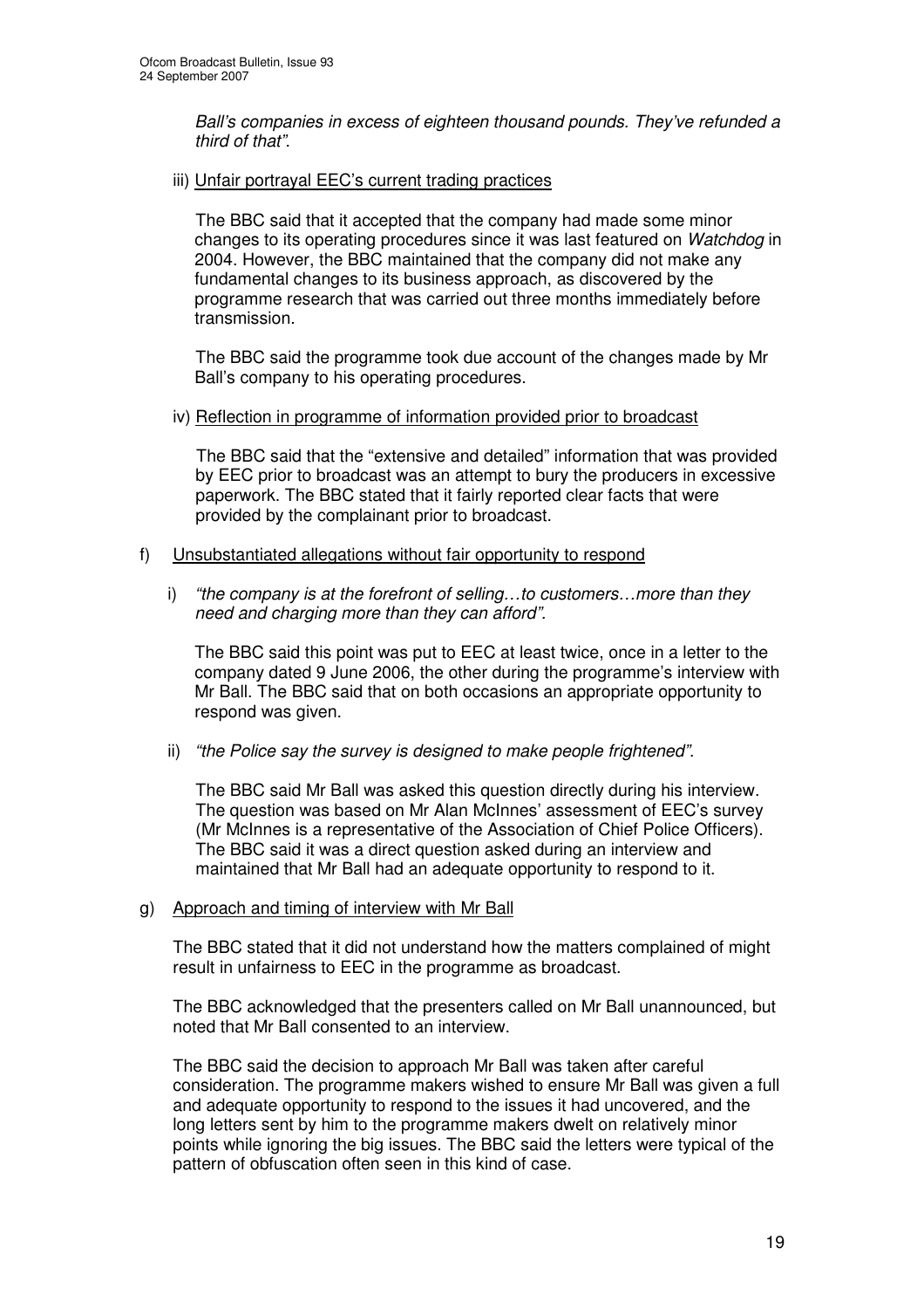*Ball's companies in excess of eighteen thousand pounds. They've refunded a third of that".*

iii) Unfair portrayal EEC's current trading practices

The BBC said that it accepted that the company had made some minor changes to its operating procedures since it was last featured on *Watchdog* in 2004. However, the BBC maintained that the company did not make any fundamental changes to its business approach, as discovered by the programme research that was carried out three months immediately before transmission.

The BBC said the programme took due account of the changes made by Mr Ball's company to his operating procedures.

iv) Reflection in programme of information provided prior to broadcast

The BBC said that the "extensive and detailed" information that was provided by EEC prior to broadcast was an attempt to bury the producers in excessive paperwork. The BBC stated that it fairly reported clear facts that were provided by the complainant prior to broadcast.

f) Unsubstantiated allegations without fair opportunity to respond

i) *"the company is at the forefront of selling…to customers…more than they need and charging more than they can afford".*

The BBC said this point was put to EEC at least twice, once in a letter to the company dated 9 June 2006, the other during the programme's interview with Mr Ball. The BBC said that on both occasions an appropriate opportunity to respond was given.

ii) *"the Police say the survey is designed to make people frightened".*

The BBC said Mr Ball was asked this question directly during his interview. The question was based on Mr Alan McInnes' assessment of EEC's survey (Mr McInnes is a representative of the Association of Chief Police Officers). The BBC said it was a direct question asked during an interview and maintained that Mr Ball had an adequate opportunity to respond to it.

g) Approach and timing of interview with Mr Ball

The BBC stated that it did not understand how the matters complained of might result in unfairness to EEC in the programme as broadcast.

The BBC acknowledged that the presenters called on Mr Ball unannounced, but noted that Mr Ball consented to an interview.

The BBC said the decision to approach Mr Ball was taken after careful consideration. The programme makers wished to ensure Mr Ball was given a full and adequate opportunity to respond to the issues it had uncovered, and the long letters sent by him to the programme makers dwelt on relatively minor points while ignoring the big issues. The BBC said the letters were typical of the pattern of obfuscation often seen in this kind of case.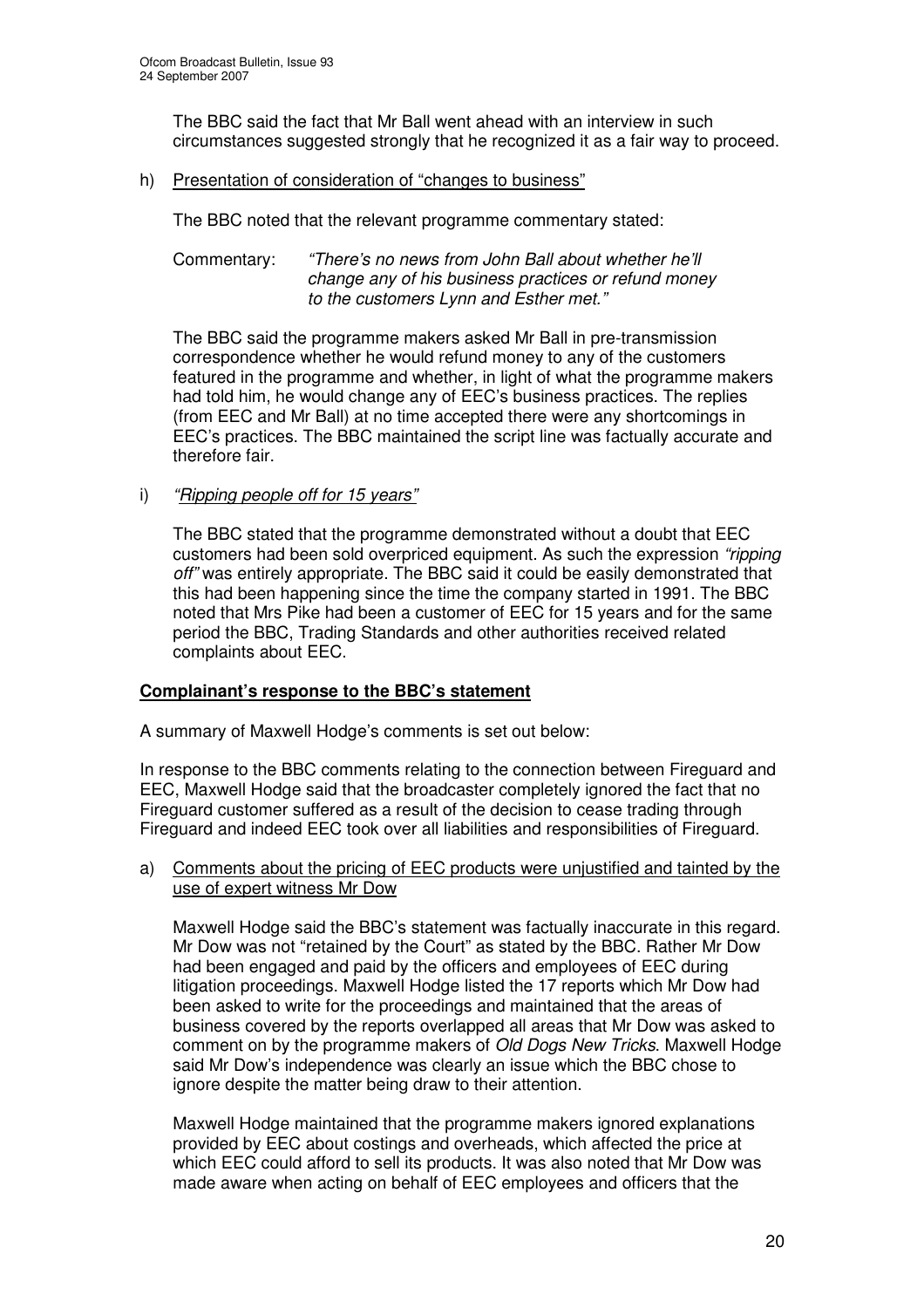The BBC said the fact that Mr Ball went ahead with an interview in such circumstances suggested strongly that he recognized it as a fair way to proceed.

h) Presentation of consideration of "changes to business"

The BBC noted that the relevant programme commentary stated:

Commentary: *"There's no news from John Ball about whether he'll change any of his business practices or refund money to the customers Lynn and Esther met."*

The BBC said the programme makers asked Mr Ball in pre-transmission correspondence whether he would refund money to any of the customers featured in the programme and whether, in light of what the programme makers had told him, he would change any of EEC's business practices. The replies (from EEC and Mr Ball) at no time accepted there were any shortcomings in EEC's practices. The BBC maintained the script line was factually accurate and therefore fair.

i) *"Ripping people off for 15 years"*

The BBC stated that the programme demonstrated without a doubt that EEC customers had been sold overpriced equipment. As such the expression *"ripping off"* was entirely appropriate. The BBC said it could be easily demonstrated that this had been happening since the time the company started in 1991. The BBC noted that Mrs Pike had been a customer of EEC for 15 years and for the same period the BBC, Trading Standards and other authorities received related complaints about EEC.

**Complainant's response to the BBC's statement**

A summary of Maxwell Hodge's comments is set out below:

In response to the BBC comments relating to the connection between Fireguard and EEC, Maxwell Hodge said that the broadcaster completely ignored the fact that no Fireguard customer suffered as a result of the decision to cease trading through Fireguard and indeed EEC took over all liabilities and responsibilities of Fireguard.

a) Comments about the pricing of EEC products were unjustified and tainted by the use of expert witness Mr Dow

Maxwell Hodge said the BBC's statement was factually inaccurate in this regard. Mr Dow was not "retained by the Court" as stated by the BBC. Rather Mr Dow had been engaged and paid by the officers and employees of EEC during litigation proceedings. Maxwell Hodge listed the 17 reports which Mr Dow had been asked to write for the proceedings and maintained that the areas of business covered by the reports overlapped all areas that Mr Dow was asked to comment on by the programme makers of *Old Dogs New Tricks*. Maxwell Hodge said Mr Dow's independence was clearly an issue which the BBC chose to ignore despite the matter being draw to their attention.

Maxwell Hodge maintained that the programme makers ignored explanations provided by EEC about costings and overheads, which affected the price at which EEC could afford to sell its products. It was also noted that Mr Dow was made aware when acting on behalf of EEC employees and officers that the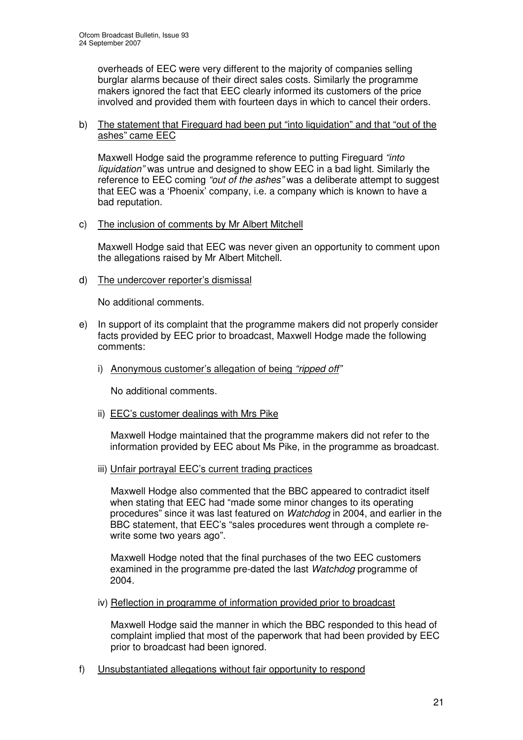overheads of EEC were very different to the majority of companies selling burglar alarms because of their direct sales costs. Similarly the programme makers ignored the fact that EEC clearly informed its customers of the price involved and provided them with fourteen days in which to cancel their orders.

b) <u>The statement that Fireguard had been put "into liquidation" and that "out of the ashes" came EEC</u>

   Maxwell Hodge said the programme reference to putting Fireguard *"into liquidation"* was untrue and designed to show EEC in a bad light. Similarly the reference to EEC coming *"out of the ashes"* was a deliberate attempt to suggest that EEC was a 'Phoenix' company, i.e. a company which is known to have a bad reputation.

c) <u>The inclusion of comments by Mr Albert Mitchell</u>

   Maxwell Hodge said that EEC was never given an opportunity to comment upon the allegations raised by Mr Albert Mitchell.

d) <u>The undercover reporter's dismissal</u>

   No additional comments.

e) In support of its complaint that the programme makers did not properly consider facts provided by EEC prior to broadcast, Maxwell Hodge made the following comments:

   i) <u>Anonymous customer's allegation of being *"ripped off"*</u>

      No additional comments.

   ii) <u>EEC's customer dealings with Mrs Pike</u>

      Maxwell Hodge maintained that the programme makers did not refer to the information provided by EEC about Ms Pike, in the programme as broadcast.

   iii) <u>Unfair portrayal EEC's current trading practices</u>

      Maxwell Hodge also commented that the BBC appeared to contradict itself when stating that EEC had "made some minor changes to its operating procedures" since it was last featured on *Watchdog* in 2004, and earlier in the BBC statement, that EEC's "sales procedures went through a complete re-write some two years ago".

      Maxwell Hodge noted that the final purchases of the two EEC customers examined in the programme pre-dated the last *Watchdog* programme of 2004.

   iv) <u>Reflection in programme of information provided prior to broadcast</u>

      Maxwell Hodge said the manner in which the BBC responded to this head of complaint implied that most of the paperwork that had been provided by EEC prior to broadcast had been ignored.

f) <u>Unsubstantiated allegations without fair opportunity to respond</u>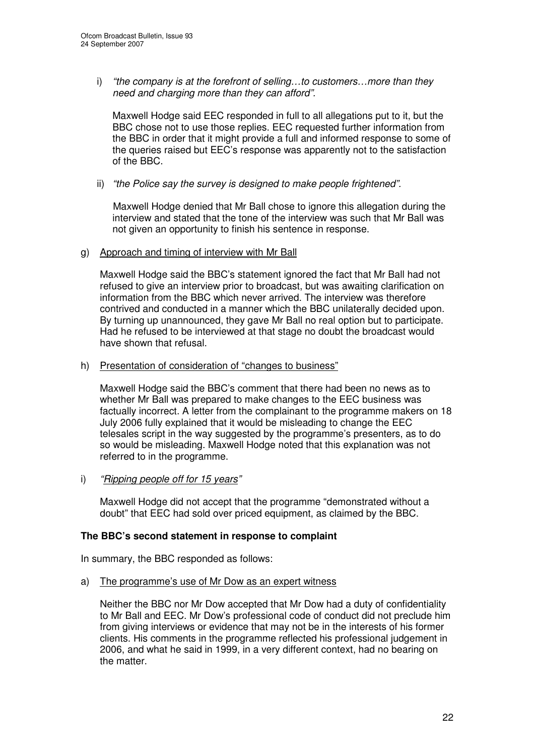i) *"the company is at the forefront of selling…to customers…more than they need and charging more than they can afford".*

   Maxwell Hodge said EEC responded in full to all allegations put to it, but the BBC chose not to use those replies. EEC requested further information from the BBC in order that it might provide a full and informed response to some of the queries raised but EEC's response was apparently not to the satisfaction of the BBC.

ii) *"the Police say the survey is designed to make people frightened".*

   Maxwell Hodge denied that Mr Ball chose to ignore this allegation during the interview and stated that the tone of the interview was such that Mr Ball was not given an opportunity to finish his sentence in response.

g) Approach and timing of interview with Mr Ball

   Maxwell Hodge said the BBC's statement ignored the fact that Mr Ball had not refused to give an interview prior to broadcast, but was awaiting clarification on information from the BBC which never arrived. The interview was therefore contrived and conducted in a manner which the BBC unilaterally decided upon. By turning up unannounced, they gave Mr Ball no real option but to participate. Had he refused to be interviewed at that stage no doubt the broadcast would have shown that refusal.

h) Presentation of consideration of "changes to business"

   Maxwell Hodge said the BBC's comment that there had been no news as to whether Mr Ball was prepared to make changes to the EEC business was factually incorrect. A letter from the complainant to the programme makers on 18 July 2006 fully explained that it would be misleading to change the EEC telesales script in the way suggested by the programme's presenters, as to do so would be misleading. Maxwell Hodge noted that this explanation was not referred to in the programme.

i) *"Ripping people off for 15 years"*

   Maxwell Hodge did not accept that the programme "demonstrated without a doubt" that EEC had sold over priced equipment, as claimed by the BBC.

**The BBC's second statement in response to complaint**

In summary, the BBC responded as follows:

a) The programme's use of Mr Dow as an expert witness

   Neither the BBC nor Mr Dow accepted that Mr Dow had a duty of confidentiality to Mr Ball and EEC. Mr Dow's professional code of conduct did not preclude him from giving interviews or evidence that may not be in the interests of his former clients. His comments in the programme reflected his professional judgement in 2006, and what he said in 1999, in a very different context, had no bearing on the matter.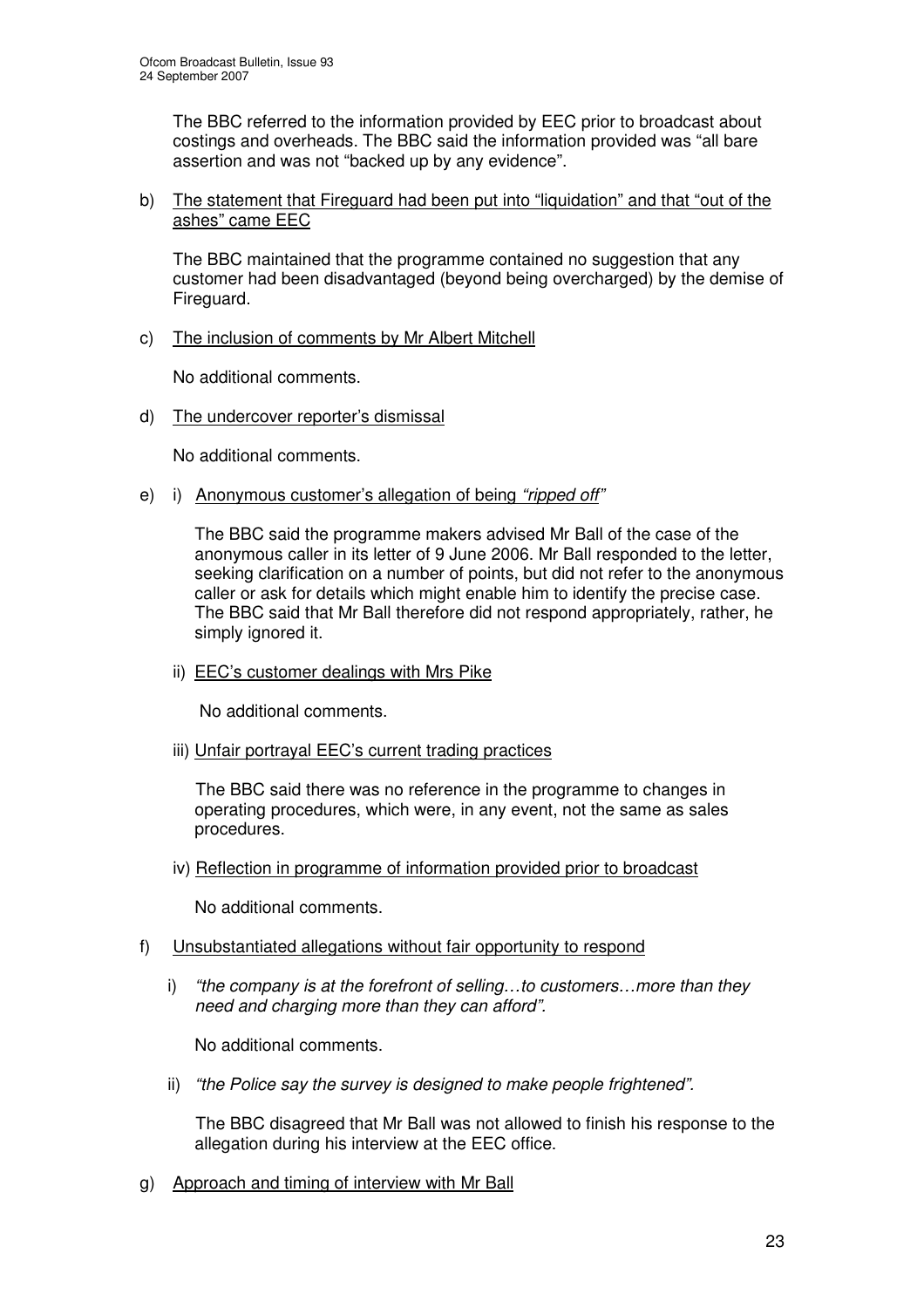The BBC referred to the information provided by EEC prior to broadcast about costings and overheads. The BBC said the information provided was "all bare assertion and was not "backed up by any evidence".

b) The statement that Fireguard had been put into "liquidation" and that "out of the ashes" came EEC

The BBC maintained that the programme contained no suggestion that any customer had been disadvantaged (beyond being overcharged) by the demise of Fireguard.

c) The inclusion of comments by Mr Albert Mitchell

No additional comments.

d) The undercover reporter's dismissal

No additional comments.

e) i) Anonymous customer's allegation of being *"ripped off"*

The BBC said the programme makers advised Mr Ball of the case of the anonymous caller in its letter of 9 June 2006. Mr Ball responded to the letter, seeking clarification on a number of points, but did not refer to the anonymous caller or ask for details which might enable him to identify the precise case. The BBC said that Mr Ball therefore did not respond appropriately, rather, he simply ignored it.

ii) EEC's customer dealings with Mrs Pike

No additional comments.

iii) Unfair portrayal EEC's current trading practices

The BBC said there was no reference in the programme to changes in operating procedures, which were, in any event, not the same as sales procedures.

iv) Reflection in programme of information provided prior to broadcast

No additional comments.

f) Unsubstantiated allegations without fair opportunity to respond

i) *"the company is at the forefront of selling…to customers…more than they need and charging more than they can afford".*

No additional comments.

ii) *"the Police say the survey is designed to make people frightened".*

The BBC disagreed that Mr Ball was not allowed to finish his response to the allegation during his interview at the EEC office.

g) Approach and timing of interview with Mr Ball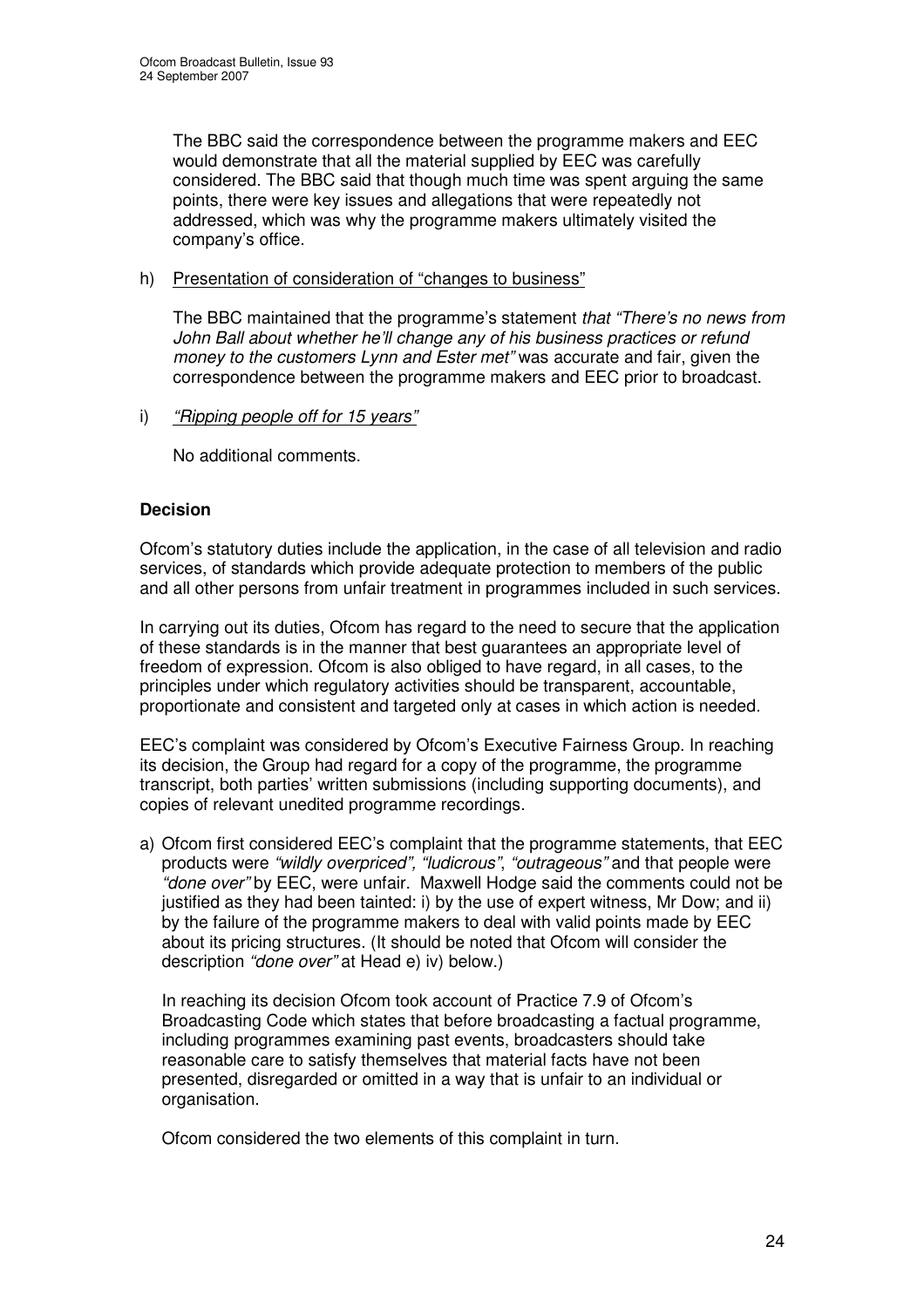The BBC said the correspondence between the programme makers and EEC would demonstrate that all the material supplied by EEC was carefully considered. The BBC said that though much time was spent arguing the same points, there were key issues and allegations that were repeatedly not addressed, which was why the programme makers ultimately visited the company's office.

h) Presentation of consideration of "changes to business"

The BBC maintained that the programme's statement *that "There's no news from John Ball about whether he'll change any of his business practices or refund money to the customers Lynn and Ester met"* was accurate and fair, given the correspondence between the programme makers and EEC prior to broadcast.

i) *"Ripping people off for 15 years"*

No additional comments.

**Decision**

Ofcom's statutory duties include the application, in the case of all television and radio services, of standards which provide adequate protection to members of the public and all other persons from unfair treatment in programmes included in such services.

In carrying out its duties, Ofcom has regard to the need to secure that the application of these standards is in the manner that best guarantees an appropriate level of freedom of expression. Ofcom is also obliged to have regard, in all cases, to the principles under which regulatory activities should be transparent, accountable, proportionate and consistent and targeted only at cases in which action is needed.

EEC's complaint was considered by Ofcom's Executive Fairness Group. In reaching its decision, the Group had regard for a copy of the programme, the programme transcript, both parties' written submissions (including supporting documents), and copies of relevant unedited programme recordings.

a) Ofcom first considered EEC's complaint that the programme statements, that EEC products were *"wildly overpriced", "ludicrous"*, *"outrageous"* and that people were *"done over"* by EEC, were unfair. Maxwell Hodge said the comments could not be justified as they had been tainted: i) by the use of expert witness, Mr Dow; and ii) by the failure of the programme makers to deal with valid points made by EEC about its pricing structures. (It should be noted that Ofcom will consider the description *"done over"* at Head e) iv) below.)

In reaching its decision Ofcom took account of Practice 7.9 of Ofcom's Broadcasting Code which states that before broadcasting a factual programme, including programmes examining past events, broadcasters should take reasonable care to satisfy themselves that material facts have not been presented, disregarded or omitted in a way that is unfair to an individual or organisation.

Ofcom considered the two elements of this complaint in turn.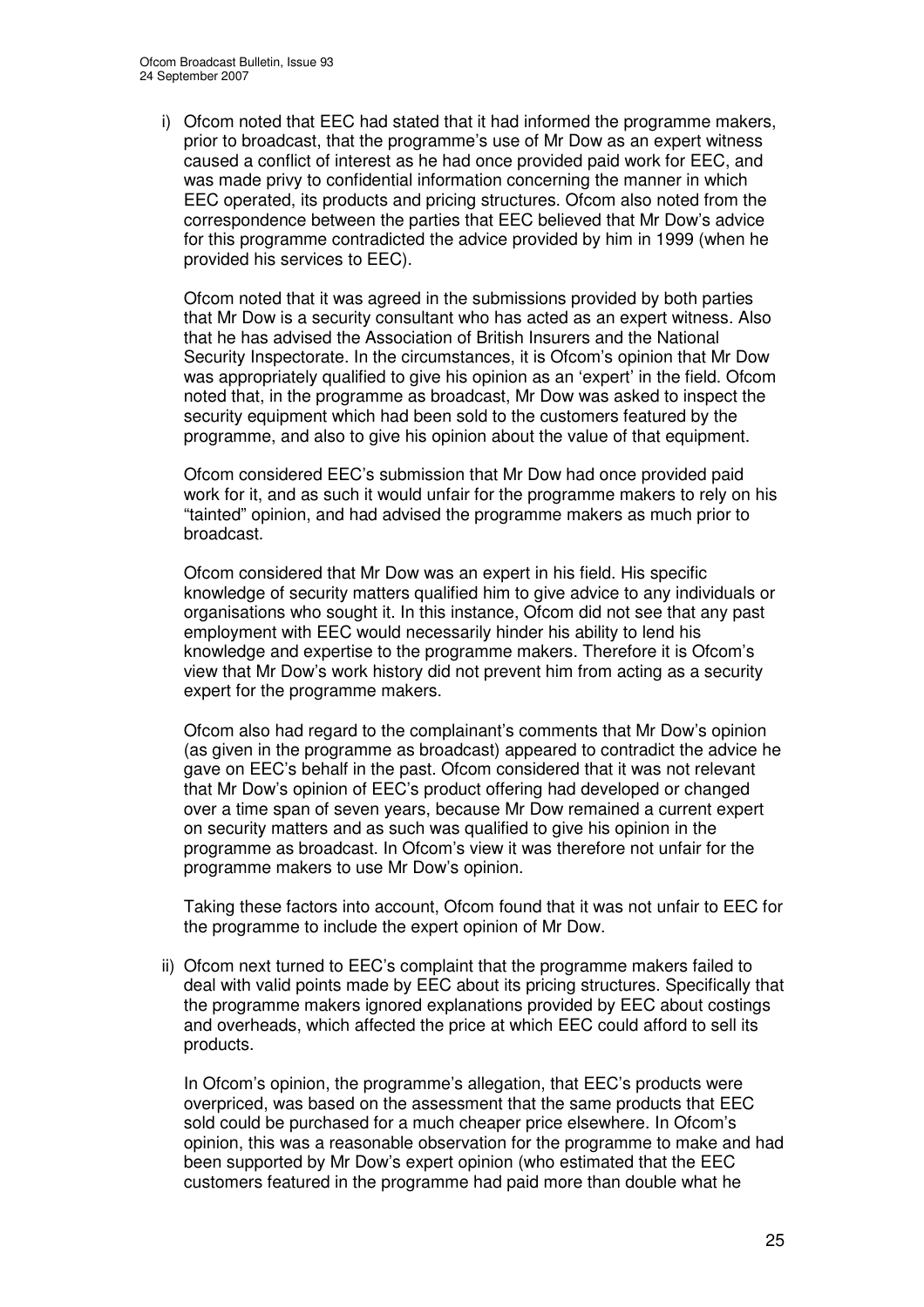i) Ofcom noted that EEC had stated that it had informed the programme makers, prior to broadcast, that the programme's use of Mr Dow as an expert witness caused a conflict of interest as he had once provided paid work for EEC, and was made privy to confidential information concerning the manner in which EEC operated, its products and pricing structures. Ofcom also noted from the correspondence between the parties that EEC believed that Mr Dow's advice for this programme contradicted the advice provided by him in 1999 (when he provided his services to EEC).

   Ofcom noted that it was agreed in the submissions provided by both parties that Mr Dow is a security consultant who has acted as an expert witness. Also that he has advised the Association of British Insurers and the National Security Inspectorate. In the circumstances, it is Ofcom's opinion that Mr Dow was appropriately qualified to give his opinion as an 'expert' in the field. Ofcom noted that, in the programme as broadcast, Mr Dow was asked to inspect the security equipment which had been sold to the customers featured by the programme, and also to give his opinion about the value of that equipment.

   Ofcom considered EEC's submission that Mr Dow had once provided paid work for it, and as such it would unfair for the programme makers to rely on his "tainted" opinion, and had advised the programme makers as much prior to broadcast.

   Ofcom considered that Mr Dow was an expert in his field. His specific knowledge of security matters qualified him to give advice to any individuals or organisations who sought it. In this instance, Ofcom did not see that any past employment with EEC would necessarily hinder his ability to lend his knowledge and expertise to the programme makers. Therefore it is Ofcom's view that Mr Dow's work history did not prevent him from acting as a security expert for the programme makers.

   Ofcom also had regard to the complainant's comments that Mr Dow's opinion (as given in the programme as broadcast) appeared to contradict the advice he gave on EEC's behalf in the past. Ofcom considered that it was not relevant that Mr Dow's opinion of EEC's product offering had developed or changed over a time span of seven years, because Mr Dow remained a current expert on security matters and as such was qualified to give his opinion in the programme as broadcast. In Ofcom's view it was therefore not unfair for the programme makers to use Mr Dow's opinion.

   Taking these factors into account, Ofcom found that it was not unfair to EEC for the programme to include the expert opinion of Mr Dow.

ii) Ofcom next turned to EEC's complaint that the programme makers failed to deal with valid points made by EEC about its pricing structures. Specifically that the programme makers ignored explanations provided by EEC about costings and overheads, which affected the price at which EEC could afford to sell its products.

   In Ofcom's opinion, the programme's allegation, that EEC's products were overpriced, was based on the assessment that the same products that EEC sold could be purchased for a much cheaper price elsewhere. In Ofcom's opinion, this was a reasonable observation for the programme to make and had been supported by Mr Dow's expert opinion (who estimated that the EEC customers featured in the programme had paid more than double what he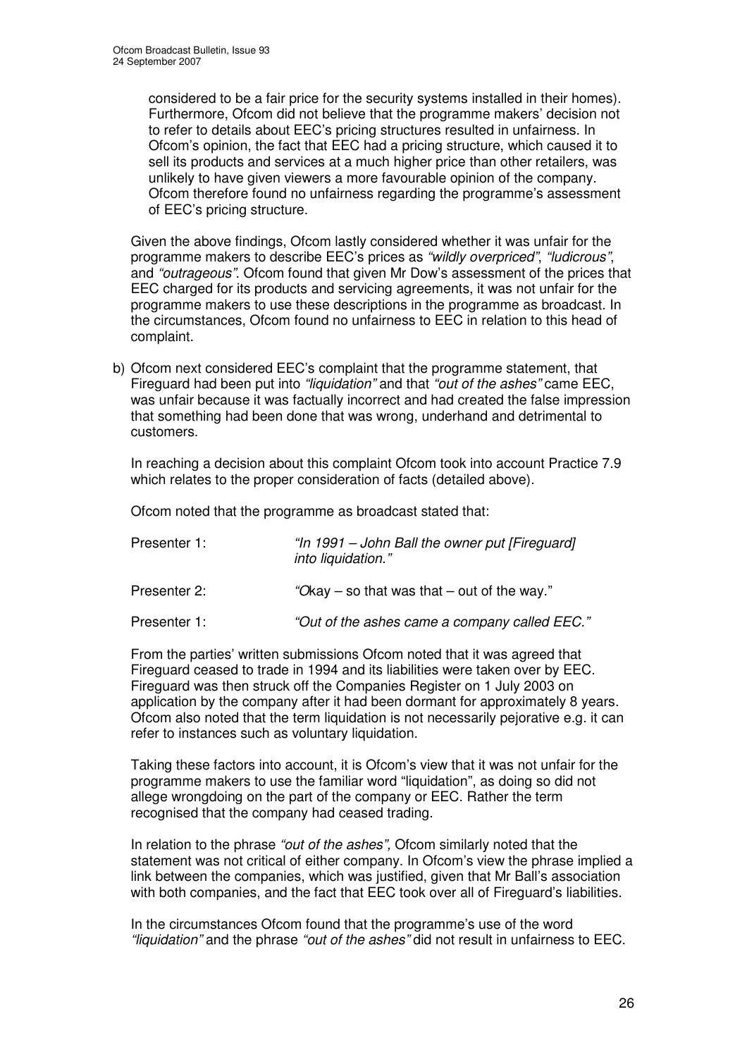considered to be a fair price for the security systems installed in their homes). Furthermore, Ofcom did not believe that the programme makers' decision not to refer to details about EEC's pricing structures resulted in unfairness. In Ofcom's opinion, the fact that EEC had a pricing structure, which caused it to sell its products and services at a much higher price than other retailers, was unlikely to have given viewers a more favourable opinion of the company. Ofcom therefore found no unfairness regarding the programme's assessment of EEC's pricing structure.

Given the above findings, Ofcom lastly considered whether it was unfair for the programme makers to describe EEC's prices as *"wildly overpriced"*, *"ludicrous"*, and *"outrageous"*. Ofcom found that given Mr Dow's assessment of the prices that EEC charged for its products and servicing agreements, it was not unfair for the programme makers to use these descriptions in the programme as broadcast. In the circumstances, Ofcom found no unfairness to EEC in relation to this head of complaint.

b) Ofcom next considered EEC's complaint that the programme statement, that Fireguard had been put into *"liquidation"* and that *"out of the ashes"* came EEC, was unfair because it was factually incorrect and had created the false impression that something had been done that was wrong, underhand and detrimental to customers.

In reaching a decision about this complaint Ofcom took into account Practice 7.9 which relates to the proper consideration of facts (detailed above).

Ofcom noted that the programme as broadcast stated that:

Presenter 1: *"In 1991 – John Ball the owner put [Fireguard] into liquidation."*

Presenter 2: *"Okay – so that was that – out of the way."*

Presenter 1: *"Out of the ashes came a company called EEC."*

From the parties' written submissions Ofcom noted that it was agreed that Fireguard ceased to trade in 1994 and its liabilities were taken over by EEC. Fireguard was then struck off the Companies Register on 1 July 2003 on application by the company after it had been dormant for approximately 8 years. Ofcom also noted that the term liquidation is not necessarily pejorative e.g. it can refer to instances such as voluntary liquidation.

Taking these factors into account, it is Ofcom's view that it was not unfair for the programme makers to use the familiar word "liquidation", as doing so did not allege wrongdoing on the part of the company or EEC. Rather the term recognised that the company had ceased trading.

In relation to the phrase *"out of the ashes",* Ofcom similarly noted that the statement was not critical of either company. In Ofcom's view the phrase implied a link between the companies, which was justified, given that Mr Ball's association with both companies, and the fact that EEC took over all of Fireguard's liabilities.

In the circumstances Ofcom found that the programme's use of the word *"liquidation"* and the phrase *"out of the ashes"* did not result in unfairness to EEC.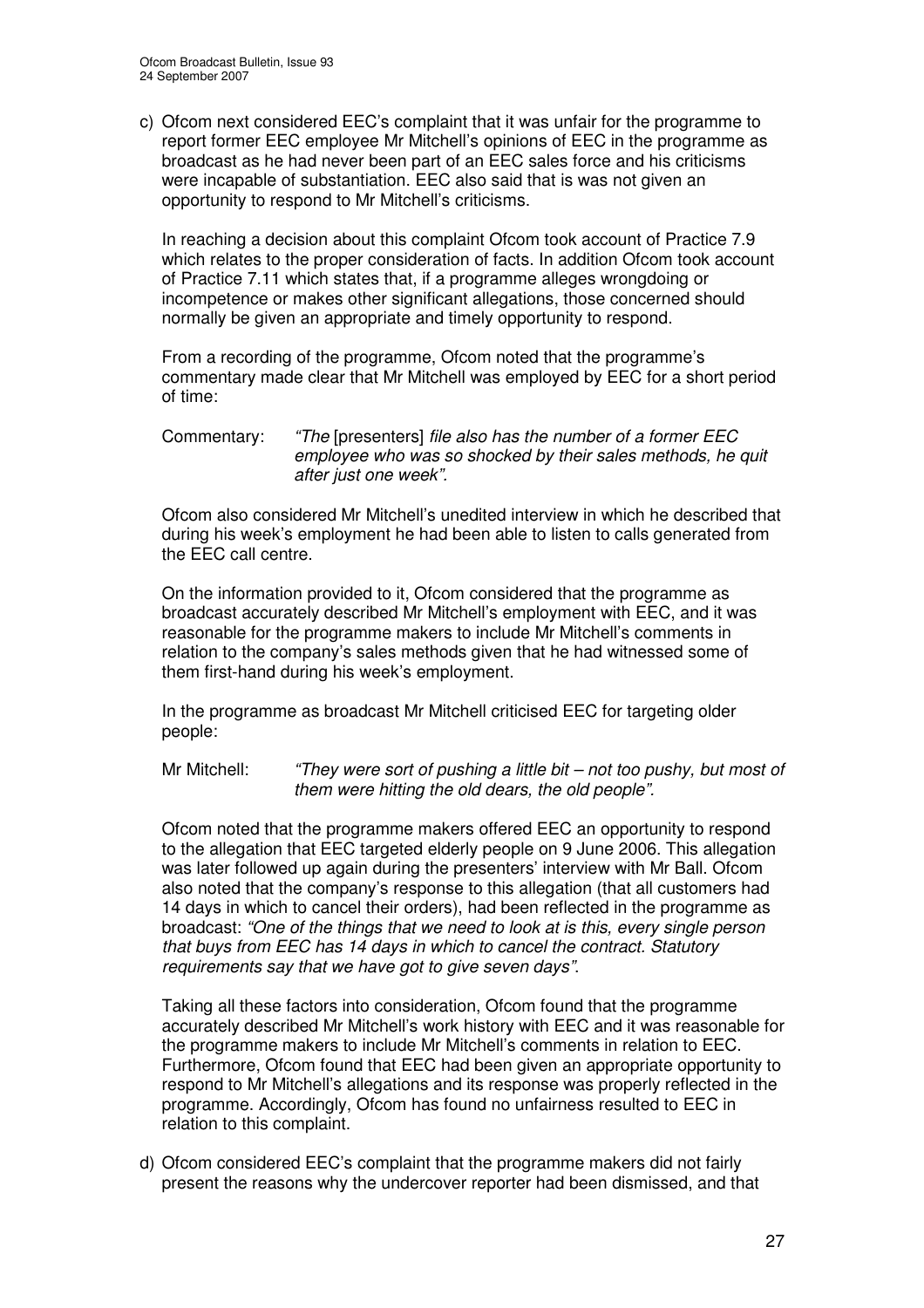c) Ofcom next considered EEC's complaint that it was unfair for the programme to report former EEC employee Mr Mitchell's opinions of EEC in the programme as broadcast as he had never been part of an EEC sales force and his criticisms were incapable of substantiation. EEC also said that is was not given an opportunity to respond to Mr Mitchell's criticisms.

   In reaching a decision about this complaint Ofcom took account of Practice 7.9 which relates to the proper consideration of facts. In addition Ofcom took account of Practice 7.11 which states that, if a programme alleges wrongdoing or incompetence or makes other significant allegations, those concerned should normally be given an appropriate and timely opportunity to respond.

   From a recording of the programme, Ofcom noted that the programme's commentary made clear that Mr Mitchell was employed by EEC for a short period of time:

   Commentary: *"The* [presenters] *file also has the number of a former EEC employee who was so shocked by their sales methods, he quit after just one week".*

   Ofcom also considered Mr Mitchell's unedited interview in which he described that during his week's employment he had been able to listen to calls generated from the EEC call centre.

   On the information provided to it, Ofcom considered that the programme as broadcast accurately described Mr Mitchell's employment with EEC, and it was reasonable for the programme makers to include Mr Mitchell's comments in relation to the company's sales methods given that he had witnessed some of them first-hand during his week's employment.

   In the programme as broadcast Mr Mitchell criticised EEC for targeting older people:

   Mr Mitchell: *"They were sort of pushing a little bit – not too pushy, but most of them were hitting the old dears, the old people".*

   Ofcom noted that the programme makers offered EEC an opportunity to respond to the allegation that EEC targeted elderly people on 9 June 2006. This allegation was later followed up again during the presenters' interview with Mr Ball. Ofcom also noted that the company's response to this allegation (that all customers had 14 days in which to cancel their orders), had been reflected in the programme as broadcast: *"One of the things that we need to look at is this, every single person that buys from EEC has 14 days in which to cancel the contract. Statutory requirements say that we have got to give seven days"*.

   Taking all these factors into consideration, Ofcom found that the programme accurately described Mr Mitchell's work history with EEC and it was reasonable for the programme makers to include Mr Mitchell's comments in relation to EEC. Furthermore, Ofcom found that EEC had been given an appropriate opportunity to respond to Mr Mitchell's allegations and its response was properly reflected in the programme. Accordingly, Ofcom has found no unfairness resulted to EEC in relation to this complaint.

d) Ofcom considered EEC's complaint that the programme makers did not fairly present the reasons why the undercover reporter had been dismissed, and that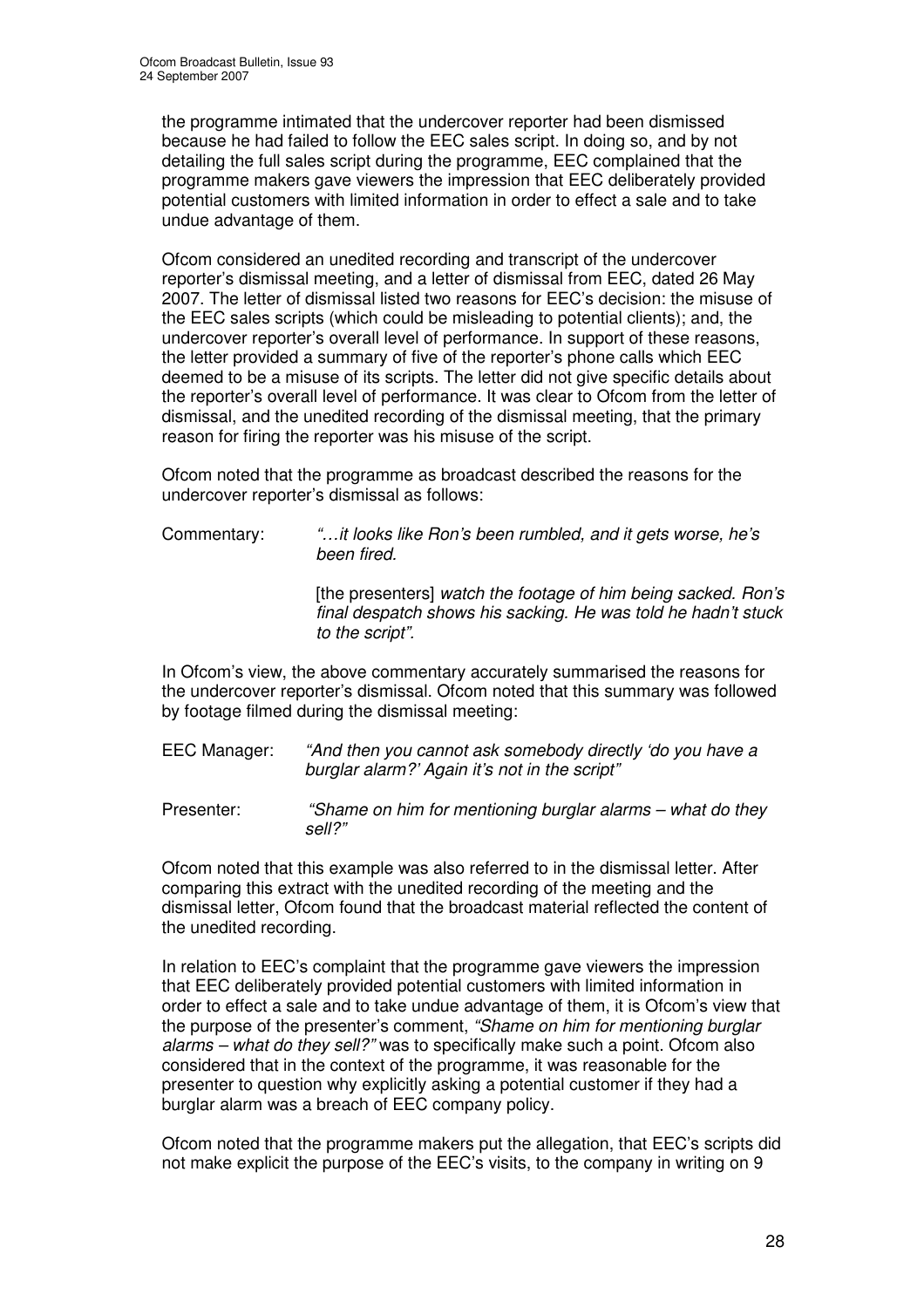the programme intimated that the undercover reporter had been dismissed because he had failed to follow the EEC sales script. In doing so, and by not detailing the full sales script during the programme, EEC complained that the programme makers gave viewers the impression that EEC deliberately provided potential customers with limited information in order to effect a sale and to take undue advantage of them.

Ofcom considered an unedited recording and transcript of the undercover reporter's dismissal meeting, and a letter of dismissal from EEC, dated 26 May 2007. The letter of dismissal listed two reasons for EEC's decision: the misuse of the EEC sales scripts (which could be misleading to potential clients); and, the undercover reporter's overall level of performance. In support of these reasons, the letter provided a summary of five of the reporter's phone calls which EEC deemed to be a misuse of its scripts. The letter did not give specific details about the reporter's overall level of performance. It was clear to Ofcom from the letter of dismissal, and the unedited recording of the dismissal meeting, that the primary reason for firing the reporter was his misuse of the script.

Ofcom noted that the programme as broadcast described the reasons for the undercover reporter's dismissal as follows:

Commentary: *"…it looks like Ron's been rumbled, and it gets worse, he's been fired.*

[the presenters] *watch the footage of him being sacked. Ron's final despatch shows his sacking. He was told he hadn't stuck to the script".*

In Ofcom's view, the above commentary accurately summarised the reasons for the undercover reporter's dismissal. Ofcom noted that this summary was followed by footage filmed during the dismissal meeting:

EEC Manager: *"And then you cannot ask somebody directly 'do you have a burglar alarm?' Again it's not in the script"*

Presenter: *"Shame on him for mentioning burglar alarms – what do they sell?"*

Ofcom noted that this example was also referred to in the dismissal letter. After comparing this extract with the unedited recording of the meeting and the dismissal letter, Ofcom found that the broadcast material reflected the content of the unedited recording.

In relation to EEC's complaint that the programme gave viewers the impression that EEC deliberately provided potential customers with limited information in order to effect a sale and to take undue advantage of them, it is Ofcom's view that the purpose of the presenter's comment, *"Shame on him for mentioning burglar alarms – what do they sell?"* was to specifically make such a point. Ofcom also considered that in the context of the programme, it was reasonable for the presenter to question why explicitly asking a potential customer if they had a burglar alarm was a breach of EEC company policy.

Ofcom noted that the programme makers put the allegation, that EEC's scripts did not make explicit the purpose of the EEC's visits, to the company in writing on 9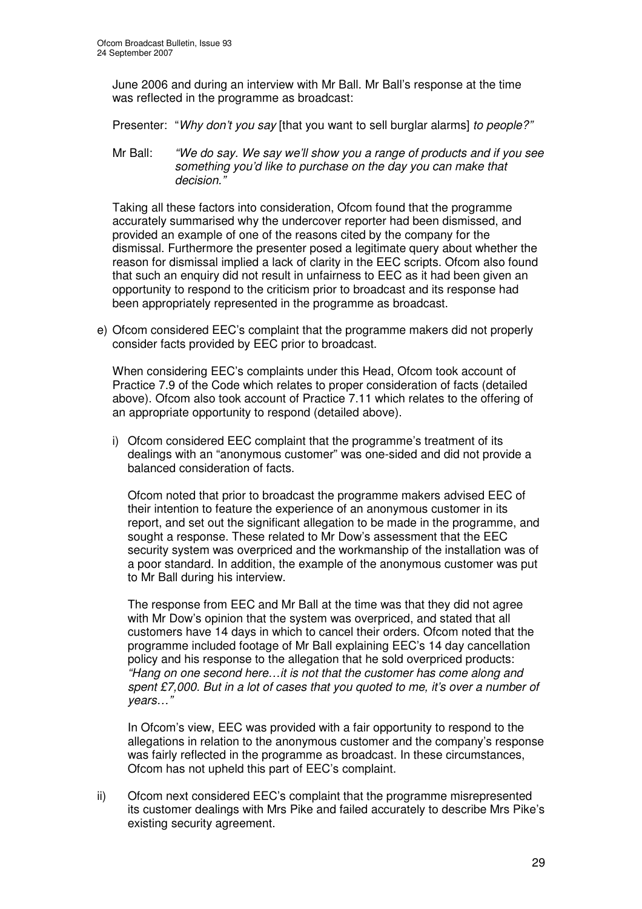June 2006 and during an interview with Mr Ball. Mr Ball's response at the time was reflected in the programme as broadcast:

Presenter: "*Why don't you say* [that you want to sell burglar alarms] *to people?"*

Mr Ball: *"We do say. We say we'll show you a range of products and if you see something you'd like to purchase on the day you can make that decision."*

Taking all these factors into consideration, Ofcom found that the programme accurately summarised why the undercover reporter had been dismissed, and provided an example of one of the reasons cited by the company for the dismissal. Furthermore the presenter posed a legitimate query about whether the reason for dismissal implied a lack of clarity in the EEC scripts. Ofcom also found that such an enquiry did not result in unfairness to EEC as it had been given an opportunity to respond to the criticism prior to broadcast and its response had been appropriately represented in the programme as broadcast.

e) Ofcom considered EEC's complaint that the programme makers did not properly consider facts provided by EEC prior to broadcast.

When considering EEC's complaints under this Head, Ofcom took account of Practice 7.9 of the Code which relates to proper consideration of facts (detailed above). Ofcom also took account of Practice 7.11 which relates to the offering of an appropriate opportunity to respond (detailed above).

i) Ofcom considered EEC complaint that the programme's treatment of its dealings with an "anonymous customer" was one-sided and did not provide a balanced consideration of facts.

Ofcom noted that prior to broadcast the programme makers advised EEC of their intention to feature the experience of an anonymous customer in its report, and set out the significant allegation to be made in the programme, and sought a response. These related to Mr Dow's assessment that the EEC security system was overpriced and the workmanship of the installation was of a poor standard. In addition, the example of the anonymous customer was put to Mr Ball during his interview.

The response from EEC and Mr Ball at the time was that they did not agree with Mr Dow's opinion that the system was overpriced, and stated that all customers have 14 days in which to cancel their orders. Ofcom noted that the programme included footage of Mr Ball explaining EEC's 14 day cancellation policy and his response to the allegation that he sold overpriced products: *"Hang on one second here…it is not that the customer has come along and spent £7,000. But in a lot of cases that you quoted to me, it's over a number of years…"*

In Ofcom's view, EEC was provided with a fair opportunity to respond to the allegations in relation to the anonymous customer and the company's response was fairly reflected in the programme as broadcast. In these circumstances, Ofcom has not upheld this part of EEC's complaint.

ii) Ofcom next considered EEC's complaint that the programme misrepresented its customer dealings with Mrs Pike and failed accurately to describe Mrs Pike's existing security agreement.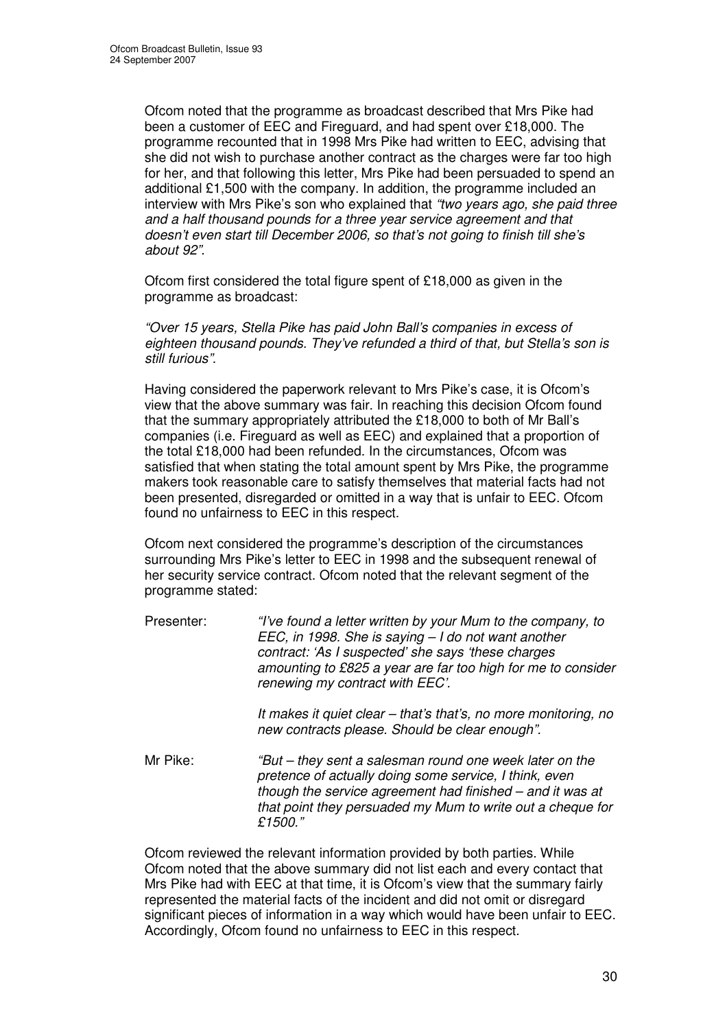Ofcom noted that the programme as broadcast described that Mrs Pike had been a customer of EEC and Fireguard, and had spent over £18,000. The programme recounted that in 1998 Mrs Pike had written to EEC, advising that she did not wish to purchase another contract as the charges were far too high for her, and that following this letter, Mrs Pike had been persuaded to spend an additional £1,500 with the company. In addition, the programme included an interview with Mrs Pike's son who explained that *"two years ago, she paid three and a half thousand pounds for a three year service agreement and that doesn't even start till December 2006, so that's not going to finish till she's about 92"*.

Ofcom first considered the total figure spent of £18,000 as given in the programme as broadcast:

*"Over 15 years, Stella Pike has paid John Ball's companies in excess of eighteen thousand pounds. They've refunded a third of that, but Stella's son is still furious"*.

Having considered the paperwork relevant to Mrs Pike's case, it is Ofcom's view that the above summary was fair. In reaching this decision Ofcom found that the summary appropriately attributed the £18,000 to both of Mr Ball's companies (i.e. Fireguard as well as EEC) and explained that a proportion of the total £18,000 had been refunded. In the circumstances, Ofcom was satisfied that when stating the total amount spent by Mrs Pike, the programme makers took reasonable care to satisfy themselves that material facts had not been presented, disregarded or omitted in a way that is unfair to EEC. Ofcom found no unfairness to EEC in this respect.

Ofcom next considered the programme's description of the circumstances surrounding Mrs Pike's letter to EEC in 1998 and the subsequent renewal of her security service contract. Ofcom noted that the relevant segment of the programme stated:

Presenter: *"I've found a letter written by your Mum to the company, to EEC, in 1998. She is saying – I do not want another contract: 'As I suspected' she says 'these charges amounting to £825 a year are far too high for me to consider renewing my contract with EEC'.*

*It makes it quiet clear – that's that's, no more monitoring, no new contracts please. Should be clear enough".*

Mr Pike: *"But – they sent a salesman round one week later on the pretence of actually doing some service, I think, even though the service agreement had finished – and it was at that point they persuaded my Mum to write out a cheque for £1500."*

Ofcom reviewed the relevant information provided by both parties. While Ofcom noted that the above summary did not list each and every contact that Mrs Pike had with EEC at that time, it is Ofcom's view that the summary fairly represented the material facts of the incident and did not omit or disregard significant pieces of information in a way which would have been unfair to EEC. Accordingly, Ofcom found no unfairness to EEC in this respect.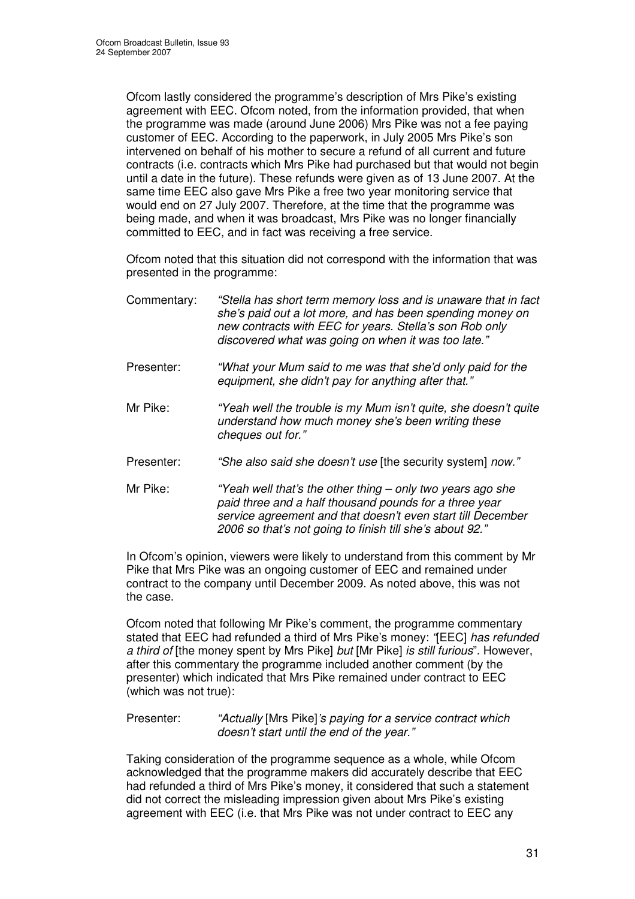Ofcom lastly considered the programme's description of Mrs Pike's existing agreement with EEC. Ofcom noted, from the information provided, that when the programme was made (around June 2006) Mrs Pike was not a fee paying customer of EEC. According to the paperwork, in July 2005 Mrs Pike's son intervened on behalf of his mother to secure a refund of all current and future contracts (i.e. contracts which Mrs Pike had purchased but that would not begin until a date in the future). These refunds were given as of 13 June 2007. At the same time EEC also gave Mrs Pike a free two year monitoring service that would end on 27 July 2007. Therefore, at the time that the programme was being made, and when it was broadcast, Mrs Pike was no longer financially committed to EEC, and in fact was receiving a free service.

Ofcom noted that this situation did not correspond with the information that was presented in the programme:

Commentary: *"Stella has short term memory loss and is unaware that in fact she's paid out a lot more, and has been spending money on new contracts with EEC for years. Stella's son Rob only discovered what was going on when it was too late."*

Presenter: *"What your Mum said to me was that she'd only paid for the equipment, she didn't pay for anything after that."*

Mr Pike: *"Yeah well the trouble is my Mum isn't quite, she doesn't quite understand how much money she's been writing these cheques out for."*

Presenter: *"She also said she doesn't use* [the security system] *now."*

Mr Pike: *"Yeah well that's the other thing – only two years ago she paid three and a half thousand pounds for a three year service agreement and that doesn't even start till December 2006 so that's not going to finish till she's about 92."*

In Ofcom's opinion, viewers were likely to understand from this comment by Mr Pike that Mrs Pike was an ongoing customer of EEC and remained under contract to the company until December 2009. As noted above, this was not the case.

Ofcom noted that following Mr Pike's comment, the programme commentary stated that EEC had refunded a third of Mrs Pike's money: *"*[EEC] *has refunded a third of* [the money spent by Mrs Pike] *but* [Mr Pike] *is still furious*". However, after this commentary the programme included another comment (by the presenter) which indicated that Mrs Pike remained under contract to EEC (which was not true):

Presenter: *"Actually* [Mrs Pike]*'s paying for a service contract which doesn't start until the end of the year."*

Taking consideration of the programme sequence as a whole, while Ofcom acknowledged that the programme makers did accurately describe that EEC had refunded a third of Mrs Pike's money, it considered that such a statement did not correct the misleading impression given about Mrs Pike's existing agreement with EEC (i.e. that Mrs Pike was not under contract to EEC any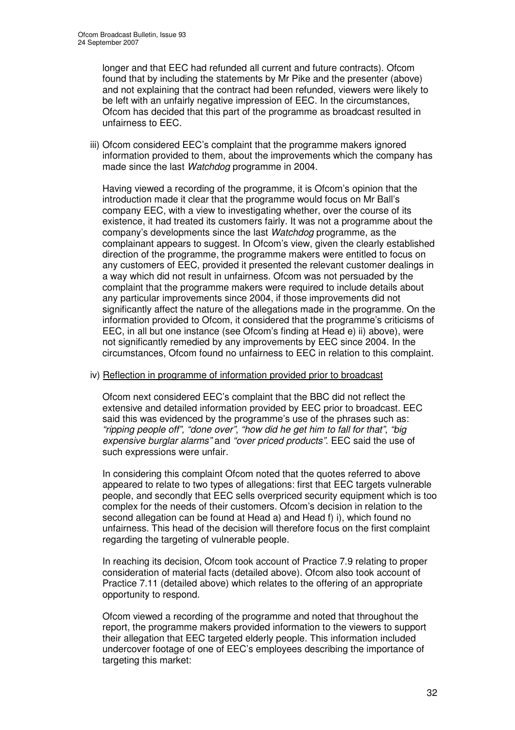longer and that EEC had refunded all current and future contracts). Ofcom found that by including the statements by Mr Pike and the presenter (above) and not explaining that the contract had been refunded, viewers were likely to be left with an unfairly negative impression of EEC. In the circumstances, Ofcom has decided that this part of the programme as broadcast resulted in unfairness to EEC.

iii) Ofcom considered EEC's complaint that the programme makers ignored information provided to them, about the improvements which the company has made since the last *Watchdog* programme in 2004.

Having viewed a recording of the programme, it is Ofcom's opinion that the introduction made it clear that the programme would focus on Mr Ball's company EEC, with a view to investigating whether, over the course of its existence, it had treated its customers fairly. It was not a programme about the company's developments since the last *Watchdog* programme, as the complainant appears to suggest. In Ofcom's view, given the clearly established direction of the programme, the programme makers were entitled to focus on any customers of EEC, provided it presented the relevant customer dealings in a way which did not result in unfairness. Ofcom was not persuaded by the complaint that the programme makers were required to include details about any particular improvements since 2004, if those improvements did not significantly affect the nature of the allegations made in the programme. On the information provided to Ofcom, it considered that the programme's criticisms of EEC, in all but one instance (see Ofcom's finding at Head e) ii) above), were not significantly remedied by any improvements by EEC since 2004. In the circumstances, Ofcom found no unfairness to EEC in relation to this complaint.

iv) Reflection in programme of information provided prior to broadcast

Ofcom next considered EEC's complaint that the BBC did not reflect the extensive and detailed information provided by EEC prior to broadcast. EEC said this was evidenced by the programme's use of the phrases such as: *"ripping people off", "done over"*, *"how did he get him to fall for that"*, *"big expensive burglar alarms"* and *"over priced products"*. EEC said the use of such expressions were unfair.

In considering this complaint Ofcom noted that the quotes referred to above appeared to relate to two types of allegations: first that EEC targets vulnerable people, and secondly that EEC sells overpriced security equipment which is too complex for the needs of their customers. Ofcom's decision in relation to the second allegation can be found at Head a) and Head f) i), which found no unfairness. This head of the decision will therefore focus on the first complaint regarding the targeting of vulnerable people.

In reaching its decision, Ofcom took account of Practice 7.9 relating to proper consideration of material facts (detailed above). Ofcom also took account of Practice 7.11 (detailed above) which relates to the offering of an appropriate opportunity to respond.

Ofcom viewed a recording of the programme and noted that throughout the report, the programme makers provided information to the viewers to support their allegation that EEC targeted elderly people. This information included undercover footage of one of EEC's employees describing the importance of targeting this market: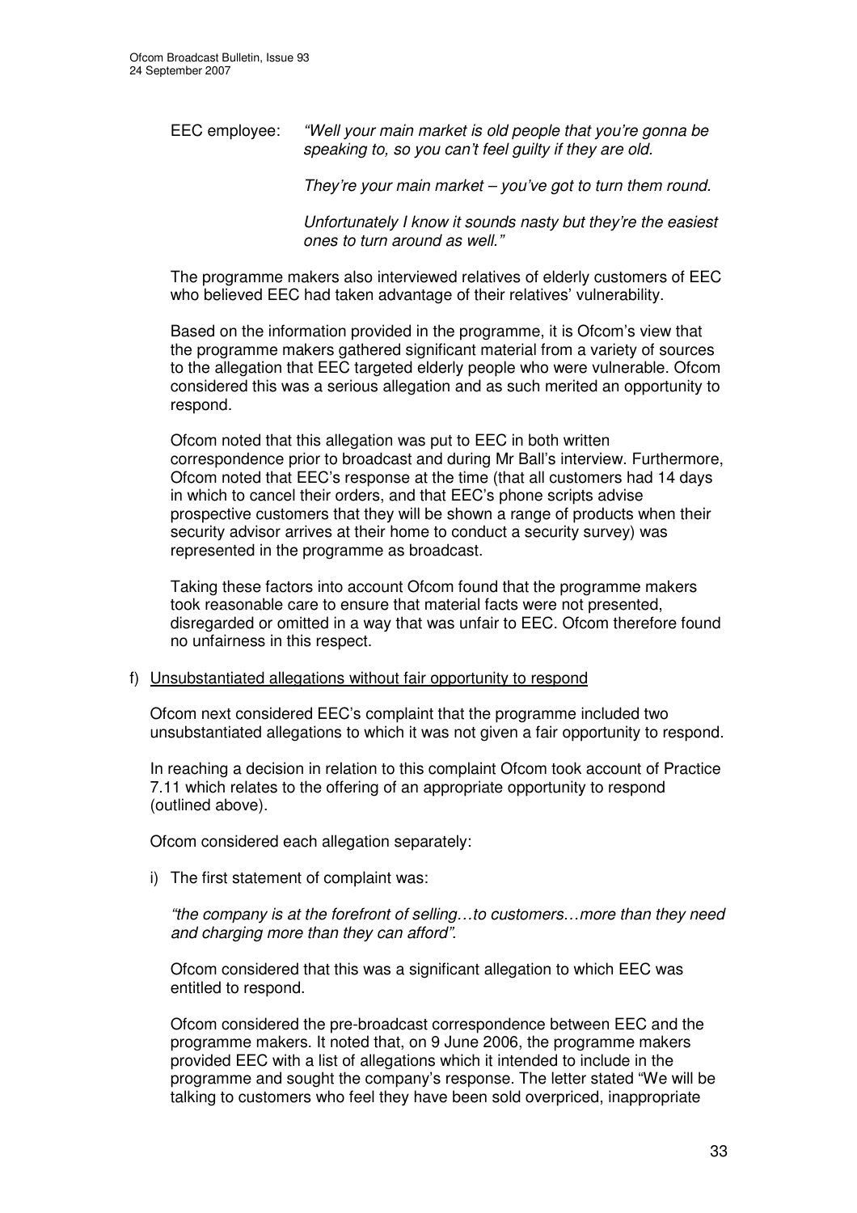EEC employee: *"Well your main market is old people that you're gonna be speaking to, so you can't feel guilty if they are old.*

*They're your main market – you've got to turn them round.*

*Unfortunately I know it sounds nasty but they're the easiest ones to turn around as well."*

The programme makers also interviewed relatives of elderly customers of EEC who believed EEC had taken advantage of their relatives' vulnerability.

Based on the information provided in the programme, it is Ofcom's view that the programme makers gathered significant material from a variety of sources to the allegation that EEC targeted elderly people who were vulnerable. Ofcom considered this was a serious allegation and as such merited an opportunity to respond.

Ofcom noted that this allegation was put to EEC in both written correspondence prior to broadcast and during Mr Ball's interview. Furthermore, Ofcom noted that EEC's response at the time (that all customers had 14 days in which to cancel their orders, and that EEC's phone scripts advise prospective customers that they will be shown a range of products when their security advisor arrives at their home to conduct a security survey) was represented in the programme as broadcast.

Taking these factors into account Ofcom found that the programme makers took reasonable care to ensure that material facts were not presented, disregarded or omitted in a way that was unfair to EEC. Ofcom therefore found no unfairness in this respect.

f) Unsubstantiated allegations without fair opportunity to respond

Ofcom next considered EEC's complaint that the programme included two unsubstantiated allegations to which it was not given a fair opportunity to respond.

In reaching a decision in relation to this complaint Ofcom took account of Practice 7.11 which relates to the offering of an appropriate opportunity to respond (outlined above).

Ofcom considered each allegation separately:

i) The first statement of complaint was:

*"the company is at the forefront of selling…to customers…more than they need and charging more than they can afford".*

Ofcom considered that this was a significant allegation to which EEC was entitled to respond.

Ofcom considered the pre-broadcast correspondence between EEC and the programme makers. It noted that, on 9 June 2006, the programme makers provided EEC with a list of allegations which it intended to include in the programme and sought the company's response. The letter stated "We will be talking to customers who feel they have been sold overpriced, inappropriate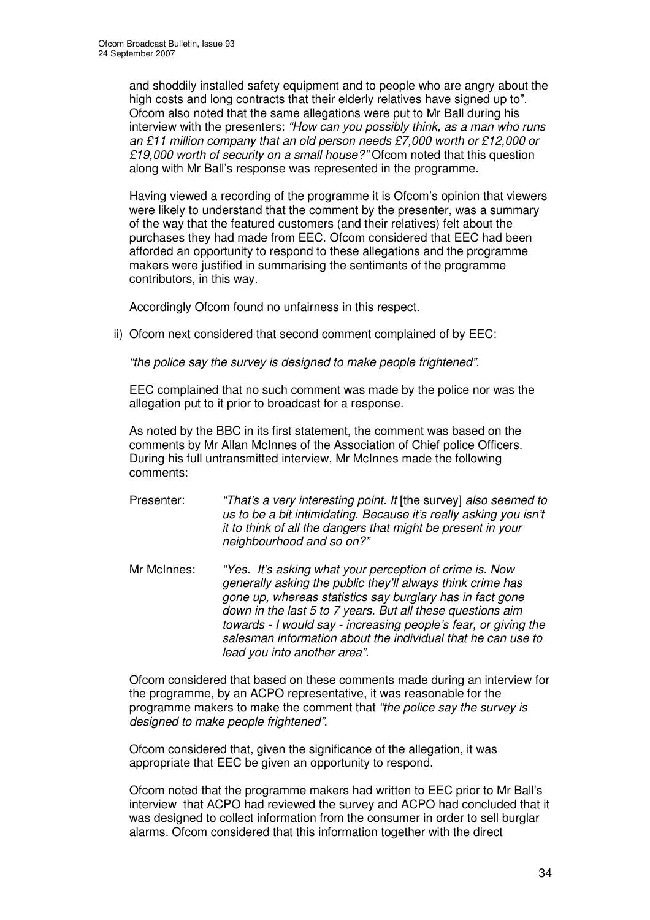and shoddily installed safety equipment and to people who are angry about the high costs and long contracts that their elderly relatives have signed up to". Ofcom also noted that the same allegations were put to Mr Ball during his interview with the presenters: *"How can you possibly think, as a man who runs an £11 million company that an old person needs £7,000 worth or £12,000 or £19,000 worth of security on a small house?"* Ofcom noted that this question along with Mr Ball's response was represented in the programme.

Having viewed a recording of the programme it is Ofcom's opinion that viewers were likely to understand that the comment by the presenter, was a summary of the way that the featured customers (and their relatives) felt about the purchases they had made from EEC. Ofcom considered that EEC had been afforded an opportunity to respond to these allegations and the programme makers were justified in summarising the sentiments of the programme contributors, in this way.

Accordingly Ofcom found no unfairness in this respect.

ii) Ofcom next considered that second comment complained of by EEC:

*"the police say the survey is designed to make people frightened".*

EEC complained that no such comment was made by the police nor was the allegation put to it prior to broadcast for a response.

As noted by the BBC in its first statement, the comment was based on the comments by Mr Allan McInnes of the Association of Chief police Officers. During his full untransmitted interview, Mr McInnes made the following comments:

Presenter: *"That's a very interesting point. It* [the survey] *also seemed to us to be a bit intimidating. Because it's really asking you isn't it to think of all the dangers that might be present in your neighbourhood and so on?"*

Mr McInnes: *"Yes. It's asking what your perception of crime is. Now generally asking the public they'll always think crime has gone up, whereas statistics say burglary has in fact gone down in the last 5 to 7 years. But all these questions aim towards - I would say - increasing people's fear, or giving the salesman information about the individual that he can use to lead you into another area".*

Ofcom considered that based on these comments made during an interview for the programme, by an ACPO representative, it was reasonable for the programme makers to make the comment that *"the police say the survey is designed to make people frightened".*

Ofcom considered that, given the significance of the allegation, it was appropriate that EEC be given an opportunity to respond.

Ofcom noted that the programme makers had written to EEC prior to Mr Ball's interview that ACPO had reviewed the survey and ACPO had concluded that it was designed to collect information from the consumer in order to sell burglar alarms. Ofcom considered that this information together with the direct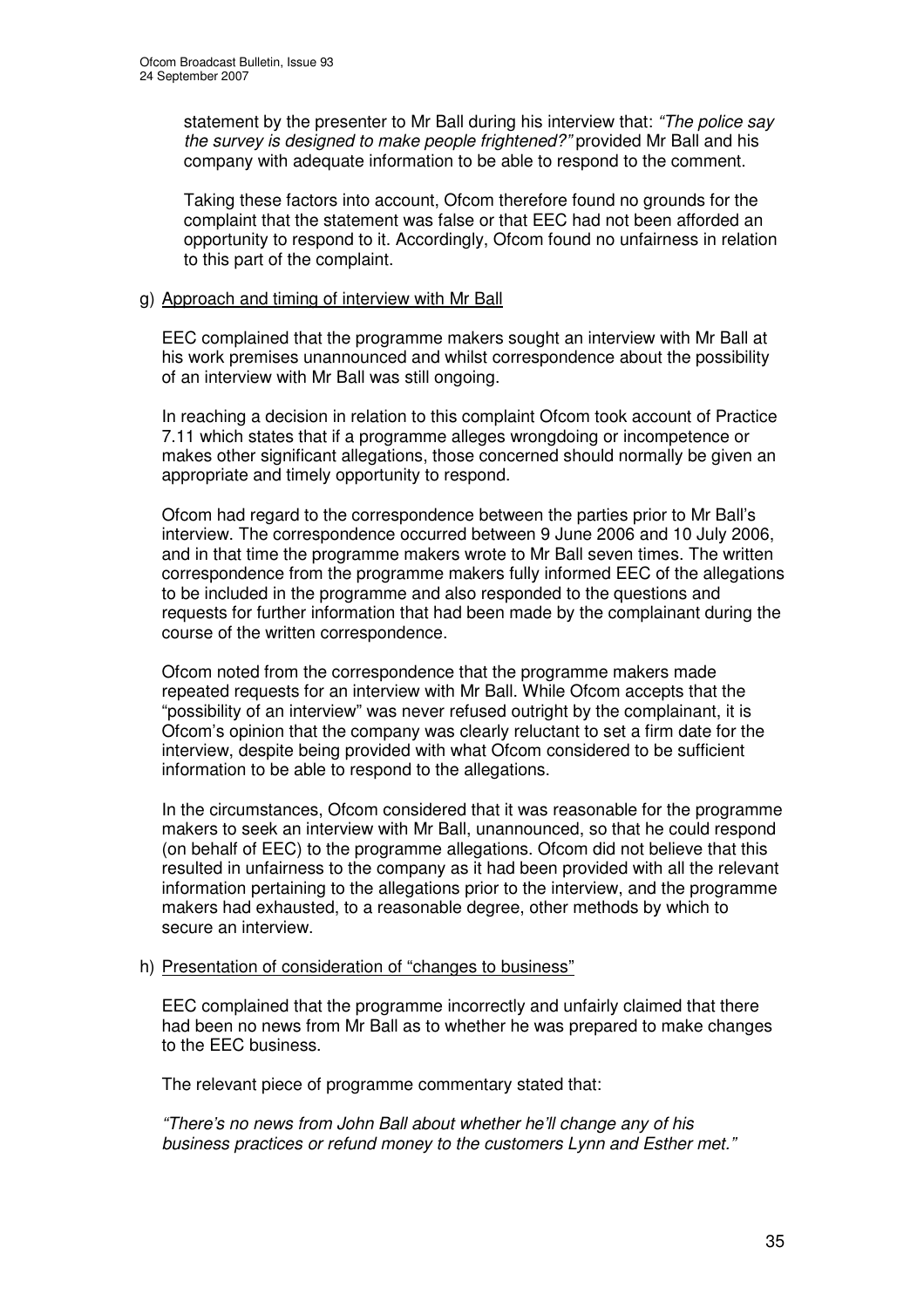statement by the presenter to Mr Ball during his interview that: *"The police say the survey is designed to make people frightened?"* provided Mr Ball and his company with adequate information to be able to respond to the comment.

Taking these factors into account, Ofcom therefore found no grounds for the complaint that the statement was false or that EEC had not been afforded an opportunity to respond to it. Accordingly, Ofcom found no unfairness in relation to this part of the complaint.

g) Approach and timing of interview with Mr Ball

EEC complained that the programme makers sought an interview with Mr Ball at his work premises unannounced and whilst correspondence about the possibility of an interview with Mr Ball was still ongoing.

In reaching a decision in relation to this complaint Ofcom took account of Practice 7.11 which states that if a programme alleges wrongdoing or incompetence or makes other significant allegations, those concerned should normally be given an appropriate and timely opportunity to respond.

Ofcom had regard to the correspondence between the parties prior to Mr Ball's interview. The correspondence occurred between 9 June 2006 and 10 July 2006, and in that time the programme makers wrote to Mr Ball seven times. The written correspondence from the programme makers fully informed EEC of the allegations to be included in the programme and also responded to the questions and requests for further information that had been made by the complainant during the course of the written correspondence.

Ofcom noted from the correspondence that the programme makers made repeated requests for an interview with Mr Ball. While Ofcom accepts that the "possibility of an interview" was never refused outright by the complainant, it is Ofcom's opinion that the company was clearly reluctant to set a firm date for the interview, despite being provided with what Ofcom considered to be sufficient information to be able to respond to the allegations.

In the circumstances, Ofcom considered that it was reasonable for the programme makers to seek an interview with Mr Ball, unannounced, so that he could respond (on behalf of EEC) to the programme allegations. Ofcom did not believe that this resulted in unfairness to the company as it had been provided with all the relevant information pertaining to the allegations prior to the interview, and the programme makers had exhausted, to a reasonable degree, other methods by which to secure an interview.

h) Presentation of consideration of "changes to business"

EEC complained that the programme incorrectly and unfairly claimed that there had been no news from Mr Ball as to whether he was prepared to make changes to the EEC business.

The relevant piece of programme commentary stated that:

*"There's no news from John Ball about whether he'll change any of his business practices or refund money to the customers Lynn and Esther met."*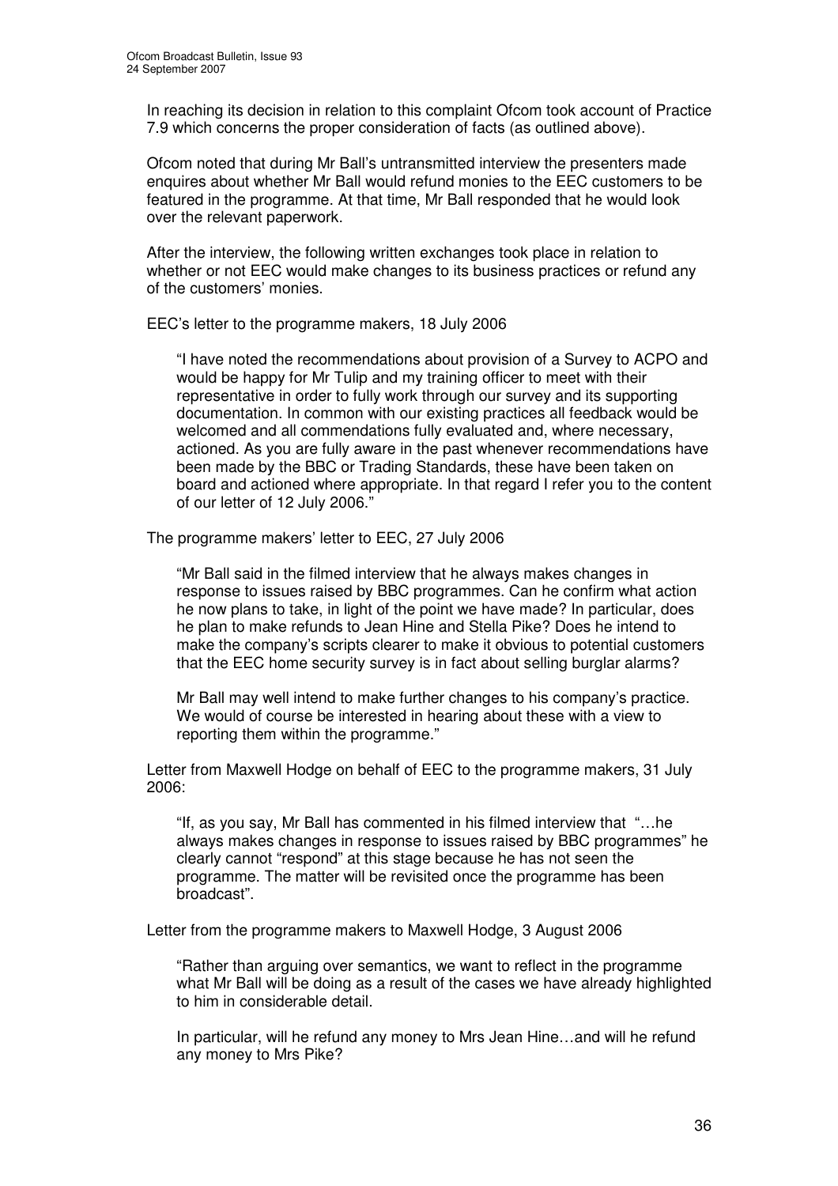In reaching its decision in relation to this complaint Ofcom took account of Practice 7.9 which concerns the proper consideration of facts (as outlined above).

Ofcom noted that during Mr Ball's untransmitted interview the presenters made enquires about whether Mr Ball would refund monies to the EEC customers to be featured in the programme. At that time, Mr Ball responded that he would look over the relevant paperwork.

After the interview, the following written exchanges took place in relation to whether or not EEC would make changes to its business practices or refund any of the customers' monies.

EEC's letter to the programme makers, 18 July 2006

> "I have noted the recommendations about provision of a Survey to ACPO and would be happy for Mr Tulip and my training officer to meet with their representative in order to fully work through our survey and its supporting documentation. In common with our existing practices all feedback would be welcomed and all commendations fully evaluated and, where necessary, actioned. As you are fully aware in the past whenever recommendations have been made by the BBC or Trading Standards, these have been taken on board and actioned where appropriate. In that regard I refer you to the content of our letter of 12 July 2006."

The programme makers' letter to EEC, 27 July 2006

> "Mr Ball said in the filmed interview that he always makes changes in response to issues raised by BBC programmes. Can he confirm what action he now plans to take, in light of the point we have made? In particular, does he plan to make refunds to Jean Hine and Stella Pike? Does he intend to make the company's scripts clearer to make it obvious to potential customers that the EEC home security survey is in fact about selling burglar alarms?
>
> Mr Ball may well intend to make further changes to his company's practice. We would of course be interested in hearing about these with a view to reporting them within the programme."

Letter from Maxwell Hodge on behalf of EEC to the programme makers, 31 July 2006:

> "If, as you say, Mr Ball has commented in his filmed interview that "…he always makes changes in response to issues raised by BBC programmes" he clearly cannot "respond" at this stage because he has not seen the programme. The matter will be revisited once the programme has been broadcast".

Letter from the programme makers to Maxwell Hodge, 3 August 2006

> "Rather than arguing over semantics, we want to reflect in the programme what Mr Ball will be doing as a result of the cases we have already highlighted to him in considerable detail.
>
> In particular, will he refund any money to Mrs Jean Hine…and will he refund any money to Mrs Pike?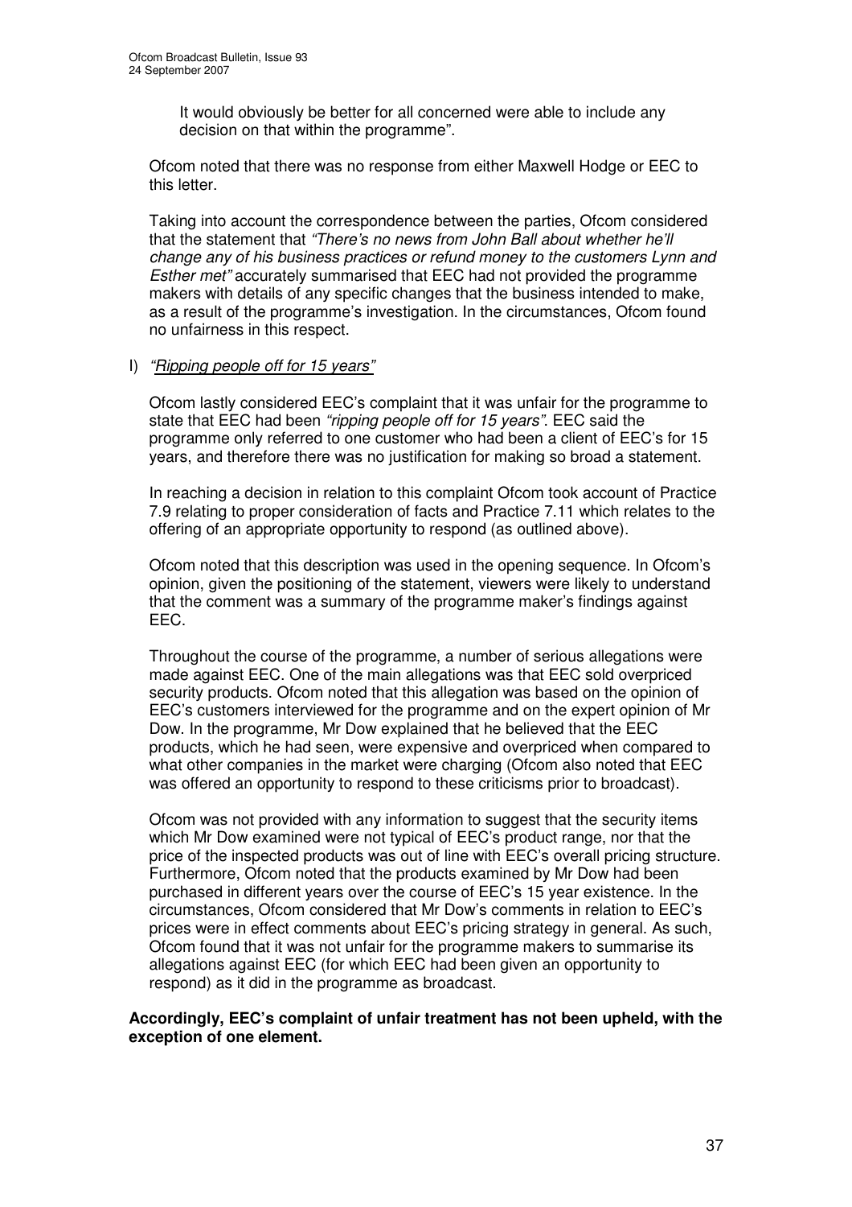It would obviously be better for all concerned were able to include any decision on that within the programme".

Ofcom noted that there was no response from either Maxwell Hodge or EEC to this letter.

Taking into account the correspondence between the parties, Ofcom considered that the statement that *"There's no news from John Ball about whether he'll change any of his business practices or refund money to the customers Lynn and Esther met"* accurately summarised that EEC had not provided the programme makers with details of any specific changes that the business intended to make, as a result of the programme's investigation. In the circumstances, Ofcom found no unfairness in this respect.

l) *"Ripping people off for 15 years"*

Ofcom lastly considered EEC's complaint that it was unfair for the programme to state that EEC had been *"ripping people off for 15 years"*. EEC said the programme only referred to one customer who had been a client of EEC's for 15 years, and therefore there was no justification for making so broad a statement.

In reaching a decision in relation to this complaint Ofcom took account of Practice 7.9 relating to proper consideration of facts and Practice 7.11 which relates to the offering of an appropriate opportunity to respond (as outlined above).

Ofcom noted that this description was used in the opening sequence. In Ofcom's opinion, given the positioning of the statement, viewers were likely to understand that the comment was a summary of the programme maker's findings against EEC.

Throughout the course of the programme, a number of serious allegations were made against EEC. One of the main allegations was that EEC sold overpriced security products. Ofcom noted that this allegation was based on the opinion of EEC's customers interviewed for the programme and on the expert opinion of Mr Dow. In the programme, Mr Dow explained that he believed that the EEC products, which he had seen, were expensive and overpriced when compared to what other companies in the market were charging (Ofcom also noted that EEC was offered an opportunity to respond to these criticisms prior to broadcast).

Ofcom was not provided with any information to suggest that the security items which Mr Dow examined were not typical of EEC's product range, nor that the price of the inspected products was out of line with EEC's overall pricing structure. Furthermore, Ofcom noted that the products examined by Mr Dow had been purchased in different years over the course of EEC's 15 year existence. In the circumstances, Ofcom considered that Mr Dow's comments in relation to EEC's prices were in effect comments about EEC's pricing strategy in general. As such, Ofcom found that it was not unfair for the programme makers to summarise its allegations against EEC (for which EEC had been given an opportunity to respond) as it did in the programme as broadcast.

**Accordingly, EEC's complaint of unfair treatment has not been upheld, with the exception of one element.**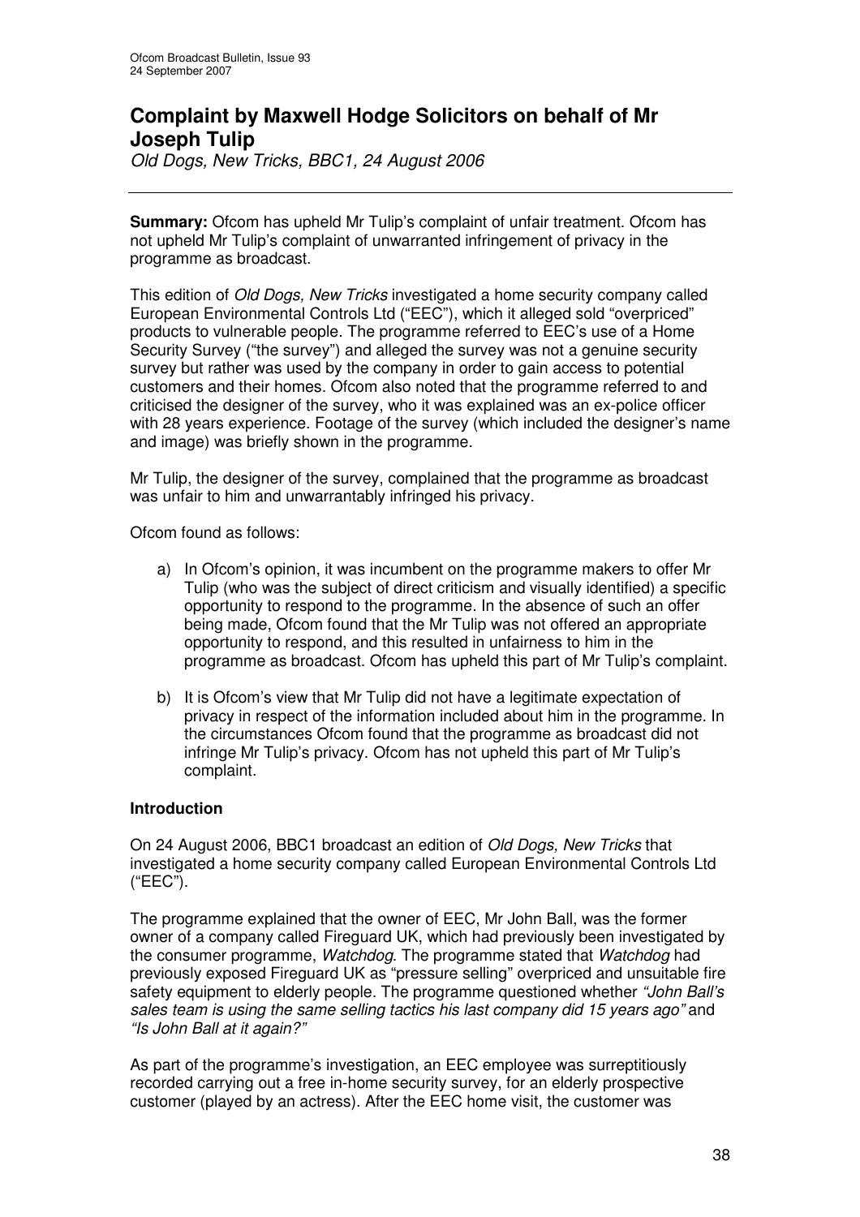## Complaint by Maxwell Hodge Solicitors on behalf of Mr Joseph Tulip

*Old Dogs, New Tricks, BBC1, 24 August 2006*

---

**Summary:** Ofcom has upheld Mr Tulip's complaint of unfair treatment. Ofcom has not upheld Mr Tulip's complaint of unwarranted infringement of privacy in the programme as broadcast.

This edition of *Old Dogs, New Tricks* investigated a home security company called European Environmental Controls Ltd ("EEC"), which it alleged sold "overpriced" products to vulnerable people. The programme referred to EEC's use of a Home Security Survey ("the survey") and alleged the survey was not a genuine security survey but rather was used by the company in order to gain access to potential customers and their homes. Ofcom also noted that the programme referred to and criticised the designer of the survey, who it was explained was an ex-police officer with 28 years experience. Footage of the survey (which included the designer's name and image) was briefly shown in the programme.

Mr Tulip, the designer of the survey, complained that the programme as broadcast was unfair to him and unwarrantably infringed his privacy.

Ofcom found as follows:

a) In Ofcom's opinion, it was incumbent on the programme makers to offer Mr Tulip (who was the subject of direct criticism and visually identified) a specific opportunity to respond to the programme. In the absence of such an offer being made, Ofcom found that the Mr Tulip was not offered an appropriate opportunity to respond, and this resulted in unfairness to him in the programme as broadcast. Ofcom has upheld this part of Mr Tulip's complaint.

b) It is Ofcom's view that Mr Tulip did not have a legitimate expectation of privacy in respect of the information included about him in the programme. In the circumstances Ofcom found that the programme as broadcast did not infringe Mr Tulip's privacy. Ofcom has not upheld this part of Mr Tulip's complaint.

### Introduction

On 24 August 2006, BBC1 broadcast an edition of *Old Dogs, New Tricks* that investigated a home security company called European Environmental Controls Ltd ("EEC").

The programme explained that the owner of EEC, Mr John Ball, was the former owner of a company called Fireguard UK, which had previously been investigated by the consumer programme, *Watchdog*. The programme stated that *Watchdog* had previously exposed Fireguard UK as "pressure selling" overpriced and unsuitable fire safety equipment to elderly people. The programme questioned whether *"John Ball's sales team is using the same selling tactics his last company did 15 years ago"* and *"Is John Ball at it again?"*

As part of the programme's investigation, an EEC employee was surreptitiously recorded carrying out a free in-home security survey, for an elderly prospective customer (played by an actress). After the EEC home visit, the customer was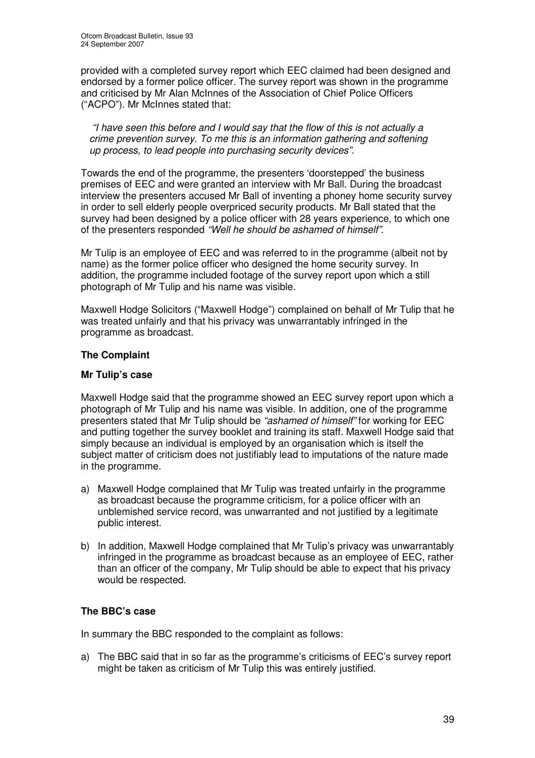provided with a completed survey report which EEC claimed had been designed and endorsed by a former police officer. The survey report was shown in the programme and criticised by Mr Alan McInnes of the Association of Chief Police Officers ("ACPO"). Mr McInnes stated that:

> *"I have seen this before and I would say that the flow of this is not actually a crime prevention survey. To me this is an information gathering and softening up process, to lead people into purchasing security devices".*

Towards the end of the programme, the presenters 'doorstepped' the business premises of EEC and were granted an interview with Mr Ball. During the broadcast interview the presenters accused Mr Ball of inventing a phoney home security survey in order to sell elderly people overpriced security products. Mr Ball stated that the survey had been designed by a police officer with 28 years experience, to which one of the presenters responded *"Well he should be ashamed of himself"*.

Mr Tulip is an employee of EEC and was referred to in the programme (albeit not by name) as the former police officer who designed the home security survey. In addition, the programme included footage of the survey report upon which a still photograph of Mr Tulip and his name was visible.

Maxwell Hodge Solicitors ("Maxwell Hodge") complained on behalf of Mr Tulip that he was treated unfairly and that his privacy was unwarrantably infringed in the programme as broadcast.

**The Complaint**

**Mr Tulip's case**

Maxwell Hodge said that the programme showed an EEC survey report upon which a photograph of Mr Tulip and his name was visible. In addition, one of the programme presenters stated that Mr Tulip should be *"ashamed of himself"* for working for EEC and putting together the survey booklet and training its staff. Maxwell Hodge said that simply because an individual is employed by an organisation which is itself the subject matter of criticism does not justifiably lead to imputations of the nature made in the programme.

a) Maxwell Hodge complained that Mr Tulip was treated unfairly in the programme as broadcast because the programme criticism, for a police officer with an unblemished service record, was unwarranted and not justified by a legitimate public interest.

b) In addition, Maxwell Hodge complained that Mr Tulip's privacy was unwarrantably infringed in the programme as broadcast because as an employee of EEC, rather than an officer of the company, Mr Tulip should be able to expect that his privacy would be respected.

**The BBC's case**

In summary the BBC responded to the complaint as follows:

a) The BBC said that in so far as the programme's criticisms of EEC's survey report might be taken as criticism of Mr Tulip this was entirely justified.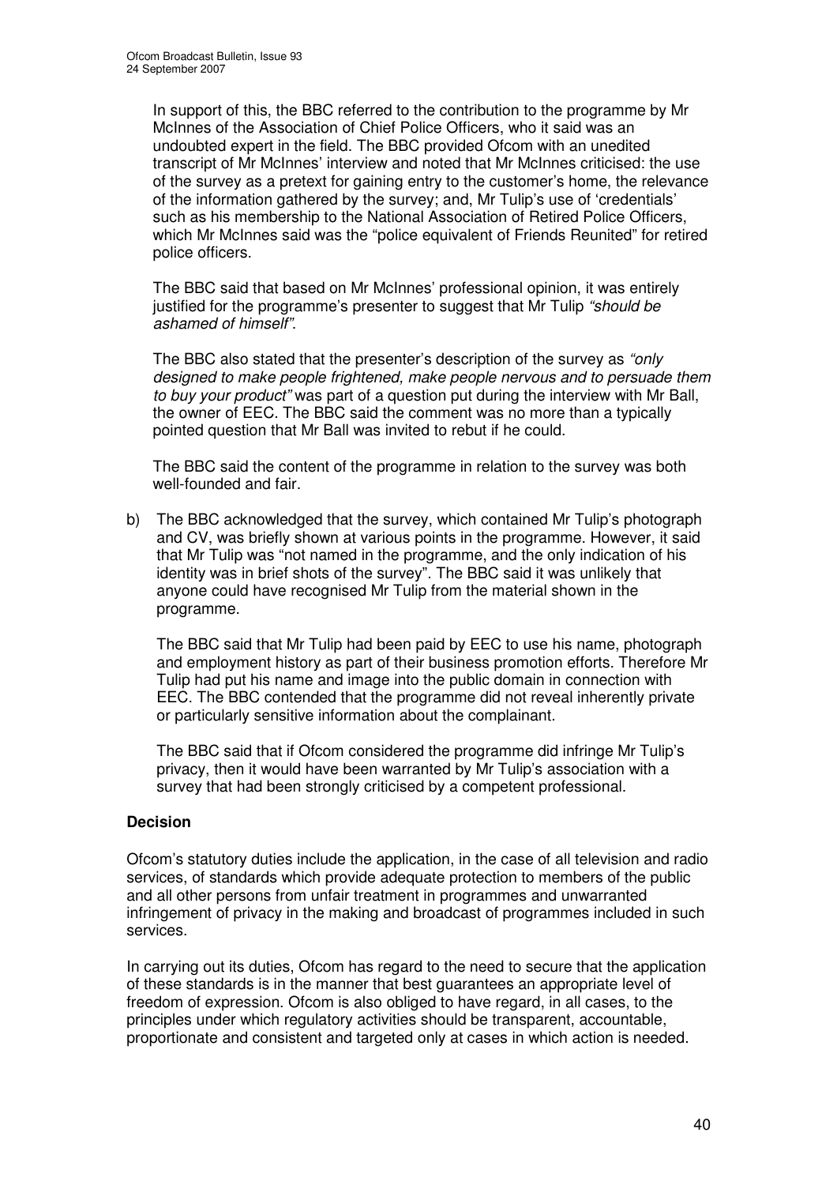In support of this, the BBC referred to the contribution to the programme by Mr McInnes of the Association of Chief Police Officers, who it said was an undoubted expert in the field. The BBC provided Ofcom with an unedited transcript of Mr McInnes' interview and noted that Mr McInnes criticised: the use of the survey as a pretext for gaining entry to the customer's home, the relevance of the information gathered by the survey; and, Mr Tulip's use of 'credentials' such as his membership to the National Association of Retired Police Officers, which Mr McInnes said was the "police equivalent of Friends Reunited" for retired police officers.

The BBC said that based on Mr McInnes' professional opinion, it was entirely justified for the programme's presenter to suggest that Mr Tulip *"should be ashamed of himself"*.

The BBC also stated that the presenter's description of the survey as *"only designed to make people frightened, make people nervous and to persuade them to buy your product"* was part of a question put during the interview with Mr Ball, the owner of EEC. The BBC said the comment was no more than a typically pointed question that Mr Ball was invited to rebut if he could.

The BBC said the content of the programme in relation to the survey was both well-founded and fair.

b) The BBC acknowledged that the survey, which contained Mr Tulip's photograph and CV, was briefly shown at various points in the programme. However, it said that Mr Tulip was "not named in the programme, and the only indication of his identity was in brief shots of the survey". The BBC said it was unlikely that anyone could have recognised Mr Tulip from the material shown in the programme.

   The BBC said that Mr Tulip had been paid by EEC to use his name, photograph and employment history as part of their business promotion efforts. Therefore Mr Tulip had put his name and image into the public domain in connection with EEC. The BBC contended that the programme did not reveal inherently private or particularly sensitive information about the complainant.

   The BBC said that if Ofcom considered the programme did infringe Mr Tulip's privacy, then it would have been warranted by Mr Tulip's association with a survey that had been strongly criticised by a competent professional.

**Decision**

Ofcom's statutory duties include the application, in the case of all television and radio services, of standards which provide adequate protection to members of the public and all other persons from unfair treatment in programmes and unwarranted infringement of privacy in the making and broadcast of programmes included in such services.

In carrying out its duties, Ofcom has regard to the need to secure that the application of these standards is in the manner that best guarantees an appropriate level of freedom of expression. Ofcom is also obliged to have regard, in all cases, to the principles under which regulatory activities should be transparent, accountable, proportionate and consistent and targeted only at cases in which action is needed.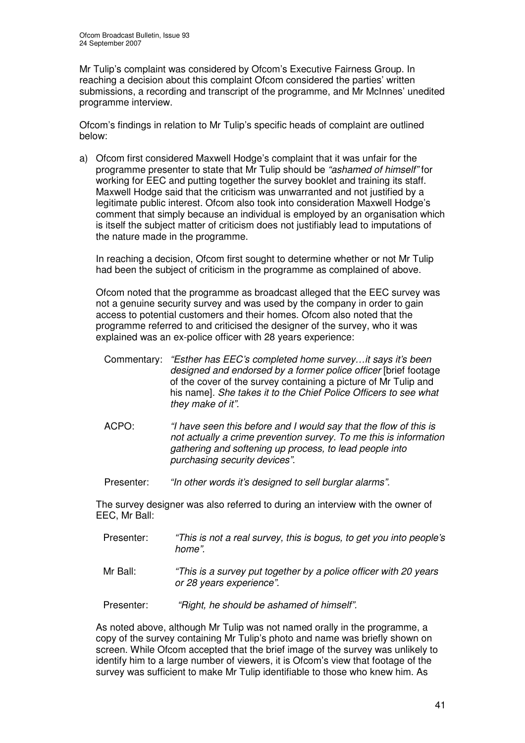Mr Tulip's complaint was considered by Ofcom's Executive Fairness Group. In reaching a decision about this complaint Ofcom considered the parties' written submissions, a recording and transcript of the programme, and Mr McInnes' unedited programme interview.

Ofcom's findings in relation to Mr Tulip's specific heads of complaint are outlined below:

a) Ofcom first considered Maxwell Hodge's complaint that it was unfair for the programme presenter to state that Mr Tulip should be *"ashamed of himself"* for working for EEC and putting together the survey booklet and training its staff. Maxwell Hodge said that the criticism was unwarranted and not justified by a legitimate public interest. Ofcom also took into consideration Maxwell Hodge's comment that simply because an individual is employed by an organisation which is itself the subject matter of criticism does not justifiably lead to imputations of the nature made in the programme.

   In reaching a decision, Ofcom first sought to determine whether or not Mr Tulip had been the subject of criticism in the programme as complained of above.

   Ofcom noted that the programme as broadcast alleged that the EEC survey was not a genuine security survey and was used by the company in order to gain access to potential customers and their homes. Ofcom also noted that the programme referred to and criticised the designer of the survey, who it was explained was an ex-police officer with 28 years experience:

   Commentary: *"Esther has EEC's completed home survey…it says it's been designed and endorsed by a former police officer* [brief footage of the cover of the survey containing a picture of Mr Tulip and his name]. *She takes it to the Chief Police Officers to see what they make of it".*

   ACPO: *"I have seen this before and I would say that the flow of this is not actually a crime prevention survey. To me this is information gathering and softening up process, to lead people into purchasing security devices".*

   Presenter: *"In other words it's designed to sell burglar alarms".*

   The survey designer was also referred to during an interview with the owner of EEC, Mr Ball:

   Presenter: *"This is not a real survey, this is bogus, to get you into people's home".*

   Mr Ball: *"This is a survey put together by a police officer with 20 years or 28 years experience".*

   Presenter: *"Right, he should be ashamed of himself".*

   As noted above, although Mr Tulip was not named orally in the programme, a copy of the survey containing Mr Tulip's photo and name was briefly shown on screen. While Ofcom accepted that the brief image of the survey was unlikely to identify him to a large number of viewers, it is Ofcom's view that footage of the survey was sufficient to make Mr Tulip identifiable to those who knew him. As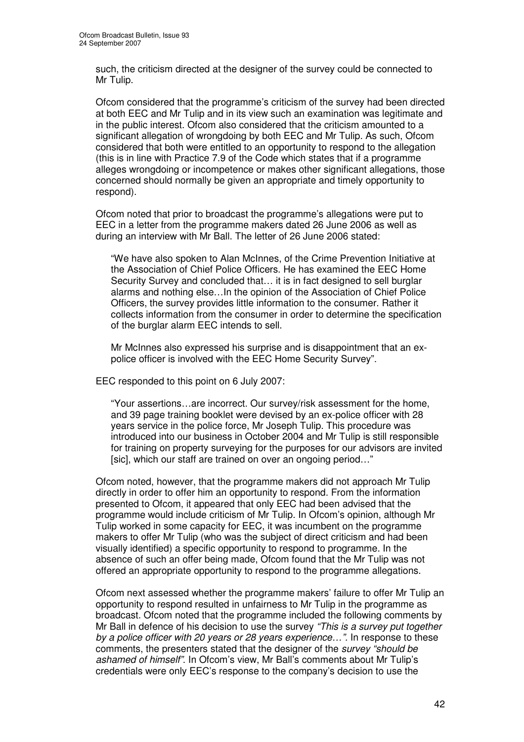such, the criticism directed at the designer of the survey could be connected to Mr Tulip.

Ofcom considered that the programme's criticism of the survey had been directed at both EEC and Mr Tulip and in its view such an examination was legitimate and in the public interest. Ofcom also considered that the criticism amounted to a significant allegation of wrongdoing by both EEC and Mr Tulip. As such, Ofcom considered that both were entitled to an opportunity to respond to the allegation (this is in line with Practice 7.9 of the Code which states that if a programme alleges wrongdoing or incompetence or makes other significant allegations, those concerned should normally be given an appropriate and timely opportunity to respond).

Ofcom noted that prior to broadcast the programme's allegations were put to EEC in a letter from the programme makers dated 26 June 2006 as well as during an interview with Mr Ball. The letter of 26 June 2006 stated:

> "We have also spoken to Alan McInnes, of the Crime Prevention Initiative at the Association of Chief Police Officers. He has examined the EEC Home Security Survey and concluded that… it is in fact designed to sell burglar alarms and nothing else…In the opinion of the Association of Chief Police Officers, the survey provides little information to the consumer. Rather it collects information from the consumer in order to determine the specification of the burglar alarm EEC intends to sell.
>
> Mr McInnes also expressed his surprise and is disappointment that an ex-police officer is involved with the EEC Home Security Survey".

EEC responded to this point on 6 July 2007:

> "Your assertions…are incorrect. Our survey/risk assessment for the home, and 39 page training booklet were devised by an ex-police officer with 28 years service in the police force, Mr Joseph Tulip. This procedure was introduced into our business in October 2004 and Mr Tulip is still responsible for training on property surveying for the purposes for our advisors are invited [sic], which our staff are trained on over an ongoing period…"

Ofcom noted, however, that the programme makers did not approach Mr Tulip directly in order to offer him an opportunity to respond. From the information presented to Ofcom, it appeared that only EEC had been advised that the programme would include criticism of Mr Tulip. In Ofcom's opinion, although Mr Tulip worked in some capacity for EEC, it was incumbent on the programme makers to offer Mr Tulip (who was the subject of direct criticism and had been visually identified) a specific opportunity to respond to programme. In the absence of such an offer being made, Ofcom found that the Mr Tulip was not offered an appropriate opportunity to respond to the programme allegations.

Ofcom next assessed whether the programme makers' failure to offer Mr Tulip an opportunity to respond resulted in unfairness to Mr Tulip in the programme as broadcast. Ofcom noted that the programme included the following comments by Mr Ball in defence of his decision to use the survey *"This is a survey put together by a police officer with 20 years or 28 years experience…"*. In response to these comments, the presenters stated that the designer of the *survey "should be ashamed of himself"*. In Ofcom's view, Mr Ball's comments about Mr Tulip's credentials were only EEC's response to the company's decision to use the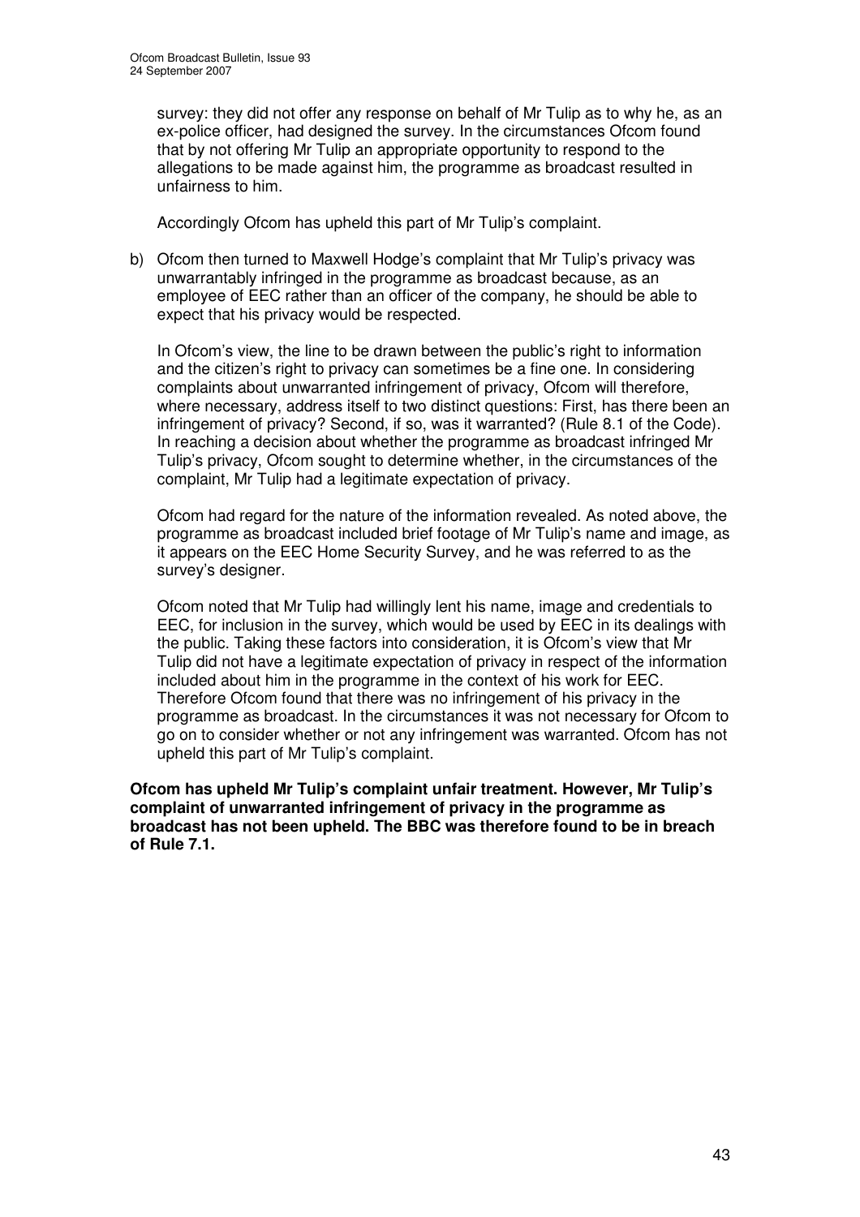survey: they did not offer any response on behalf of Mr Tulip as to why he, as an ex-police officer, had designed the survey. In the circumstances Ofcom found that by not offering Mr Tulip an appropriate opportunity to respond to the allegations to be made against him, the programme as broadcast resulted in unfairness to him.

Accordingly Ofcom has upheld this part of Mr Tulip's complaint.

b) Ofcom then turned to Maxwell Hodge's complaint that Mr Tulip's privacy was unwarrantably infringed in the programme as broadcast because, as an employee of EEC rather than an officer of the company, he should be able to expect that his privacy would be respected.

   In Ofcom's view, the line to be drawn between the public's right to information and the citizen's right to privacy can sometimes be a fine one. In considering complaints about unwarranted infringement of privacy, Ofcom will therefore, where necessary, address itself to two distinct questions: First, has there been an infringement of privacy? Second, if so, was it warranted? (Rule 8.1 of the Code). In reaching a decision about whether the programme as broadcast infringed Mr Tulip's privacy, Ofcom sought to determine whether, in the circumstances of the complaint, Mr Tulip had a legitimate expectation of privacy.

   Ofcom had regard for the nature of the information revealed. As noted above, the programme as broadcast included brief footage of Mr Tulip's name and image, as it appears on the EEC Home Security Survey, and he was referred to as the survey's designer.

   Ofcom noted that Mr Tulip had willingly lent his name, image and credentials to EEC, for inclusion in the survey, which would be used by EEC in its dealings with the public. Taking these factors into consideration, it is Ofcom's view that Mr Tulip did not have a legitimate expectation of privacy in respect of the information included about him in the programme in the context of his work for EEC. Therefore Ofcom found that there was no infringement of his privacy in the programme as broadcast. In the circumstances it was not necessary for Ofcom to go on to consider whether or not any infringement was warranted. Ofcom has not upheld this part of Mr Tulip's complaint.

**Ofcom has upheld Mr Tulip's complaint unfair treatment. However, Mr Tulip's complaint of unwarranted infringement of privacy in the programme as broadcast has not been upheld. The BBC was therefore found to be in breach of Rule 7.1.**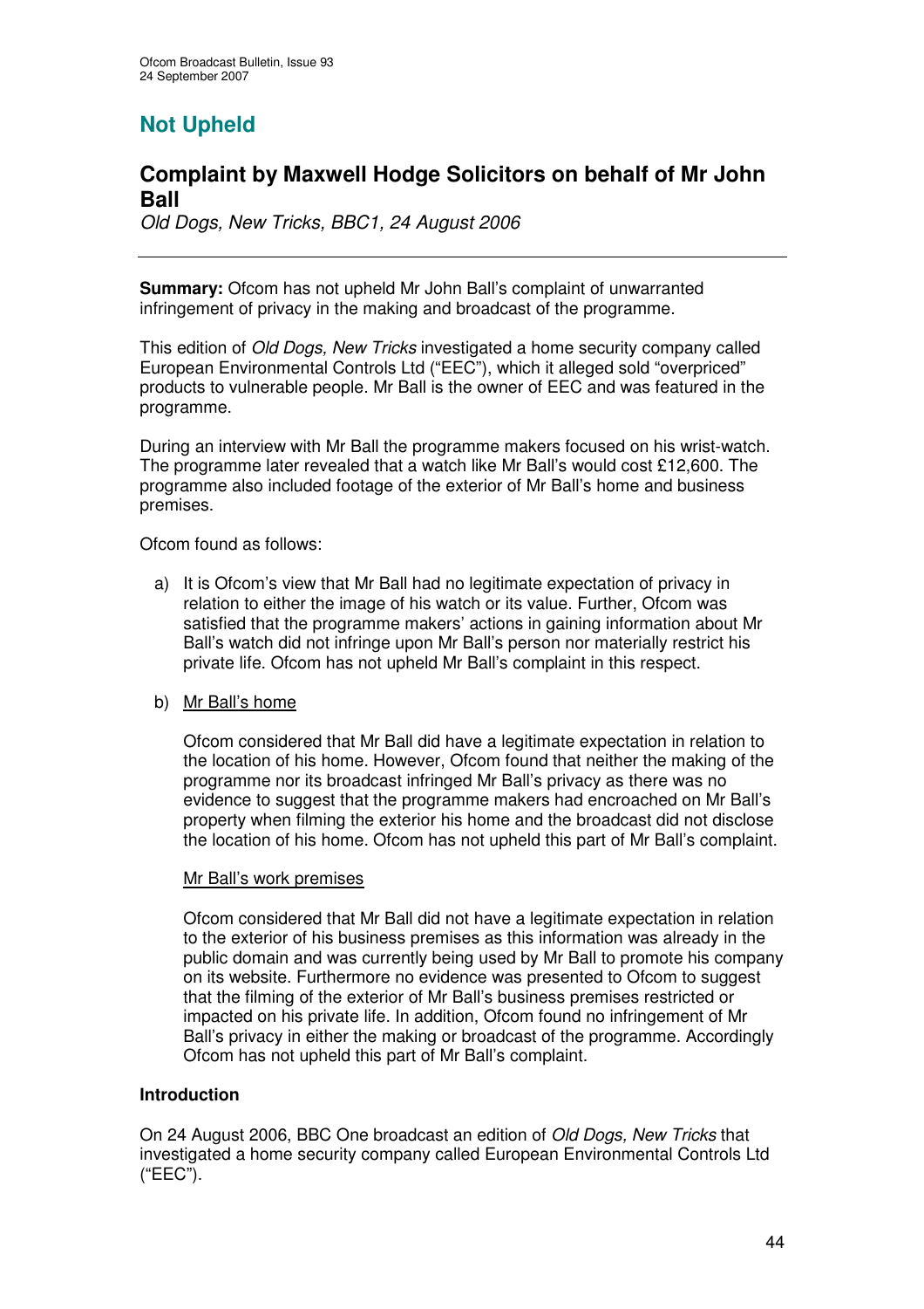## Not Upheld

# Complaint by Maxwell Hodge Solicitors on behalf of Mr John Ball

*Old Dogs, New Tricks, BBC1, 24 August 2006*

---

**Summary:** Ofcom has not upheld Mr John Ball's complaint of unwarranted infringement of privacy in the making and broadcast of the programme.

This edition of *Old Dogs, New Tricks* investigated a home security company called European Environmental Controls Ltd ("EEC"), which it alleged sold "overpriced" products to vulnerable people. Mr Ball is the owner of EEC and was featured in the programme.

During an interview with Mr Ball the programme makers focused on his wrist-watch. The programme later revealed that a watch like Mr Ball's would cost £12,600. The programme also included footage of the exterior of Mr Ball's home and business premises.

Ofcom found as follows:

a) It is Ofcom's view that Mr Ball had no legitimate expectation of privacy in relation to either the image of his watch or its value. Further, Ofcom was satisfied that the programme makers' actions in gaining information about Mr Ball's watch did not infringe upon Mr Ball's person nor materially restrict his private life. Ofcom has not upheld Mr Ball's complaint in this respect.

b) Mr Ball's home

   Ofcom considered that Mr Ball did have a legitimate expectation in relation to the location of his home. However, Ofcom found that neither the making of the programme nor its broadcast infringed Mr Ball's privacy as there was no evidence to suggest that the programme makers had encroached on Mr Ball's property when filming the exterior his home and the broadcast did not disclose the location of his home. Ofcom has not upheld this part of Mr Ball's complaint.

   Mr Ball's work premises

   Ofcom considered that Mr Ball did not have a legitimate expectation in relation to the exterior of his business premises as this information was already in the public domain and was currently being used by Mr Ball to promote his company on its website. Furthermore no evidence was presented to Ofcom to suggest that the filming of the exterior of Mr Ball's business premises restricted or impacted on his private life. In addition, Ofcom found no infringement of Mr Ball's privacy in either the making or broadcast of the programme. Accordingly Ofcom has not upheld this part of Mr Ball's complaint.

**Introduction**

On 24 August 2006, BBC One broadcast an edition of *Old Dogs, New Tricks* that investigated a home security company called European Environmental Controls Ltd ("EEC").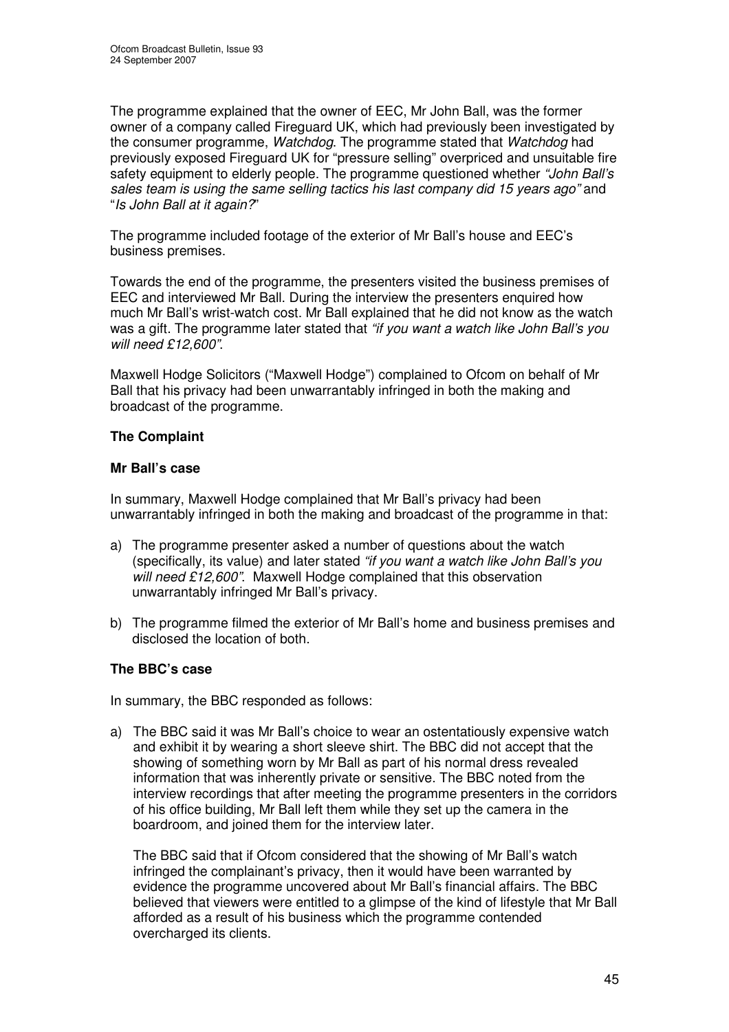The programme explained that the owner of EEC, Mr John Ball, was the former owner of a company called Fireguard UK, which had previously been investigated by the consumer programme, *Watchdog*. The programme stated that *Watchdog* had previously exposed Fireguard UK for "pressure selling" overpriced and unsuitable fire safety equipment to elderly people. The programme questioned whether *"John Ball's sales team is using the same selling tactics his last company did 15 years ago"* and "*Is John Ball at it again?*"

The programme included footage of the exterior of Mr Ball's house and EEC's business premises.

Towards the end of the programme, the presenters visited the business premises of EEC and interviewed Mr Ball. During the interview the presenters enquired how much Mr Ball's wrist-watch cost. Mr Ball explained that he did not know as the watch was a gift. The programme later stated that *"if you want a watch like John Ball's you will need £12,600"*.

Maxwell Hodge Solicitors ("Maxwell Hodge") complained to Ofcom on behalf of Mr Ball that his privacy had been unwarrantably infringed in both the making and broadcast of the programme.

**The Complaint**

**Mr Ball's case**

In summary, Maxwell Hodge complained that Mr Ball's privacy had been unwarrantably infringed in both the making and broadcast of the programme in that:

a) The programme presenter asked a number of questions about the watch (specifically, its value) and later stated *"if you want a watch like John Ball's you will need £12,600"*. Maxwell Hodge complained that this observation unwarrantably infringed Mr Ball's privacy.

b) The programme filmed the exterior of Mr Ball's home and business premises and disclosed the location of both.

**The BBC's case**

In summary, the BBC responded as follows:

a) The BBC said it was Mr Ball's choice to wear an ostentatiously expensive watch and exhibit it by wearing a short sleeve shirt. The BBC did not accept that the showing of something worn by Mr Ball as part of his normal dress revealed information that was inherently private or sensitive. The BBC noted from the interview recordings that after meeting the programme presenters in the corridors of his office building, Mr Ball left them while they set up the camera in the boardroom, and joined them for the interview later.

   The BBC said that if Ofcom considered that the showing of Mr Ball's watch infringed the complainant's privacy, then it would have been warranted by evidence the programme uncovered about Mr Ball's financial affairs. The BBC believed that viewers were entitled to a glimpse of the kind of lifestyle that Mr Ball afforded as a result of his business which the programme contended overcharged its clients.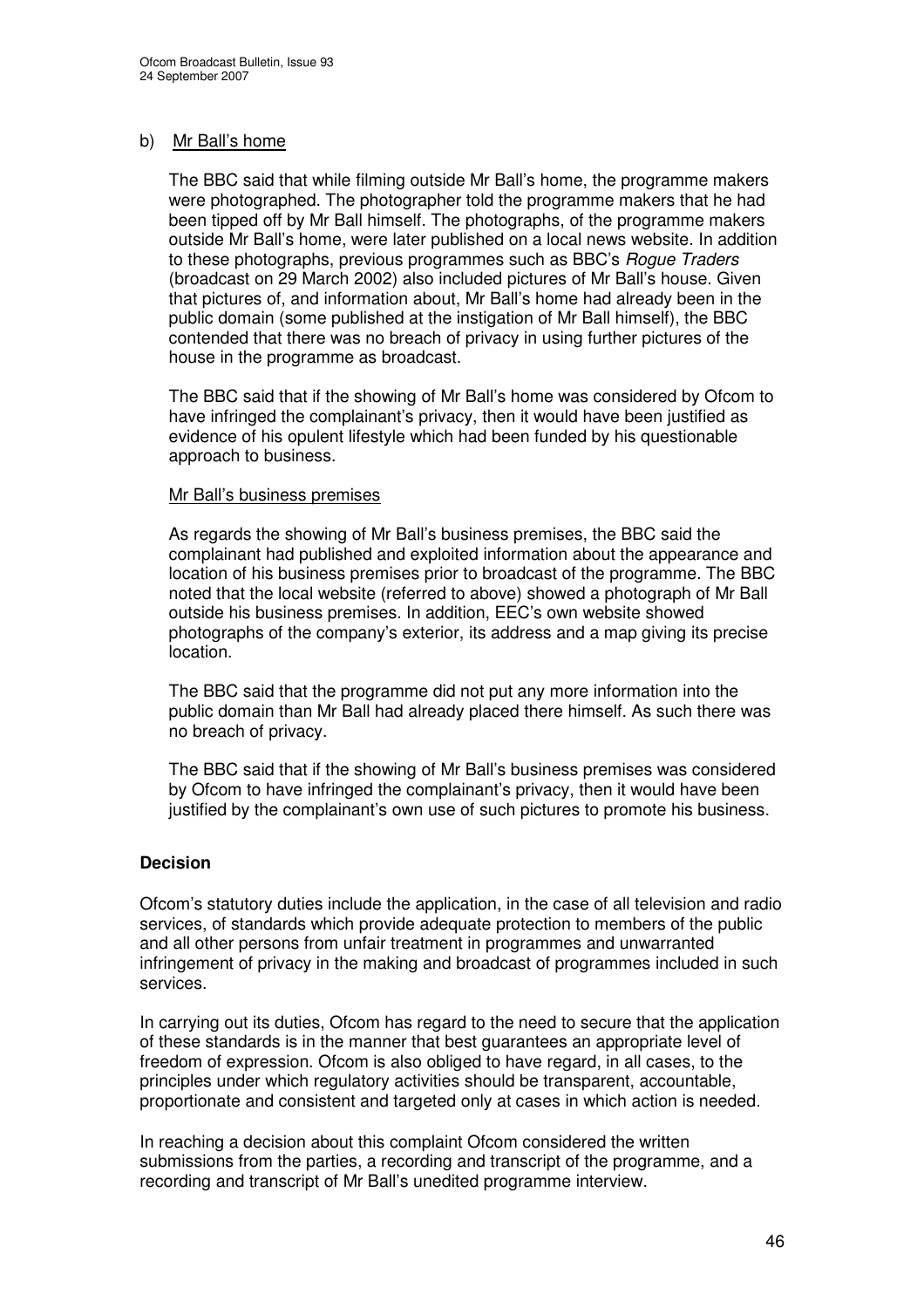b) Mr Ball's home

The BBC said that while filming outside Mr Ball's home, the programme makers were photographed. The photographer told the programme makers that he had been tipped off by Mr Ball himself. The photographs, of the programme makers outside Mr Ball's home, were later published on a local news website. In addition to these photographs, previous programmes such as BBC's *Rogue Traders* (broadcast on 29 March 2002) also included pictures of Mr Ball's house. Given that pictures of, and information about, Mr Ball's home had already been in the public domain (some published at the instigation of Mr Ball himself), the BBC contended that there was no breach of privacy in using further pictures of the house in the programme as broadcast.

The BBC said that if the showing of Mr Ball's home was considered by Ofcom to have infringed the complainant's privacy, then it would have been justified as evidence of his opulent lifestyle which had been funded by his questionable approach to business.

Mr Ball's business premises

As regards the showing of Mr Ball's business premises, the BBC said the complainant had published and exploited information about the appearance and location of his business premises prior to broadcast of the programme. The BBC noted that the local website (referred to above) showed a photograph of Mr Ball outside his business premises. In addition, EEC's own website showed photographs of the company's exterior, its address and a map giving its precise location.

The BBC said that the programme did not put any more information into the public domain than Mr Ball had already placed there himself. As such there was no breach of privacy.

The BBC said that if the showing of Mr Ball's business premises was considered by Ofcom to have infringed the complainant's privacy, then it would have been justified by the complainant's own use of such pictures to promote his business.

## Decision

Ofcom's statutory duties include the application, in the case of all television and radio services, of standards which provide adequate protection to members of the public and all other persons from unfair treatment in programmes and unwarranted infringement of privacy in the making and broadcast of programmes included in such services.

In carrying out its duties, Ofcom has regard to the need to secure that the application of these standards is in the manner that best guarantees an appropriate level of freedom of expression. Ofcom is also obliged to have regard, in all cases, to the principles under which regulatory activities should be transparent, accountable, proportionate and consistent and targeted only at cases in which action is needed.

In reaching a decision about this complaint Ofcom considered the written submissions from the parties, a recording and transcript of the programme, and a recording and transcript of Mr Ball's unedited programme interview.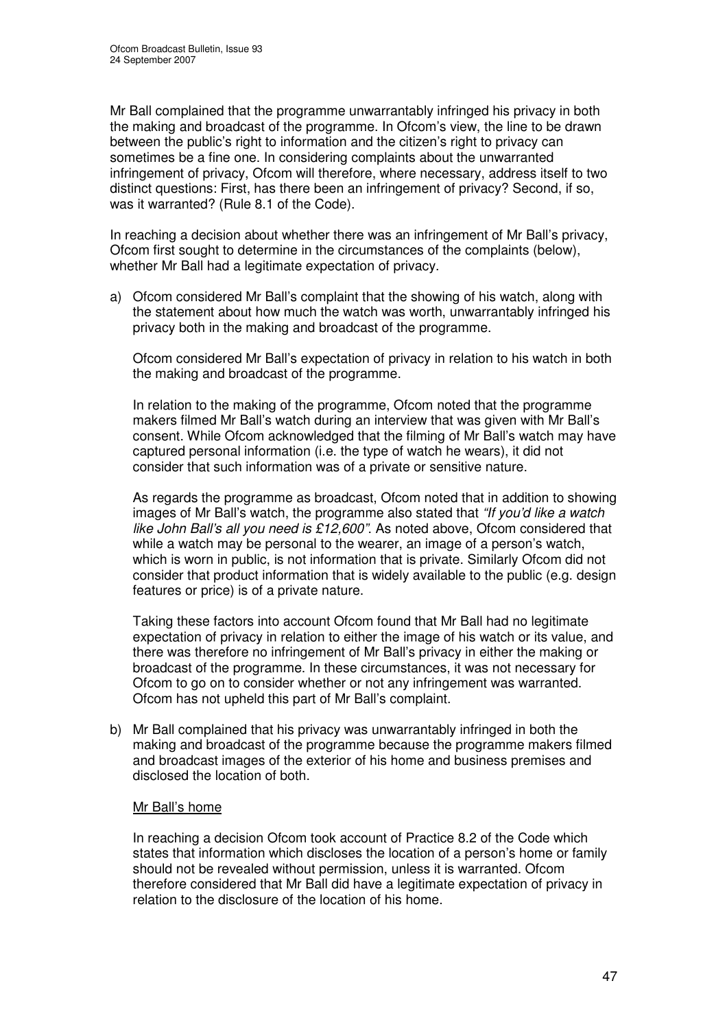Mr Ball complained that the programme unwarrantably infringed his privacy in both the making and broadcast of the programme. In Ofcom's view, the line to be drawn between the public's right to information and the citizen's right to privacy can sometimes be a fine one. In considering complaints about the unwarranted infringement of privacy, Ofcom will therefore, where necessary, address itself to two distinct questions: First, has there been an infringement of privacy? Second, if so, was it warranted? (Rule 8.1 of the Code).

In reaching a decision about whether there was an infringement of Mr Ball's privacy, Ofcom first sought to determine in the circumstances of the complaints (below), whether Mr Ball had a legitimate expectation of privacy.

a) Ofcom considered Mr Ball's complaint that the showing of his watch, along with the statement about how much the watch was worth, unwarrantably infringed his privacy both in the making and broadcast of the programme.

   Ofcom considered Mr Ball's expectation of privacy in relation to his watch in both the making and broadcast of the programme.

   In relation to the making of the programme, Ofcom noted that the programme makers filmed Mr Ball's watch during an interview that was given with Mr Ball's consent. While Ofcom acknowledged that the filming of Mr Ball's watch may have captured personal information (i.e. the type of watch he wears), it did not consider that such information was of a private or sensitive nature.

   As regards the programme as broadcast, Ofcom noted that in addition to showing images of Mr Ball's watch, the programme also stated that *"If you'd like a watch like John Ball's all you need is £12,600"*. As noted above, Ofcom considered that while a watch may be personal to the wearer, an image of a person's watch, which is worn in public, is not information that is private. Similarly Ofcom did not consider that product information that is widely available to the public (e.g. design features or price) is of a private nature.

   Taking these factors into account Ofcom found that Mr Ball had no legitimate expectation of privacy in relation to either the image of his watch or its value, and there was therefore no infringement of Mr Ball's privacy in either the making or broadcast of the programme. In these circumstances, it was not necessary for Ofcom to go on to consider whether or not any infringement was warranted. Ofcom has not upheld this part of Mr Ball's complaint.

b) Mr Ball complained that his privacy was unwarrantably infringed in both the making and broadcast of the programme because the programme makers filmed and broadcast images of the exterior of his home and business premises and disclosed the location of both.

   <u>Mr Ball's home</u>

   In reaching a decision Ofcom took account of Practice 8.2 of the Code which states that information which discloses the location of a person's home or family should not be revealed without permission, unless it is warranted. Ofcom therefore considered that Mr Ball did have a legitimate expectation of privacy in relation to the disclosure of the location of his home.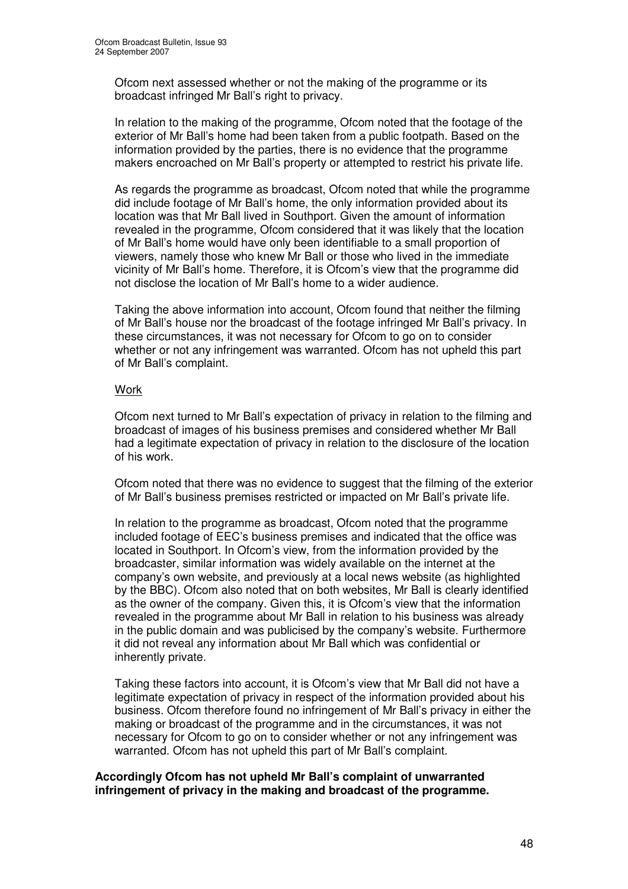Ofcom next assessed whether or not the making of the programme or its broadcast infringed Mr Ball's right to privacy.

In relation to the making of the programme, Ofcom noted that the footage of the exterior of Mr Ball's home had been taken from a public footpath. Based on the information provided by the parties, there is no evidence that the programme makers encroached on Mr Ball's property or attempted to restrict his private life.

As regards the programme as broadcast, Ofcom noted that while the programme did include footage of Mr Ball's home, the only information provided about its location was that Mr Ball lived in Southport. Given the amount of information revealed in the programme, Ofcom considered that it was likely that the location of Mr Ball's home would have only been identifiable to a small proportion of viewers, namely those who knew Mr Ball or those who lived in the immediate vicinity of Mr Ball's home. Therefore, it is Ofcom's view that the programme did not disclose the location of Mr Ball's home to a wider audience.

Taking the above information into account, Ofcom found that neither the filming of Mr Ball's house nor the broadcast of the footage infringed Mr Ball's privacy. In these circumstances, it was not necessary for Ofcom to go on to consider whether or not any infringement was warranted. Ofcom has not upheld this part of Mr Ball's complaint.

<u>Work</u>

Ofcom next turned to Mr Ball's expectation of privacy in relation to the filming and broadcast of images of his business premises and considered whether Mr Ball had a legitimate expectation of privacy in relation to the disclosure of the location of his work.

Ofcom noted that there was no evidence to suggest that the filming of the exterior of Mr Ball's business premises restricted or impacted on Mr Ball's private life.

In relation to the programme as broadcast, Ofcom noted that the programme included footage of EEC's business premises and indicated that the office was located in Southport. In Ofcom's view, from the information provided by the broadcaster, similar information was widely available on the internet at the company's own website, and previously at a local news website (as highlighted by the BBC). Ofcom also noted that on both websites, Mr Ball is clearly identified as the owner of the company. Given this, it is Ofcom's view that the information revealed in the programme about Mr Ball in relation to his business was already in the public domain and was publicised by the company's website. Furthermore it did not reveal any information about Mr Ball which was confidential or inherently private.

Taking these factors into account, it is Ofcom's view that Mr Ball did not have a legitimate expectation of privacy in respect of the information provided about his business. Ofcom therefore found no infringement of Mr Ball's privacy in either the making or broadcast of the programme and in the circumstances, it was not necessary for Ofcom to go on to consider whether or not any infringement was warranted. Ofcom has not upheld this part of Mr Ball's complaint.

**Accordingly Ofcom has not upheld Mr Ball's complaint of unwarranted infringement of privacy in the making and broadcast of the programme.**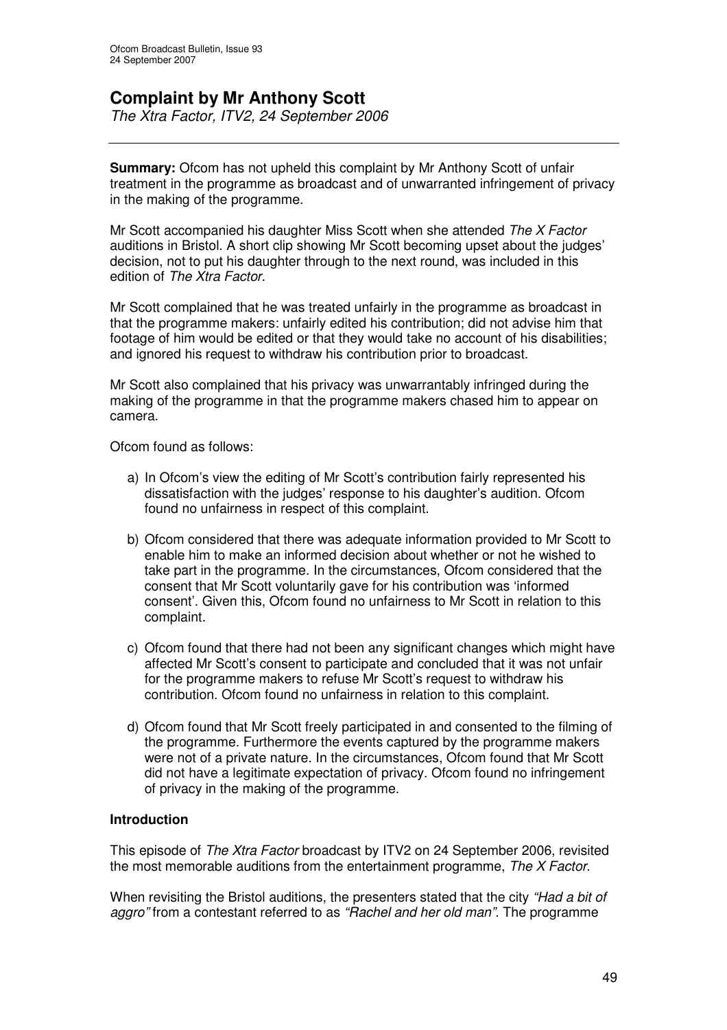# Complaint by Mr Anthony Scott

*The Xtra Factor, ITV2, 24 September 2006*

---

**Summary:** Ofcom has not upheld this complaint by Mr Anthony Scott of unfair treatment in the programme as broadcast and of unwarranted infringement of privacy in the making of the programme.

Mr Scott accompanied his daughter Miss Scott when she attended *The X Factor* auditions in Bristol. A short clip showing Mr Scott becoming upset about the judges' decision, not to put his daughter through to the next round, was included in this edition of *The Xtra Factor*.

Mr Scott complained that he was treated unfairly in the programme as broadcast in that the programme makers: unfairly edited his contribution; did not advise him that footage of him would be edited or that they would take no account of his disabilities; and ignored his request to withdraw his contribution prior to broadcast.

Mr Scott also complained that his privacy was unwarrantably infringed during the making of the programme in that the programme makers chased him to appear on camera.

Ofcom found as follows:

a) In Ofcom's view the editing of Mr Scott's contribution fairly represented his dissatisfaction with the judges' response to his daughter's audition. Ofcom found no unfairness in respect of this complaint.

b) Ofcom considered that there was adequate information provided to Mr Scott to enable him to make an informed decision about whether or not he wished to take part in the programme. In the circumstances, Ofcom considered that the consent that Mr Scott voluntarily gave for his contribution was 'informed consent'. Given this, Ofcom found no unfairness to Mr Scott in relation to this complaint.

c) Ofcom found that there had not been any significant changes which might have affected Mr Scott's consent to participate and concluded that it was not unfair for the programme makers to refuse Mr Scott's request to withdraw his contribution. Ofcom found no unfairness in relation to this complaint.

d) Ofcom found that Mr Scott freely participated in and consented to the filming of the programme. Furthermore the events captured by the programme makers were not of a private nature. In the circumstances, Ofcom found that Mr Scott did not have a legitimate expectation of privacy. Ofcom found no infringement of privacy in the making of the programme.

### Introduction

This episode of *The Xtra Factor* broadcast by ITV2 on 24 September 2006, revisited the most memorable auditions from the entertainment programme, *The X Factor*.

When revisiting the Bristol auditions, the presenters stated that the city *"Had a bit of aggro"* from a contestant referred to as *"Rachel and her old man"*. The programme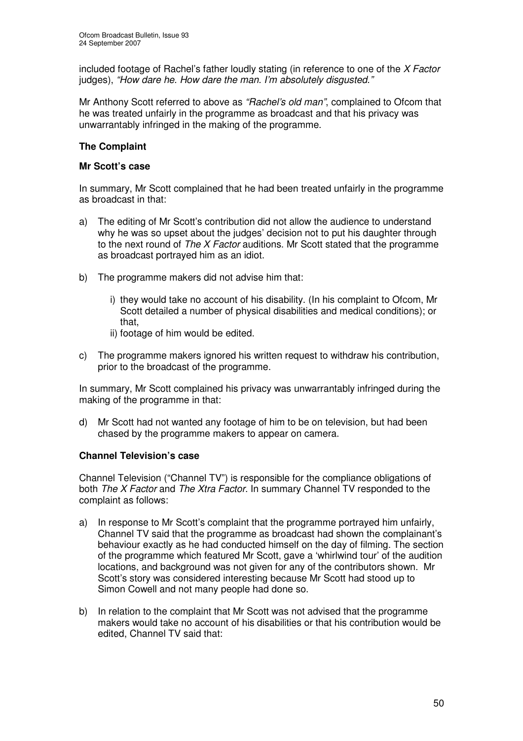included footage of Rachel's father loudly stating (in reference to one of the *X Factor* judges), *"How dare he. How dare the man. I'm absolutely disgusted."*

Mr Anthony Scott referred to above as *"Rachel's old man"*, complained to Ofcom that he was treated unfairly in the programme as broadcast and that his privacy was unwarrantably infringed in the making of the programme.

## The Complaint

### Mr Scott's case

In summary, Mr Scott complained that he had been treated unfairly in the programme as broadcast in that:

a) The editing of Mr Scott's contribution did not allow the audience to understand why he was so upset about the judges' decision not to put his daughter through to the next round of *The X Factor* auditions. Mr Scott stated that the programme as broadcast portrayed him as an idiot.

b) The programme makers did not advise him that:

   i) they would take no account of his disability. (In his complaint to Ofcom, Mr Scott detailed a number of physical disabilities and medical conditions); or that,

   ii) footage of him would be edited.

c) The programme makers ignored his written request to withdraw his contribution, prior to the broadcast of the programme.

In summary, Mr Scott complained his privacy was unwarrantably infringed during the making of the programme in that:

d) Mr Scott had not wanted any footage of him to be on television, but had been chased by the programme makers to appear on camera.

### Channel Television's case

Channel Television ("Channel TV") is responsible for the compliance obligations of both *The X Factor* and *The Xtra Factor*. In summary Channel TV responded to the complaint as follows:

a) In response to Mr Scott's complaint that the programme portrayed him unfairly, Channel TV said that the programme as broadcast had shown the complainant's behaviour exactly as he had conducted himself on the day of filming. The section of the programme which featured Mr Scott, gave a 'whirlwind tour' of the audition locations, and background was not given for any of the contributors shown. Mr Scott's story was considered interesting because Mr Scott had stood up to Simon Cowell and not many people had done so.

b) In relation to the complaint that Mr Scott was not advised that the programme makers would take no account of his disabilities or that his contribution would be edited, Channel TV said that: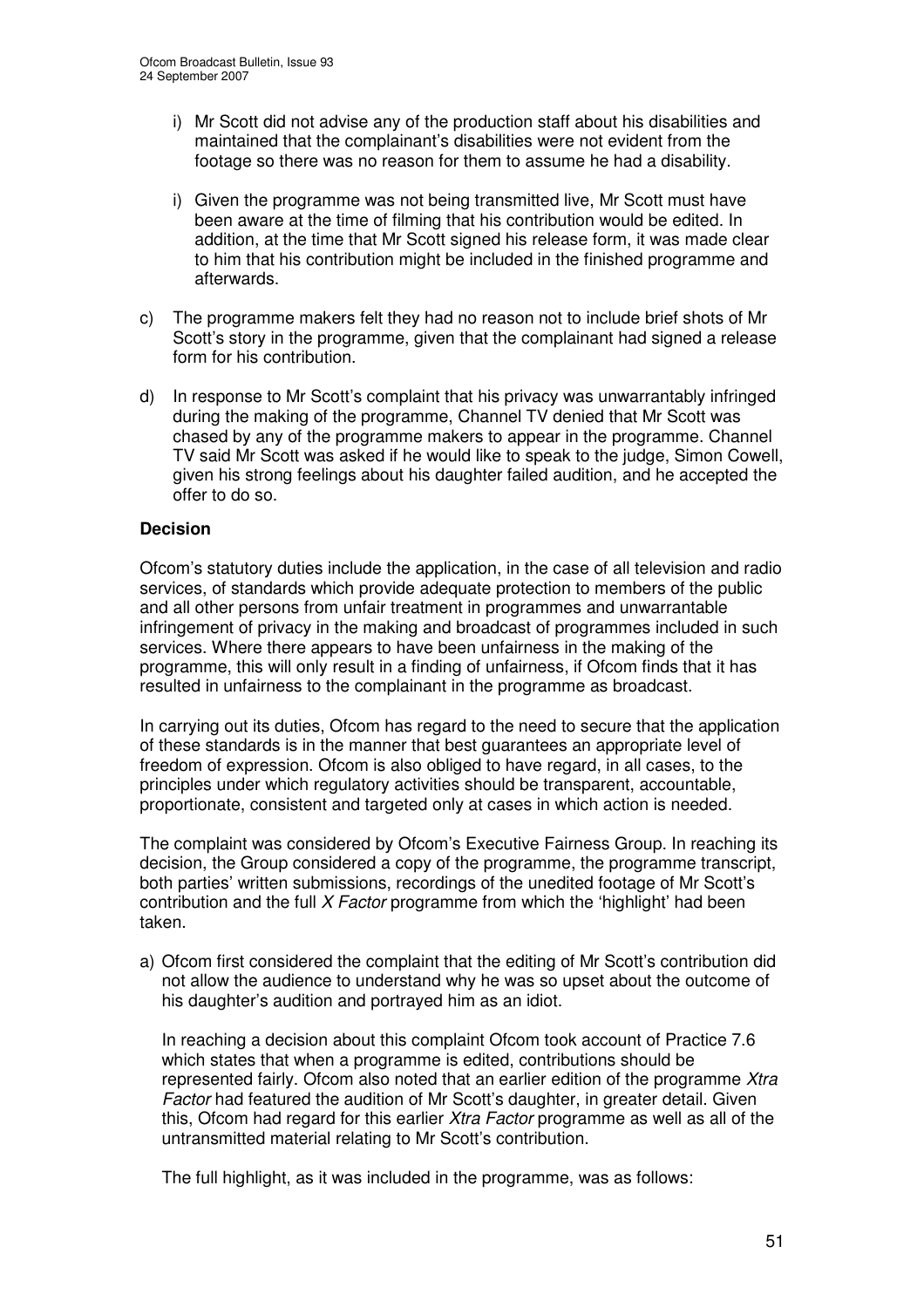i) Mr Scott did not advise any of the production staff about his disabilities and maintained that the complainant's disabilities were not evident from the footage so there was no reason for them to assume he had a disability.

i) Given the programme was not being transmitted live, Mr Scott must have been aware at the time of filming that his contribution would be edited. In addition, at the time that Mr Scott signed his release form, it was made clear to him that his contribution might be included in the finished programme and afterwards.

c) The programme makers felt they had no reason not to include brief shots of Mr Scott's story in the programme, given that the complainant had signed a release form for his contribution.

d) In response to Mr Scott's complaint that his privacy was unwarrantably infringed during the making of the programme, Channel TV denied that Mr Scott was chased by any of the programme makers to appear in the programme. Channel TV said Mr Scott was asked if he would like to speak to the judge, Simon Cowell, given his strong feelings about his daughter failed audition, and he accepted the offer to do so.

**Decision**

Ofcom's statutory duties include the application, in the case of all television and radio services, of standards which provide adequate protection to members of the public and all other persons from unfair treatment in programmes and unwarrantable infringement of privacy in the making and broadcast of programmes included in such services. Where there appears to have been unfairness in the making of the programme, this will only result in a finding of unfairness, if Ofcom finds that it has resulted in unfairness to the complainant in the programme as broadcast.

In carrying out its duties, Ofcom has regard to the need to secure that the application of these standards is in the manner that best guarantees an appropriate level of freedom of expression. Ofcom is also obliged to have regard, in all cases, to the principles under which regulatory activities should be transparent, accountable, proportionate, consistent and targeted only at cases in which action is needed.

The complaint was considered by Ofcom's Executive Fairness Group. In reaching its decision, the Group considered a copy of the programme, the programme transcript, both parties' written submissions, recordings of the unedited footage of Mr Scott's contribution and the full *X Factor* programme from which the 'highlight' had been taken.

a) Ofcom first considered the complaint that the editing of Mr Scott's contribution did not allow the audience to understand why he was so upset about the outcome of his daughter's audition and portrayed him as an idiot.

   In reaching a decision about this complaint Ofcom took account of Practice 7.6 which states that when a programme is edited, contributions should be represented fairly. Ofcom also noted that an earlier edition of the programme *Xtra Factor* had featured the audition of Mr Scott's daughter, in greater detail. Given this, Ofcom had regard for this earlier *Xtra Factor* programme as well as all of the untransmitted material relating to Mr Scott's contribution.

   The full highlight, as it was included in the programme, was as follows: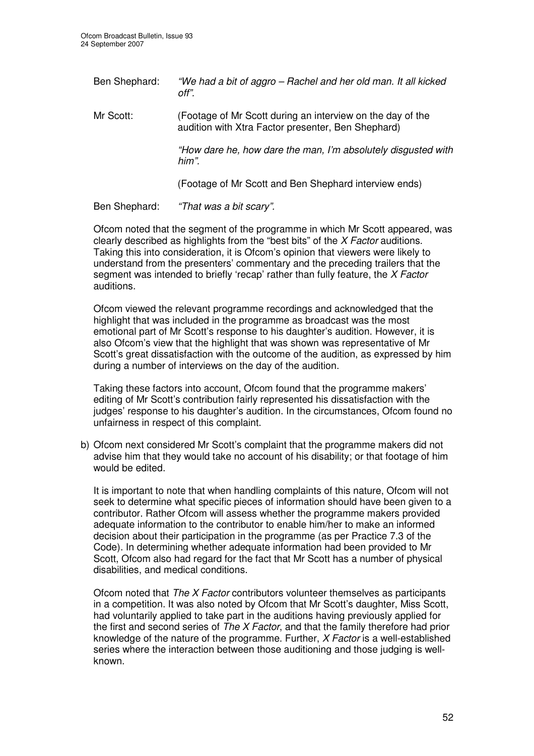Ben Shephard: *"We had a bit of aggro – Rachel and her old man. It all kicked off".*

Mr Scott: (Footage of Mr Scott during an interview on the day of the audition with Xtra Factor presenter, Ben Shephard)

*"How dare he, how dare the man, I'm absolutely disgusted with him".*

(Footage of Mr Scott and Ben Shephard interview ends)

Ben Shephard: *"That was a bit scary".*

Ofcom noted that the segment of the programme in which Mr Scott appeared, was clearly described as highlights from the "best bits" of the *X Factor* auditions. Taking this into consideration, it is Ofcom's opinion that viewers were likely to understand from the presenters' commentary and the preceding trailers that the segment was intended to briefly 'recap' rather than fully feature, the *X Factor* auditions.

Ofcom viewed the relevant programme recordings and acknowledged that the highlight that was included in the programme as broadcast was the most emotional part of Mr Scott's response to his daughter's audition. However, it is also Ofcom's view that the highlight that was shown was representative of Mr Scott's great dissatisfaction with the outcome of the audition, as expressed by him during a number of interviews on the day of the audition.

Taking these factors into account, Ofcom found that the programme makers' editing of Mr Scott's contribution fairly represented his dissatisfaction with the judges' response to his daughter's audition. In the circumstances, Ofcom found no unfairness in respect of this complaint.

b) Ofcom next considered Mr Scott's complaint that the programme makers did not advise him that they would take no account of his disability; or that footage of him would be edited.

It is important to note that when handling complaints of this nature, Ofcom will not seek to determine what specific pieces of information should have been given to a contributor. Rather Ofcom will assess whether the programme makers provided adequate information to the contributor to enable him/her to make an informed decision about their participation in the programme (as per Practice 7.3 of the Code). In determining whether adequate information had been provided to Mr Scott, Ofcom also had regard for the fact that Mr Scott has a number of physical disabilities, and medical conditions.

Ofcom noted that *The X Factor* contributors volunteer themselves as participants in a competition. It was also noted by Ofcom that Mr Scott's daughter, Miss Scott, had voluntarily applied to take part in the auditions having previously applied for the first and second series of *The X Factor*, and that the family therefore had prior knowledge of the nature of the programme. Further, *X Factor* is a well-established series where the interaction between those auditioning and those judging is well-known.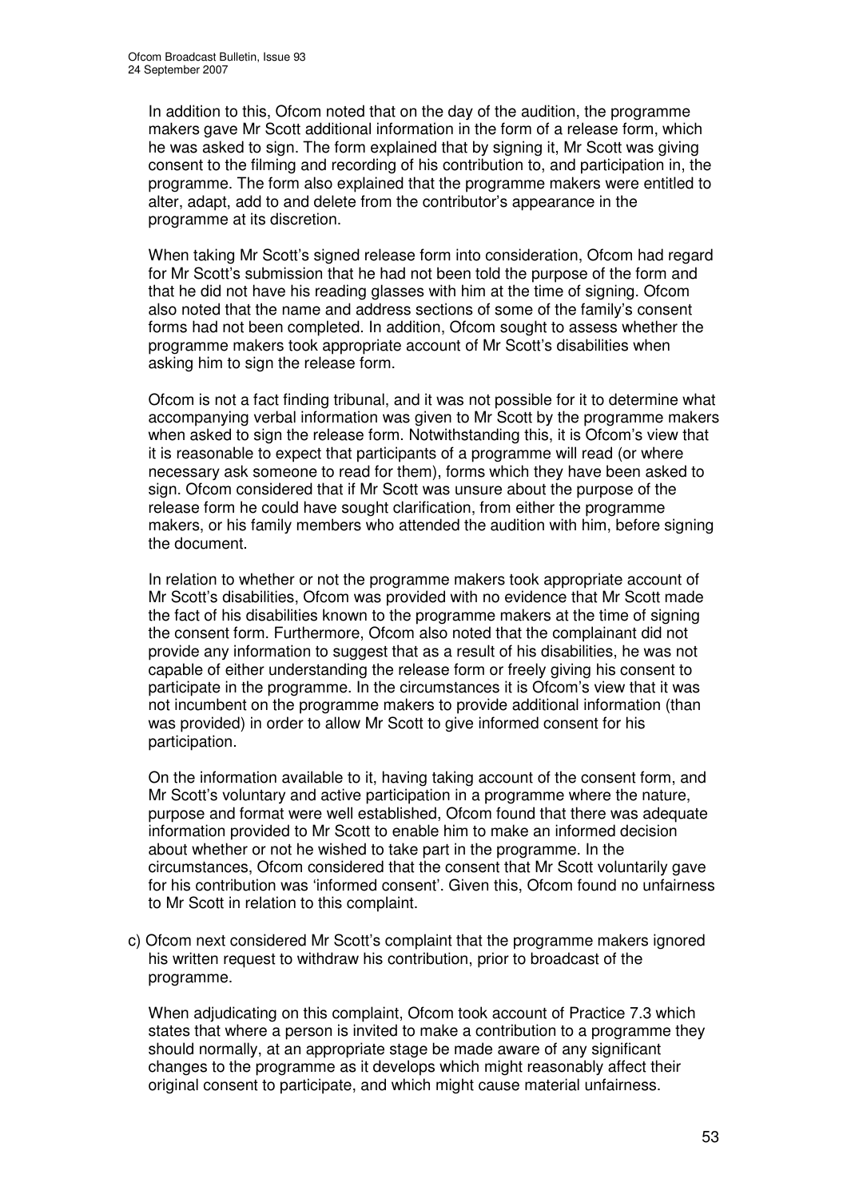In addition to this, Ofcom noted that on the day of the audition, the programme makers gave Mr Scott additional information in the form of a release form, which he was asked to sign. The form explained that by signing it, Mr Scott was giving consent to the filming and recording of his contribution to, and participation in, the programme. The form also explained that the programme makers were entitled to alter, adapt, add to and delete from the contributor's appearance in the programme at its discretion.

When taking Mr Scott's signed release form into consideration, Ofcom had regard for Mr Scott's submission that he had not been told the purpose of the form and that he did not have his reading glasses with him at the time of signing. Ofcom also noted that the name and address sections of some of the family's consent forms had not been completed. In addition, Ofcom sought to assess whether the programme makers took appropriate account of Mr Scott's disabilities when asking him to sign the release form.

Ofcom is not a fact finding tribunal, and it was not possible for it to determine what accompanying verbal information was given to Mr Scott by the programme makers when asked to sign the release form. Notwithstanding this, it is Ofcom's view that it is reasonable to expect that participants of a programme will read (or where necessary ask someone to read for them), forms which they have been asked to sign. Ofcom considered that if Mr Scott was unsure about the purpose of the release form he could have sought clarification, from either the programme makers, or his family members who attended the audition with him, before signing the document.

In relation to whether or not the programme makers took appropriate account of Mr Scott's disabilities, Ofcom was provided with no evidence that Mr Scott made the fact of his disabilities known to the programme makers at the time of signing the consent form. Furthermore, Ofcom also noted that the complainant did not provide any information to suggest that as a result of his disabilities, he was not capable of either understanding the release form or freely giving his consent to participate in the programme. In the circumstances it is Ofcom's view that it was not incumbent on the programme makers to provide additional information (than was provided) in order to allow Mr Scott to give informed consent for his participation.

On the information available to it, having taking account of the consent form, and Mr Scott's voluntary and active participation in a programme where the nature, purpose and format were well established, Ofcom found that there was adequate information provided to Mr Scott to enable him to make an informed decision about whether or not he wished to take part in the programme. In the circumstances, Ofcom considered that the consent that Mr Scott voluntarily gave for his contribution was 'informed consent'. Given this, Ofcom found no unfairness to Mr Scott in relation to this complaint.

c) Ofcom next considered Mr Scott's complaint that the programme makers ignored his written request to withdraw his contribution, prior to broadcast of the programme.

When adjudicating on this complaint, Ofcom took account of Practice 7.3 which states where a person is invited to make a contribution to a programme they should normally, at an appropriate stage be made aware of any significant changes to the programme as it develops which might reasonably affect their original consent to participate, and which might cause material unfairness.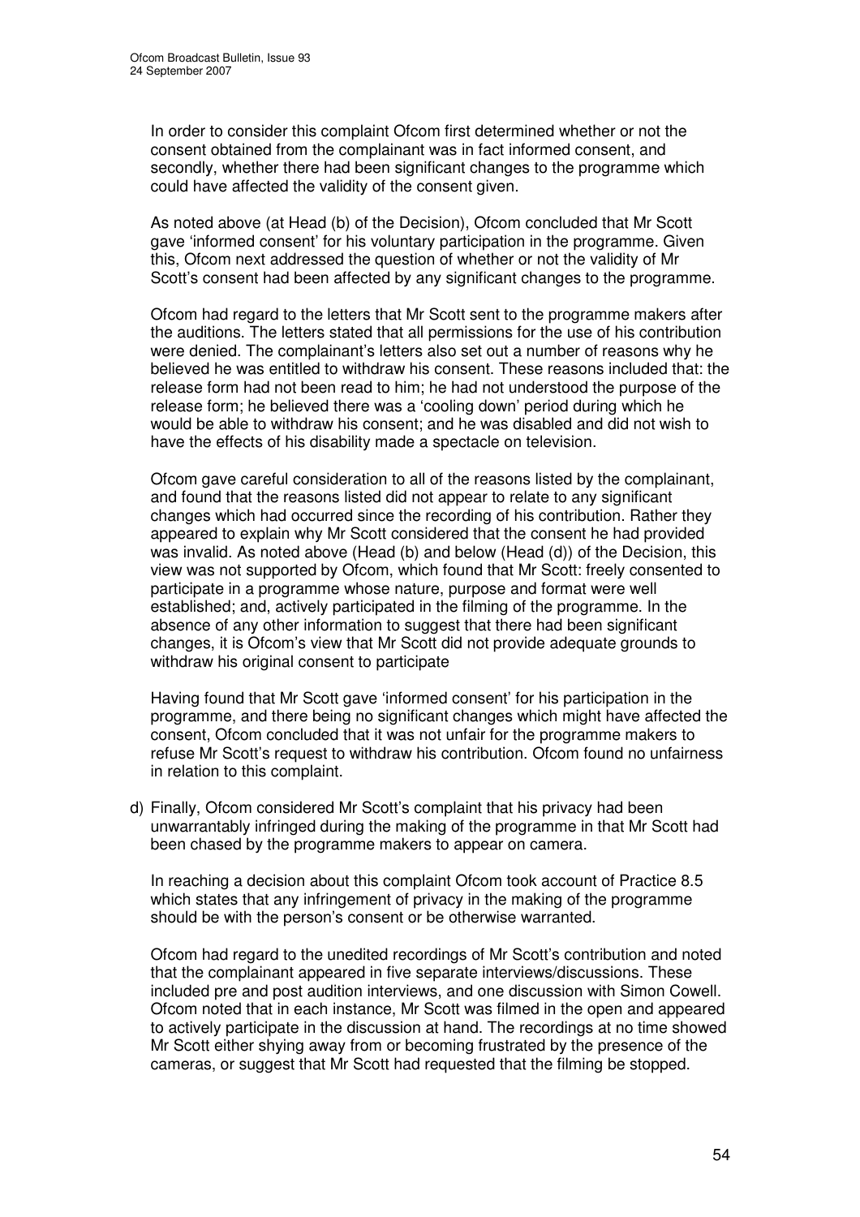In order to consider this complaint Ofcom first determined whether or not the consent obtained from the complainant was in fact informed consent, and secondly, whether there had been significant changes to the programme which could have affected the validity of the consent given.

As noted above (at Head (b) of the Decision), Ofcom concluded that Mr Scott gave 'informed consent' for his voluntary participation in the programme. Given this, Ofcom next addressed the question of whether or not the validity of Mr Scott's consent had been affected by any significant changes to the programme.

Ofcom had regard to the letters that Mr Scott sent to the programme makers after the auditions. The letters stated that all permissions for the use of his contribution were denied. The complainant's letters also set out a number of reasons why he believed he was entitled to withdraw his consent. These reasons included that: the release form had not been read to him; he had not understood the purpose of the release form; he believed there was a 'cooling down' period during which he would be able to withdraw his consent; and he was disabled and did not wish to have the effects of his disability made a spectacle on television.

Ofcom gave careful consideration to all of the reasons listed by the complainant, and found that the reasons listed did not appear to relate to any significant changes which had occurred since the recording of his contribution. Rather they appeared to explain why Mr Scott considered that the consent he had provided was invalid. As noted above (Head (b) and below (Head (d)) of the Decision, this view was not supported by Ofcom, which found that Mr Scott: freely consented to participate in a programme whose nature, purpose and format were well established; and, actively participated in the filming of the programme. In the absence of any other information to suggest that there had been significant changes, it is Ofcom's view that Mr Scott did not provide adequate grounds to withdraw his original consent to participate

Having found that Mr Scott gave 'informed consent' for his participation in the programme, and there being no significant changes which might have affected the consent, Ofcom concluded that it was not unfair for the programme makers to refuse Mr Scott's request to withdraw his contribution. Ofcom found no unfairness in relation to this complaint.

d) Finally, Ofcom considered Mr Scott's complaint that his privacy had been unwarrantably infringed during the making of the programme in that Mr Scott had been chased by the programme makers to appear on camera.

In reaching a decision about this complaint Ofcom took account of Practice 8.5 which states that any infringement of privacy in the making of the programme should be with the person's consent or be otherwise warranted.

Ofcom had regard to the unedited recordings of Mr Scott's contribution and noted that the complainant appeared in five separate interviews/discussions. These included pre and post audition interviews, and one discussion with Simon Cowell. Ofcom noted that in each instance, Mr Scott was filmed in the open and appeared to actively participate in the discussion at hand. The recordings at no time showed Mr Scott either shying away from or becoming frustrated by the presence of the cameras, or suggest that Mr Scott had requested that the filming be stopped.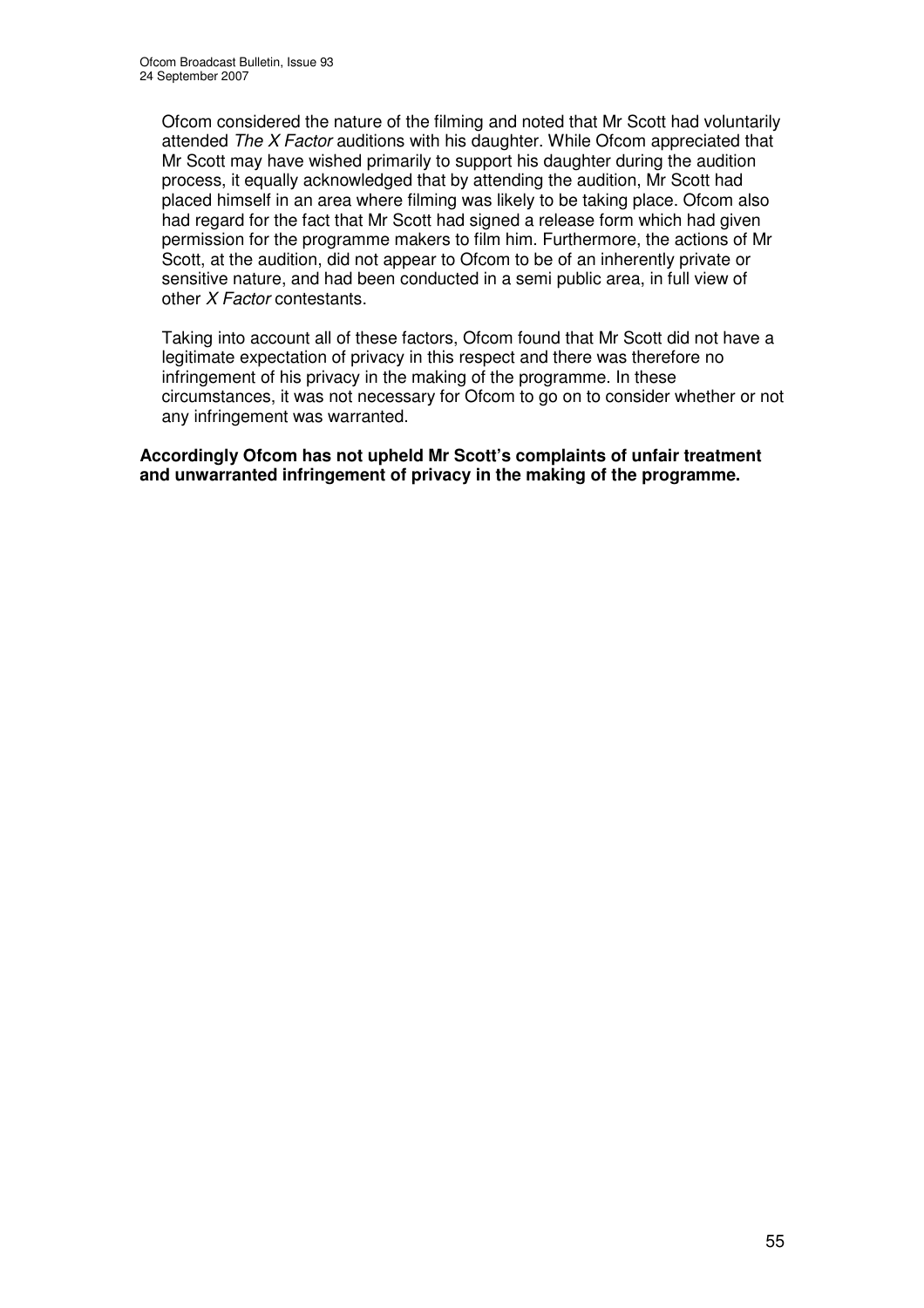Ofcom considered the nature of the filming and noted that Mr Scott had voluntarily attended *The X Factor* auditions with his daughter. While Ofcom appreciated that Mr Scott may have wished primarily to support his daughter during the audition process, it equally acknowledged that by attending the audition, Mr Scott had placed himself in an area where filming was likely to be taking place. Ofcom also had regard for the fact that Mr Scott had signed a release form which had given permission for the programme makers to film him. Furthermore, the actions of Mr Scott, at the audition, did not appear to Ofcom to be of an inherently private or sensitive nature, and had been conducted in a semi public area, in full view of other *X Factor* contestants.

Taking into account all of these factors, Ofcom found that Mr Scott did not have a legitimate expectation of privacy in this respect and there was therefore no infringement of his privacy in the making of the programme. In these circumstances, it was not necessary for Ofcom to go on to consider whether or not any infringement was warranted.

**Accordingly Ofcom has not upheld Mr Scott's complaints of unfair treatment and unwarranted infringement of privacy in the making of the programme.**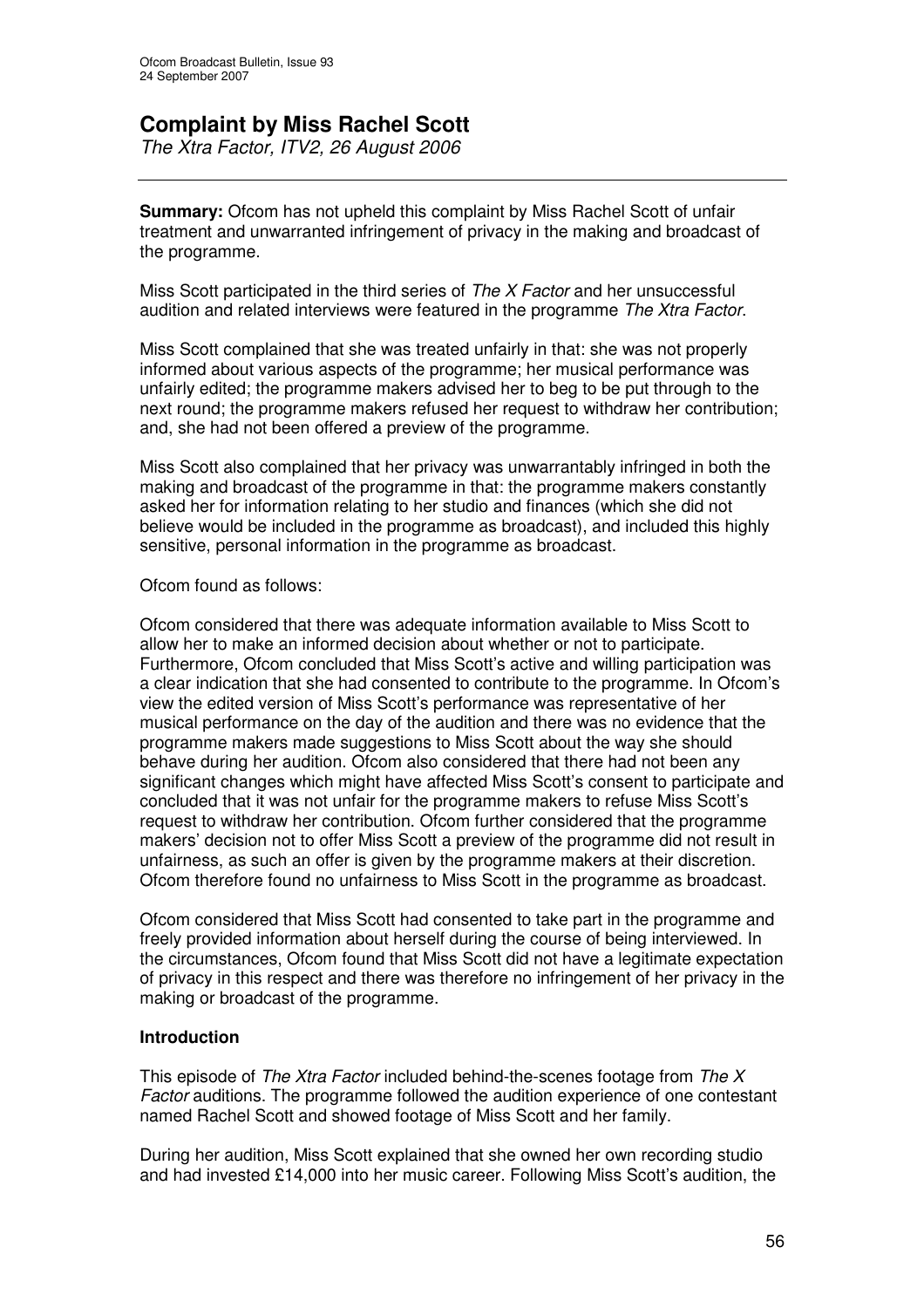# Complaint by Miss Rachel Scott

*The Xtra Factor, ITV2, 26 August 2006*

---

**Summary:** Ofcom has not upheld this complaint by Miss Rachel Scott of unfair treatment and unwarranted infringement of privacy in the making and broadcast of the programme.

Miss Scott participated in the third series of *The X Factor* and her unsuccessful audition and related interviews were featured in the programme *The Xtra Factor*.

Miss Scott complained that she was treated unfairly in that: she was not properly informed about various aspects of the programme; her musical performance was unfairly edited; the programme makers advised her to beg to be put through to the next round; the programme makers refused her request to withdraw her contribution; and, she had not been offered a preview of the programme.

Miss Scott also complained that her privacy was unwarrantably infringed in both the making and broadcast of the programme in that: the programme makers constantly asked her for information relating to her studio and finances (which she did not believe would be included in the programme as broadcast), and included this highly sensitive, personal information in the programme as broadcast.

Ofcom found as follows:

Ofcom considered that there was adequate information available to Miss Scott to allow her to make an informed decision about whether or not to participate. Furthermore, Ofcom concluded that Miss Scott's active and willing participation was a clear indication that she had consented to contribute to the programme. In Ofcom's view the edited version of Miss Scott's performance was representative of her musical performance on the day of the audition and there was no evidence that the programme makers made suggestions to Miss Scott about the way she should behave during her audition. Ofcom also considered that there had not been any significant changes which might have affected Miss Scott's consent to participate and concluded that it was not unfair for the programme makers to refuse Miss Scott's request to withdraw her contribution. Ofcom further considered that the programme makers' decision not to offer Miss Scott a preview of the programme did not result in unfairness, as such an offer is given by the programme makers at their discretion. Ofcom therefore found no unfairness to Miss Scott in the programme as broadcast.

Ofcom considered that Miss Scott had consented to take part in the programme and freely provided information about herself during the course of being interviewed. In the circumstances, Ofcom found that Miss Scott did not have a legitimate expectation of privacy in this respect and there was therefore no infringement of her privacy in the making or broadcast of the programme.

### Introduction

This episode of *The Xtra Factor* included behind-the-scenes footage from *The X Factor* auditions. The programme followed the audition experience of one contestant named Rachel Scott and showed footage of Miss Scott and her family.

During her audition, Miss Scott explained that she owned her own recording studio and had invested £14,000 into her music career. Following Miss Scott's audition, the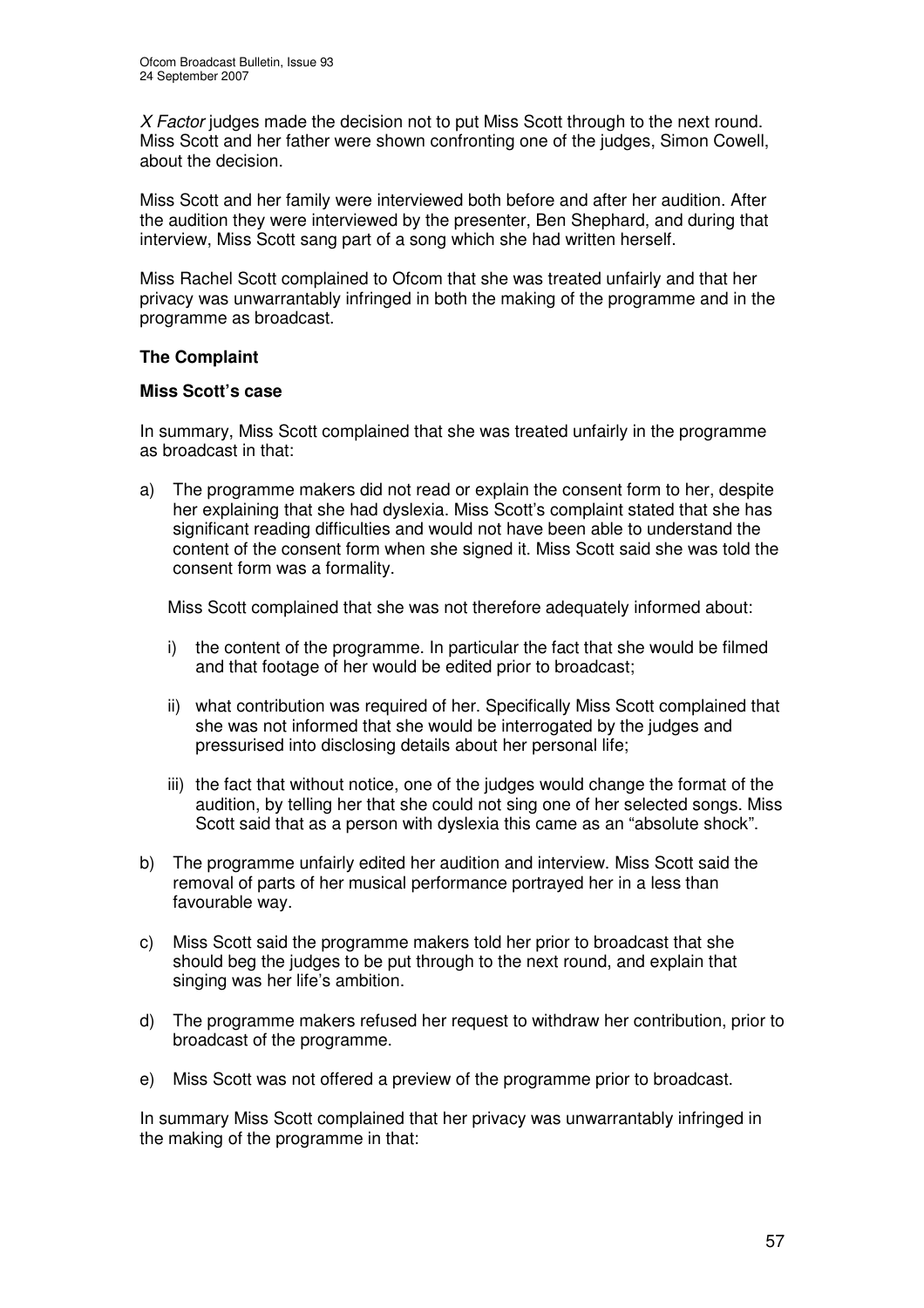*X Factor* judges made the decision not to put Miss Scott through to the next round. Miss Scott and her father were shown confronting one of the judges, Simon Cowell, about the decision.

Miss Scott and her family were interviewed both before and after her audition. After the audition they were interviewed by the presenter, Ben Shephard, and during that interview, Miss Scott sang part of a song which she had written herself.

Miss Rachel Scott complained to Ofcom that she was treated unfairly and that her privacy was unwarrantably infringed in both the making of the programme and in the programme as broadcast.

**The Complaint**

**Miss Scott's case**

In summary, Miss Scott complained that she was treated unfairly in the programme as broadcast in that:

a) The programme makers did not read or explain the consent form to her, despite her explaining that she had dyslexia. Miss Scott's complaint stated that she has significant reading difficulties and would not have been able to understand the content of the consent form when she signed it. Miss Scott said she was told the consent form was a formality.

   Miss Scott complained that she was not therefore adequately informed about:

   i) the content of the programme. In particular the fact that she would be filmed and that footage of her would be edited prior to broadcast;

   ii) what contribution was required of her. Specifically Miss Scott complained that she was not informed that she would be interrogated by the judges and pressurised into disclosing details about her personal life;

   iii) the fact that without notice, one of the judges would change the format of the audition, by telling her that she could not sing one of her selected songs. Miss Scott said that as a person with dyslexia this came as an "absolute shock".

b) The programme unfairly edited her audition and interview. Miss Scott said the removal of parts of her musical performance portrayed her in a less than favourable way.

c) Miss Scott said the programme makers told her prior to broadcast that she should beg the judges to be put through to the next round, and explain that singing was her life's ambition.

d) The programme makers refused her request to withdraw her contribution, prior to broadcast of the programme.

e) Miss Scott was not offered a preview of the programme prior to broadcast.

In summary Miss Scott complained that her privacy was unwarrantably infringed in the making of the programme in that: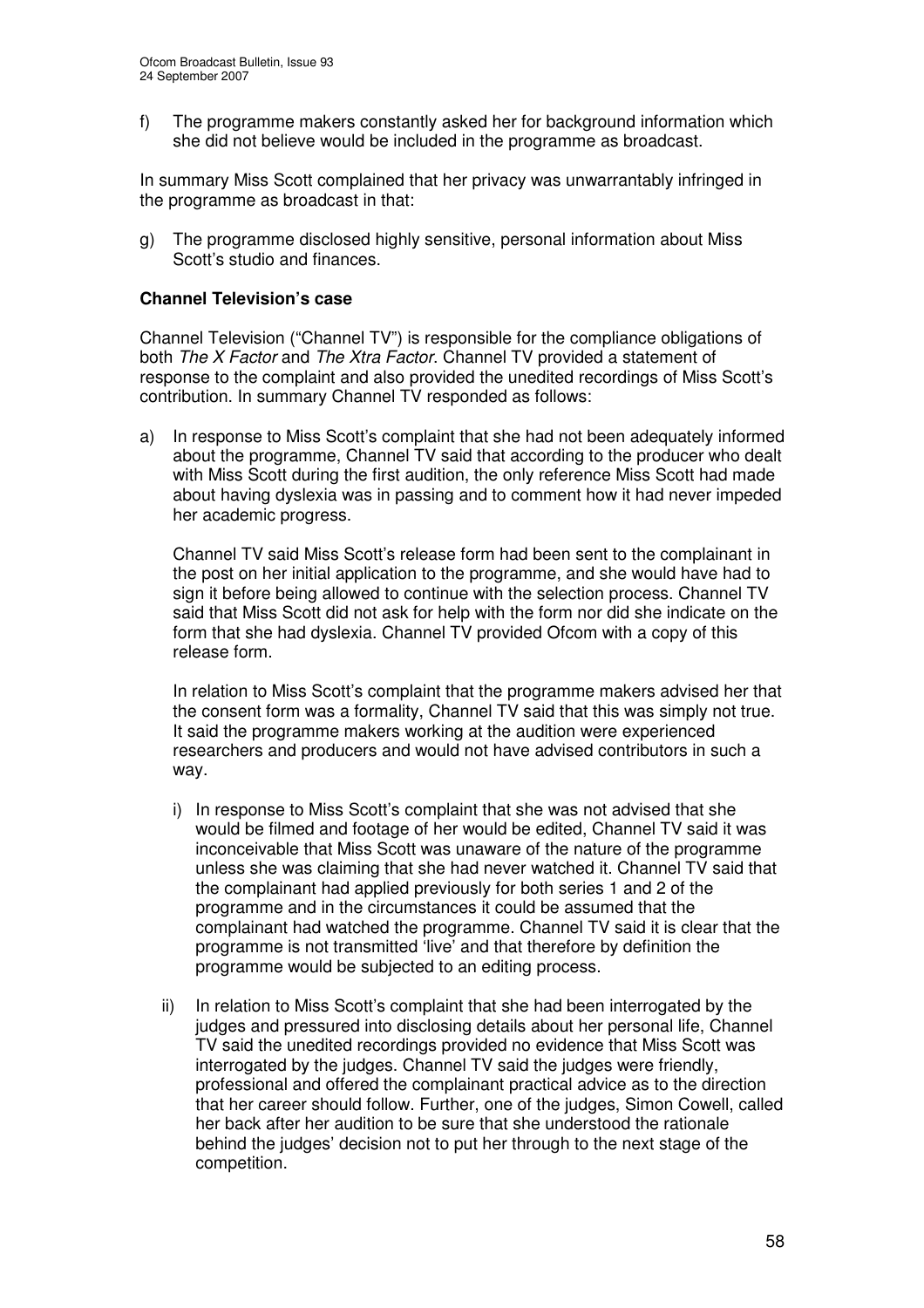f) The programme makers constantly asked her for background information which she did not believe would be included in the programme as broadcast.

In summary Miss Scott complained that her privacy was unwarrantably infringed in the programme as broadcast in that:

g) The programme disclosed highly sensitive, personal information about Miss Scott's studio and finances.

**Channel Television's case**

Channel Television ("Channel TV") is responsible for the compliance obligations of both *The X Factor* and *The Xtra Factor*. Channel TV provided a statement of response to the complaint and also provided the unedited recordings of Miss Scott's contribution. In summary Channel TV responded as follows:

a) In response to Miss Scott's complaint that she had not been adequately informed about the programme, Channel TV said that according to the producer who dealt with Miss Scott during the first audition, the only reference Miss Scott had made about having dyslexia was in passing and to comment how it had never impeded her academic progress.

   Channel TV said Miss Scott's release form had been sent to the complainant in the post on her initial application to the programme, and she would have had to sign it before being allowed to continue with the selection process. Channel TV said that Miss Scott did not ask for help with the form nor did she indicate on the form that she had dyslexia. Channel TV provided Ofcom with a copy of this release form.

   In relation to Miss Scott's complaint that the programme makers advised her that the consent form was a formality, Channel TV said that this was simply not true. It said the programme makers working at the audition were experienced researchers and producers and would not have advised contributors in such a way.

   i) In response to Miss Scott's complaint that she was not advised that she would be filmed and footage of her would be edited, Channel TV said it was inconceivable that Miss Scott was unaware of the nature of the programme unless she was claiming that she had never watched it. Channel TV said that the complainant had applied previously for both series 1 and 2 of the programme and in the circumstances it could be assumed that the complainant had watched the programme. Channel TV said it is clear that the programme is not transmitted 'live' and that therefore by definition the programme would be subjected to an editing process.

   ii) In relation to Miss Scott's complaint that she had been interrogated by the judges and pressured into disclosing details about her personal life, Channel TV said the unedited recordings provided no evidence that Miss Scott was interrogated by the judges. Channel TV said the judges were friendly, professional and offered the complainant practical advice as to the direction that her career should follow. Further, one of the judges, Simon Cowell, called her back after her audition to be sure that she understood the rationale behind the judges' decision not to put her through to the next stage of the competition.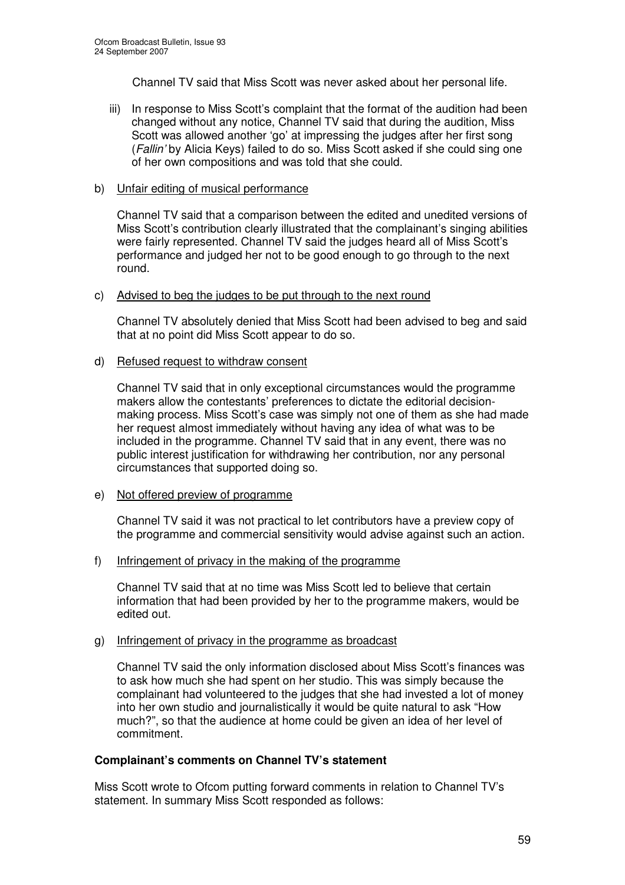Channel TV said that Miss Scott was never asked about her personal life.

iii) In response to Miss Scott's complaint that the format of the audition had been changed without any notice, Channel TV said that during the audition, Miss Scott was allowed another 'go' at impressing the judges after her first song (*Fallin'* by Alicia Keys) failed to do so. Miss Scott asked if she could sing one of her own compositions and was told that she could.

b) Unfair editing of musical performance

Channel TV said that a comparison between the edited and unedited versions of Miss Scott's contribution clearly illustrated that the complainant's singing abilities were fairly represented. Channel TV said the judges heard all of Miss Scott's performance and judged her not to be good enough to go through to the next round.

c) Advised to beg the judges to be put through to the next round

Channel TV absolutely denied that Miss Scott had been advised to beg and said that at no point did Miss Scott appear to do so.

d) Refused request to withdraw consent

Channel TV said that in only exceptional circumstances would the programme makers allow the contestants' preferences to dictate the editorial decision-making process. Miss Scott's case was simply not one of them as she had made her request almost immediately without having any idea of what was to be included in the programme. Channel TV said that in any event, there was no public interest justification for withdrawing her contribution, nor any personal circumstances that supported doing so.

e) Not offered preview of programme

Channel TV said it was not practical to let contributors have a preview copy of the programme and commercial sensitivity would advise against such an action.

f) Infringement of privacy in the making of the programme

Channel TV said that at no time was Miss Scott led to believe that certain information that had been provided by her to the programme makers, would be edited out.

g) Infringement of privacy in the programme as broadcast

Channel TV said the only information disclosed about Miss Scott's finances was to ask how much she had spent on her studio. This was simply because the complainant had volunteered to the judges that she had invested a lot of money into her own studio and journalistically it would be quite natural to ask "How much?", so that the audience at home could be given an idea of her level of commitment.

**Complainant's comments on Channel TV's statement**

Miss Scott wrote to Ofcom putting forward comments in relation to Channel TV's statement. In summary Miss Scott responded as follows: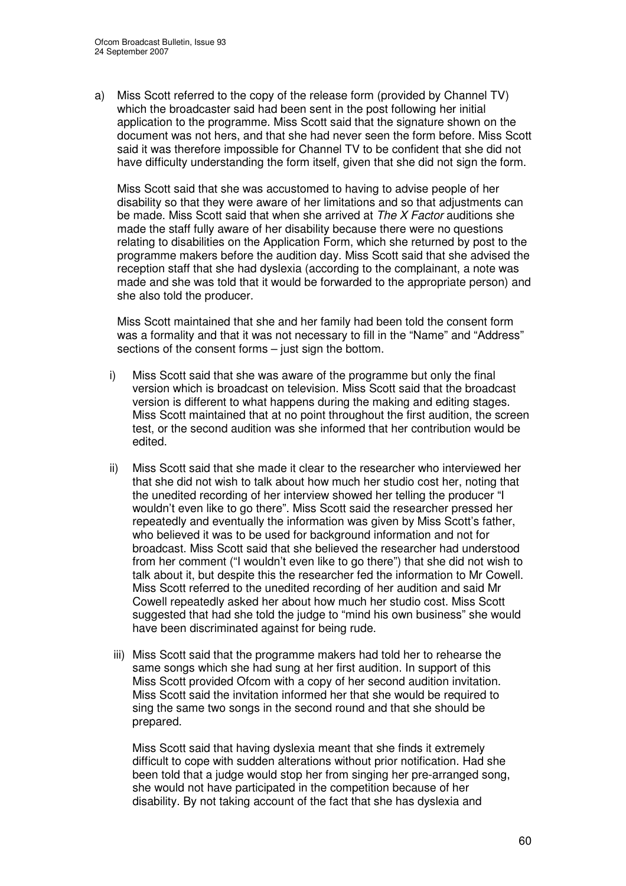a) Miss Scott referred to the copy of the release form (provided by Channel TV) which the broadcaster said had been sent in the post following her initial application to the programme. Miss Scott said that the signature shown on the document was not hers, and that she had never seen the form before. Miss Scott said it was therefore impossible for Channel TV to be confident that she did not have difficulty understanding the form itself, given that she did not sign the form.

   Miss Scott said that she was accustomed to having to advise people of her disability so that they were aware of her limitations and so that adjustments can be made. Miss Scott said that when she arrived at *The X Factor* auditions she made the staff fully aware of her disability because there were no questions relating to disabilities on the Application Form, which she returned by post to the programme makers before the audition day. Miss Scott said that she advised the reception staff that she had dyslexia (according to the complainant, a note was made and she was told that it would be forwarded to the appropriate person) and she also told the producer.

   Miss Scott maintained that she and her family had been told the consent form was a formality and that it was not necessary to fill in the "Name" and "Address" sections of the consent forms – just sign the bottom.

   i) Miss Scott said that she was aware of the programme but only the final version which is broadcast on television. Miss Scott said that the broadcast version is different to what happens during the making and editing stages. Miss Scott maintained that at no point throughout the first audition, the screen test, or the second audition was she informed that her contribution would be edited.

   ii) Miss Scott said that she made it clear to the researcher who interviewed her that she did not wish to talk about how much her studio cost her, noting that the unedited recording of her interview showed her telling the producer "I wouldn't even like to go there". Miss Scott said the researcher pressed her repeatedly and eventually the information was given by Miss Scott's father, who believed it was to be used for background information and not for broadcast. Miss Scott said that she believed the researcher had understood from her comment ("I wouldn't even like to go there") that she did not wish to talk about it, but despite this the researcher fed the information to Mr Cowell. Miss Scott referred to the unedited recording of her audition and said Mr Cowell repeatedly asked her about how much her studio cost. Miss Scott suggested that had she told the judge to "mind his own business" she would have been discriminated against for being rude.

   iii) Miss Scott said that the programme makers had told her to rehearse the same songs which she had sung at her first audition. In support of this Miss Scott provided Ofcom with a copy of her second audition invitation. Miss Scott said the invitation informed her that she would be required to sing the same two songs in the second round and that she should be prepared.

   Miss Scott said that having dyslexia meant that she finds it extremely difficult to cope with sudden alterations without prior notification. Had she been told that a judge would stop her from singing her pre-arranged song, she would not have participated in the competition because of her disability. By not taking account of the fact that she has dyslexia and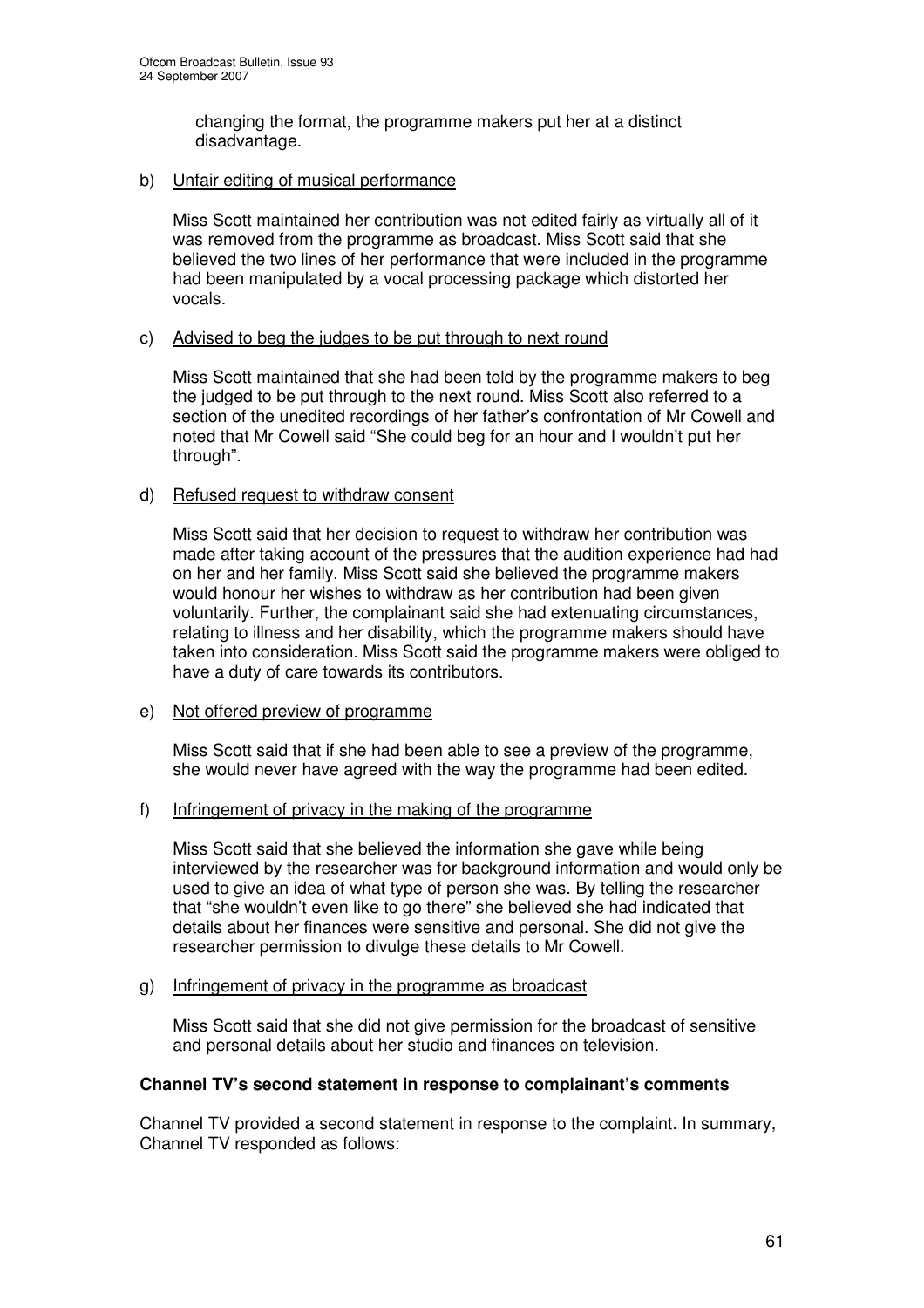changing the format, the programme makers put her at a distinct disadvantage.

b) Unfair editing of musical performance

Miss Scott maintained her contribution was not edited fairly as virtually all of it was removed from the programme as broadcast. Miss Scott said that she believed the two lines of her performance that were included in the programme had been manipulated by a vocal processing package which distorted her vocals.

c) Advised to beg the judges to be put through to next round

Miss Scott maintained that she had been told by the programme makers to beg the judged to be put through to the next round. Miss Scott also referred to a section of the unedited recordings of her father's confrontation of Mr Cowell and noted that Mr Cowell said "She could beg for an hour and I wouldn't put her through".

d) Refused request to withdraw consent

Miss Scott said that her decision to request to withdraw her contribution was made after taking account of the pressures that the audition experience had had on her and her family. Miss Scott said she believed the programme makers would honour her wishes to withdraw as her contribution had been given voluntarily. Further, the complainant said she had extenuating circumstances, relating to illness and her disability, which the programme makers should have taken into consideration. Miss Scott said the programme makers were obliged to have a duty of care towards its contributors.

e) Not offered preview of programme

Miss Scott said that if she had been able to see a preview of the programme, she would never have agreed with the way the programme had been edited.

f) Infringement of privacy in the making of the programme

Miss Scott said that she believed the information she gave while being interviewed by the researcher was for background information and would only be used to give an idea of what type of person she was. By telling the researcher that "she wouldn't even like to go there" she believed she had indicated that details about her finances were sensitive and personal. She did not give the researcher permission to divulge these details to Mr Cowell.

g) Infringement of privacy in the programme as broadcast

Miss Scott said that she did not give permission for the broadcast of sensitive and personal details about her studio and finances on television.

**Channel TV's second statement in response to complainant's comments**

Channel TV provided a second statement in response to the complaint. In summary, Channel TV responded as follows: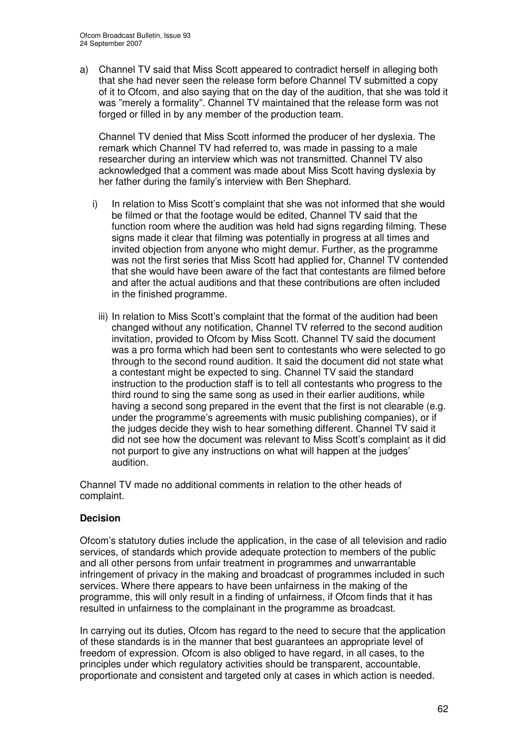a) Channel TV said that Miss Scott appeared to contradict herself in alleging both that she had never seen the release form before Channel TV submitted a copy of it to Ofcom, and also saying that on the day of the audition, that she was told it was "merely a formality". Channel TV maintained that the release form was not forged or filled in by any member of the production team.

   Channel TV denied that Miss Scott informed the producer of her dyslexia. The remark which Channel TV had referred to, was made in passing to a male researcher during an interview which was not transmitted. Channel TV also acknowledged that a comment was made about Miss Scott having dyslexia by her father during the family's interview with Ben Shephard.

   i) In relation to Miss Scott's complaint that she was not informed that she would be filmed or that the footage would be edited, Channel TV said that the function room where the audition was held had signs regarding filming. These signs made it clear that filming was potentially in progress at all times and invited objection from anyone who might demur. Further, as the programme was not the first series that Miss Scott had applied for, Channel TV contended that she would have been aware of the fact that contestants are filmed before and after the actual auditions and that these contributions are often included in the finished programme.

   iii) In relation to Miss Scott's complaint that the format of the audition had been changed without any notification, Channel TV referred to the second audition invitation, provided to Ofcom by Miss Scott. Channel TV said the document was a pro forma which had been sent to contestants who were selected to go through to the second round audition. It said the document did not state what a contestant might be expected to sing. Channel TV said the standard instruction to the production staff is to tell all contestants who progress to the third round to sing the same song as used in their earlier auditions, while having a second song prepared in the event that the first is not clearable (e.g. under the programme's agreements with music publishing companies), or if the judges decide they wish to hear something different. Channel TV said it did not see how the document was relevant to Miss Scott's complaint as it did not purport to give any instructions on what will happen at the judges' audition.

Channel TV made no additional comments in relation to the other heads of complaint.

**Decision**

Ofcom's statutory duties include the application, in the case of all television and radio services, of standards which provide adequate protection to members of the public and all other persons from unfair treatment in programmes and unwarrantable infringement of privacy in the making and broadcast of programmes included in such services. Where there appears to have been unfairness in the making of the programme, this will only result in a finding of unfairness, if Ofcom finds that it has resulted in unfairness to the complainant in the programme as broadcast.

In carrying out its duties, Ofcom has regard to the need to secure that the application of these standards is in the manner that best guarantees an appropriate level of freedom of expression. Ofcom is also obliged to have regard, in all cases, to the principles under which regulatory activities should be transparent, accountable, proportionate and consistent and targeted only at cases in which action is needed.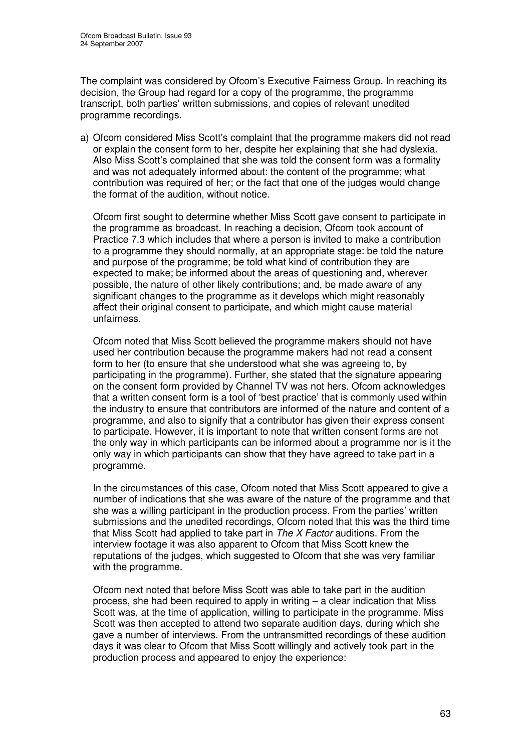The complaint was considered by Ofcom's Executive Fairness Group. In reaching its decision, the Group had regard for a copy of the programme, the programme transcript, both parties' written submissions, and copies of relevant unedited programme recordings.

a) Ofcom considered Miss Scott's complaint that the programme makers did not read or explain the consent form to her, despite her explaining that she had dyslexia. Also Miss Scott's complained that she was told the consent form was a formality and was not adequately informed about: the content of the programme; what contribution was required of her; or the fact that one of the judges would change the format of the audition, without notice.

   Ofcom first sought to determine whether Miss Scott gave consent to participate in the programme as broadcast. In reaching a decision, Ofcom took account of Practice 7.3 which includes that where a person is invited to make a contribution to a programme they should normally, at an appropriate stage: be told the nature and purpose of the programme; be told what kind of contribution they are expected to make; be informed about the areas of questioning and, wherever possible, the nature of other likely contributions; and, be made aware of any significant changes to the programme as it develops which might reasonably affect their original consent to participate, and which might cause material unfairness.

   Ofcom noted that Miss Scott believed the programme makers should not have used her contribution because the programme makers had not read a consent form to her (to ensure that she understood what she was agreeing to, by participating in the programme). Further, she stated that the signature appearing on the consent form provided by Channel TV was not hers. Ofcom acknowledges that a written consent form is a tool of 'best practice' that is commonly used within the industry to ensure that contributors are informed of the nature and content of a programme, and also to signify that a contributor has given their express consent to participate. However, it is important to note that written consent forms are not the only way in which participants can be informed about a programme nor is it the only way in which participants can show that they have agreed to take part in a programme.

   In the circumstances of this case, Ofcom noted that Miss Scott appeared to give a number of indications that she was aware of the nature of the programme and that she was a willing participant in the production process. From the parties' written submissions and the unedited recordings, Ofcom noted that this was the third time that Miss Scott had applied to take part in *The X Factor* auditions. From the interview footage it was also apparent to Ofcom that Miss Scott knew the reputations of the judges, which suggested to Ofcom that she was very familiar with the programme.

   Ofcom next noted that before Miss Scott was able to take part in the audition process, she had been required to apply in writing – a clear indication that Miss Scott was, at the time of application, willing to participate in the programme. Miss Scott was then accepted to attend two separate audition days, during which she gave a number of interviews. From the untransmitted recordings of these audition days it was clear to Ofcom that Miss Scott willingly and actively took part in the production process and appeared to enjoy the experience: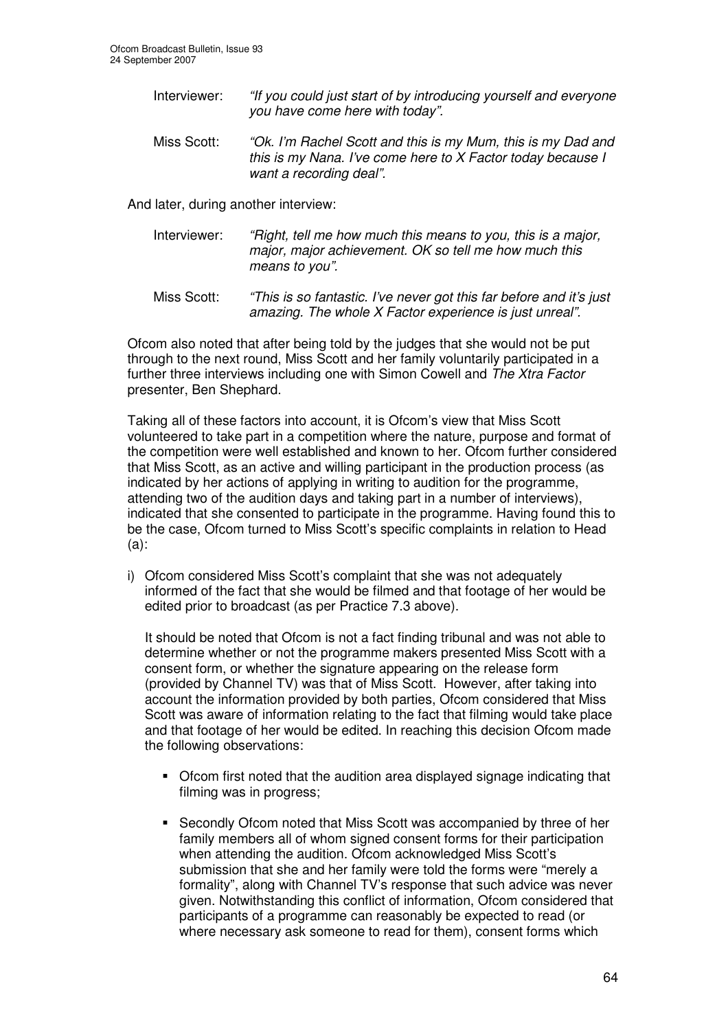Interviewer: *"If you could just start of by introducing yourself and everyone you have come here with today".*

Miss Scott: *"Ok. I'm Rachel Scott and this is my Mum, this is my Dad and this is my Nana. I've come here to X Factor today because I want a recording deal".*

And later, during another interview:

Interviewer: *"Right, tell me how much this means to you, this is a major, major, major achievement. OK so tell me how much this means to you".*

Miss Scott: *"This is so fantastic. I've never got this far before and it's just amazing. The whole X Factor experience is just unreal".*

Ofcom also noted that after being told by the judges that she would not be put through to the next round, Miss Scott and her family voluntarily participated in a further three interviews including one with Simon Cowell and *The Xtra Factor* presenter, Ben Shephard.

Taking all of these factors into account, it is Ofcom's view that Miss Scott volunteered to take part in a competition where the nature, purpose and format of the competition were well established and known to her. Ofcom further considered that Miss Scott, as an active and willing participant in the production process (as indicated by her actions of applying in writing to audition for the programme, attending two of the audition days and taking part in a number of interviews), indicated that she consented to participate in the programme. Having found this to be the case, Ofcom turned to Miss Scott's specific complaints in relation to Head (a):

i) Ofcom considered Miss Scott's complaint that she was not adequately informed of the fact that she would be filmed and that footage of her would be edited prior to broadcast (as per Practice 7.3 above).

   It should be noted that Ofcom is not a fact finding tribunal and was not able to determine whether or not the programme makers presented Miss Scott with a consent form, or whether the signature appearing on the release form (provided by Channel TV) was that of Miss Scott. However, after taking into account the information provided by both parties, Ofcom considered that Miss Scott was aware of information relating to the fact that filming would take place and that footage of her would be edited. In reaching this decision Ofcom made the following observations:

   - Ofcom first noted that the audition area displayed signage indicating that filming was in progress;
   - Secondly Ofcom noted that Miss Scott was accompanied by three of her family members all of whom signed consent forms for their participation when attending the audition. Ofcom acknowledged Miss Scott's submission that she and her family were told the forms were "merely a formality", along with Channel TV's response that such advice was never given. Notwithstanding this conflict of information, Ofcom considered that participants of a programme can reasonably be expected to read (or where necessary ask someone to read for them), consent forms which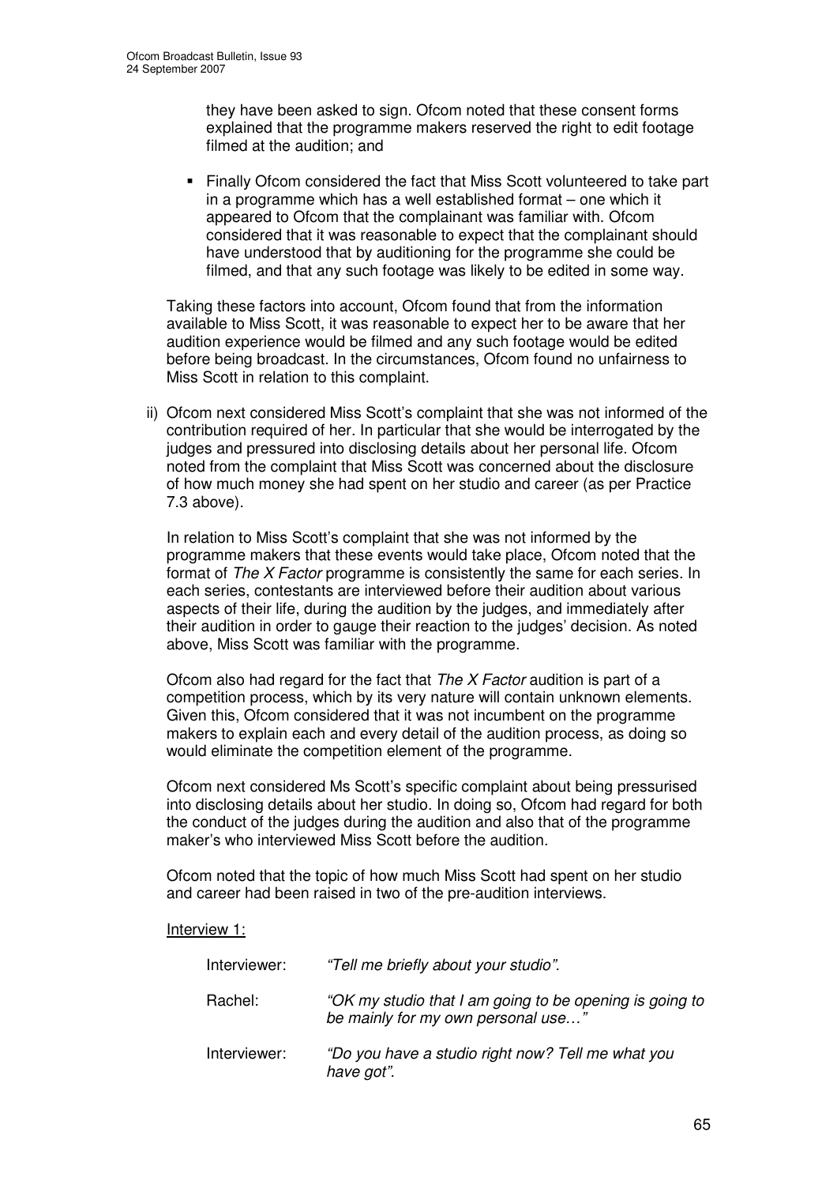they have been asked to sign. Ofcom noted that these consent forms explained that the programme makers reserved the right to edit footage filmed at the audition; and

- Finally Ofcom considered the fact that Miss Scott volunteered to take part in a programme which has a well established format – one which it appeared to Ofcom that the complainant was familiar with. Ofcom considered that it was reasonable to expect that the complainant should have understood that by auditioning for the programme she could be filmed, and that any such footage was likely to be edited in some way.

Taking these factors into account, Ofcom found that from the information available to Miss Scott, it was reasonable to expect her to be aware that her audition experience would be filmed and any such footage would be edited before being broadcast. In the circumstances, Ofcom found no unfairness to Miss Scott in relation to this complaint.

ii) Ofcom next considered Miss Scott's complaint that she was not informed of the contribution required of her. In particular that she would be interrogated by the judges and pressured into disclosing details about her personal life. Ofcom noted from the complaint that Miss Scott was concerned about the disclosure of how much money she had spent on her studio and career (as per Practice 7.3 above).

In relation to Miss Scott's complaint that she was not informed by the programme makers that these events would take place, Ofcom noted that the format of *The X Factor* programme is consistently the same for each series. In each series, contestants are interviewed before their audition about various aspects of their life, during the audition by the judges, and immediately after their audition in order to gauge their reaction to the judges' decision. As noted above, Miss Scott was familiar with the programme.

Ofcom also had regard for the fact that *The X Factor* audition is part of a competition process, which by its very nature will contain unknown elements. Given this, Ofcom considered that it was not incumbent on the programme makers to explain each and every detail of the audition process, as doing so would eliminate the competition element of the programme.

Ofcom next considered Ms Scott's specific complaint about being pressurised into disclosing details about her studio. In doing so, Ofcom had regard for both the conduct of the judges during the audition and also that of the programme maker's who interviewed Miss Scott before the audition.

Ofcom noted that the topic of how much Miss Scott had spent on her studio and career had been raised in two of the pre-audition interviews.

<u>Interview 1:</u>

Interviewer: *"Tell me briefly about your studio".*

Rachel: *"OK my studio that I am going to be opening is going to be mainly for my own personal use…"*

Interviewer: *"Do you have a studio right now? Tell me what you have got".*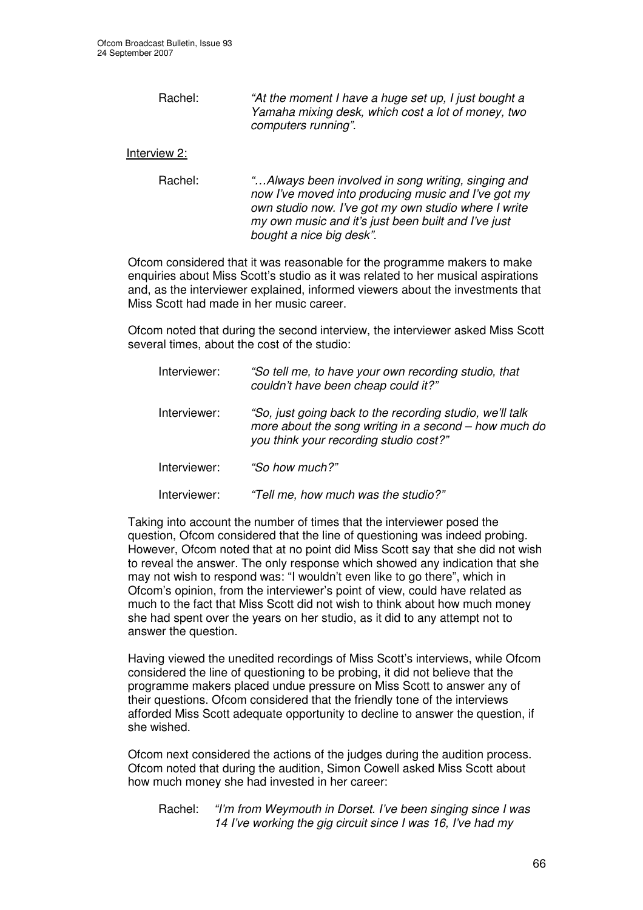Rachel: *"At the moment I have a huge set up, I just bought a Yamaha mixing desk, which cost a lot of money, two computers running".*

Interview 2:

Rachel: *"…Always been involved in song writing, singing and now I've moved into producing music and I've got my own studio now. I've got my own studio where I write my own music and it's just been built and I've just bought a nice big desk".*

Ofcom considered that it was reasonable for the programme makers to make enquiries about Miss Scott's studio as it was related to her musical aspirations and, as the interviewer explained, informed viewers about the investments that Miss Scott had made in her music career.

Ofcom noted that during the second interview, the interviewer asked Miss Scott several times, about the cost of the studio:

Interviewer: *"So tell me, to have your own recording studio, that couldn't have been cheap could it?"*

Interviewer: *"So, just going back to the recording studio, we'll talk more about the song writing in a second – how much do you think your recording studio cost?"*

Interviewer: *"So how much?"*

Interviewer: *"Tell me, how much was the studio?"*

Taking into account the number of times that the interviewer posed the question, Ofcom considered that the line of questioning was indeed probing. However, Ofcom noted that at no point did Miss Scott say that she did not wish to reveal the answer. The only response which showed any indication that she may not wish to respond was: "I wouldn't even like to go there", which in Ofcom's opinion, from the interviewer's point of view, could have related as much to the fact that Miss Scott did not wish to think about how much money she had spent over the years on her studio, as it did to any attempt not to answer the question.

Having viewed the unedited recordings of Miss Scott's interviews, while Ofcom considered the line of questioning to be probing, it did not believe that the programme makers placed undue pressure on Miss Scott to answer any of their questions. Ofcom considered that the friendly tone of the interviews afforded Miss Scott adequate opportunity to decline to answer the question, if she wished.

Ofcom next considered the actions of the judges during the audition process. Ofcom noted that during the audition, Simon Cowell asked Miss Scott about how much money she had invested in her career:

Rachel: *"I'm from Weymouth in Dorset. I've been singing since I was 14 I've working the gig circuit since I was 16, I've had my*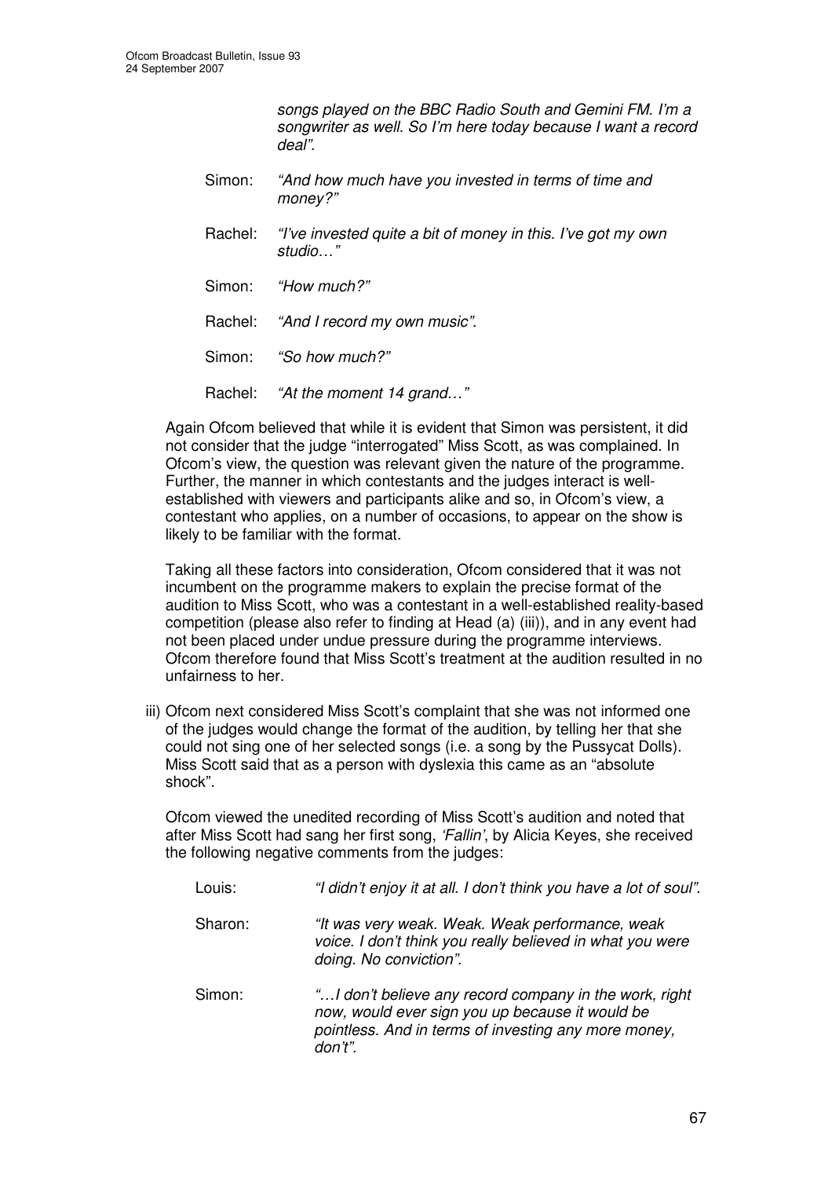*songs played on the BBC Radio South and Gemini FM. I'm a songwriter as well. So I'm here today because I want a record deal".*

Simon: *"And how much have you invested in terms of time and money?"*

Rachel: *"I've invested quite a bit of money in this. I've got my own studio…"*

Simon: *"How much?"*

Rachel: *"And I record my own music".*

Simon: *"So how much?"*

Rachel: *"At the moment 14 grand…"*

Again Ofcom believed that while it is evident that Simon was persistent, it did not consider that the judge "interrogated" Miss Scott, as was complained. In Ofcom's view, the question was relevant given the nature of the programme. Further, the manner in which contestants and the judges interact is well-established with viewers and participants alike and so, in Ofcom's view, a contestant who applies, on a number of occasions, to appear on the show is likely to be familiar with the format.

Taking all these factors into consideration, Ofcom considered that it was not incumbent on the programme makers to explain the precise format of the audition to Miss Scott, who was a contestant in a well-established reality-based competition (please also refer to finding at Head (a) (iii)), and in any event had not been placed under undue pressure during the programme interviews. Ofcom therefore found that Miss Scott's treatment at the audition resulted in no unfairness to her.

iii) Ofcom next considered Miss Scott's complaint that she was not informed one of the judges would change the format of the audition, by telling her that she could not sing one of her selected songs (i.e. a song by the Pussycat Dolls). Miss Scott said that as a person with dyslexia this came as an "absolute shock".

Ofcom viewed the unedited recording of Miss Scott's audition and noted that after Miss Scott had sang her first song, *'Fallin'*, by Alicia Keyes, she received the following negative comments from the judges:

Louis: *"I didn't enjoy it at all. I don't think you have a lot of soul".*

Sharon: *"It was very weak. Weak. Weak performance, weak voice. I don't think you really believed in what you were doing. No conviction".*

Simon: *"…I don't believe any record company in the work, right now, would ever sign you up because it would be pointless. And in terms of investing any more money, don't".*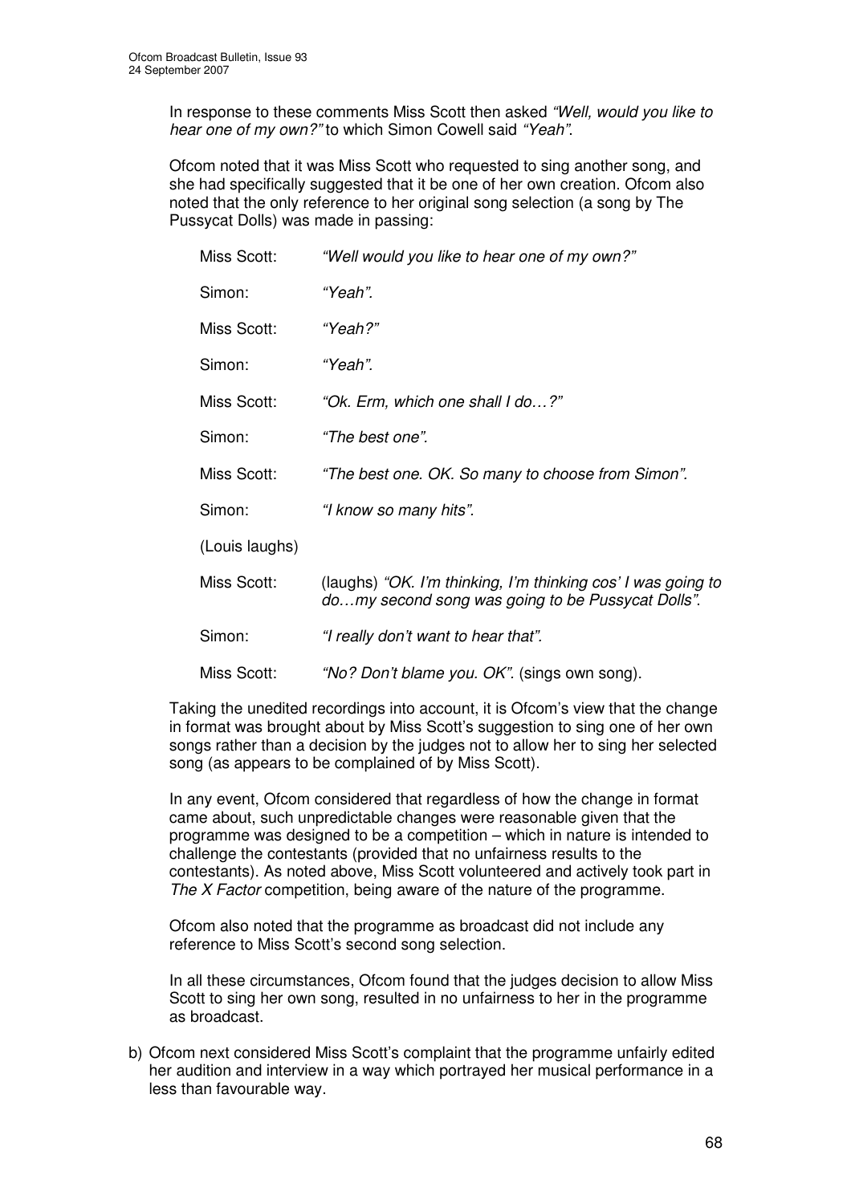In response to these comments Miss Scott then asked *"Well, would you like to hear one of my own?"* to which Simon Cowell said *"Yeah"*.

Ofcom noted that it was Miss Scott who requested to sing another song, and she had specifically suggested that it be one of her own creation. Ofcom also noted that the only reference to her original song selection (a song by The Pussycat Dolls) was made in passing:

| | |
|---|---|
| Miss Scott: | *"Well would you like to hear one of my own?"* |
| Simon: | *"Yeah".* |
| Miss Scott: | *"Yeah?"* |
| Simon: | *"Yeah".* |
| Miss Scott: | *"Ok. Erm, which one shall I do…?"* |
| Simon: | *"The best one".* |
| Miss Scott: | *"The best one. OK. So many to choose from Simon".* |
| Simon: | *"I know so many hits".* |
| (Louis laughs) | |
| Miss Scott: | (laughs) *"OK. I'm thinking, I'm thinking cos' I was going to do…my second song was going to be Pussycat Dolls".* |
| Simon: | *"I really don't want to hear that".* |
| Miss Scott: | *"No? Don't blame you. OK".* (sings own song). |

Taking the unedited recordings into account, it is Ofcom's view that the change in format was brought about by Miss Scott's suggestion to sing one of her own songs rather than a decision by the judges not to allow her to sing her selected song (as appears to be complained of by Miss Scott).

In any event, Ofcom considered that regardless of how the change in format came about, such unpredictable changes were reasonable given that the programme was designed to be a competition – which in nature is intended to challenge the contestants (provided that no unfairness results to the contestants). As noted above, Miss Scott volunteered and actively took part in *The X Factor* competition, being aware of the nature of the programme.

Ofcom also noted that the programme as broadcast did not include any reference to Miss Scott's second song selection.

In all these circumstances, Ofcom found that the judges decision to allow Miss Scott to sing her own song, resulted in no unfairness to her in the programme as broadcast.

b) Ofcom next considered Miss Scott's complaint that the programme unfairly edited her audition and interview in a way which portrayed her musical performance in a less than favourable way.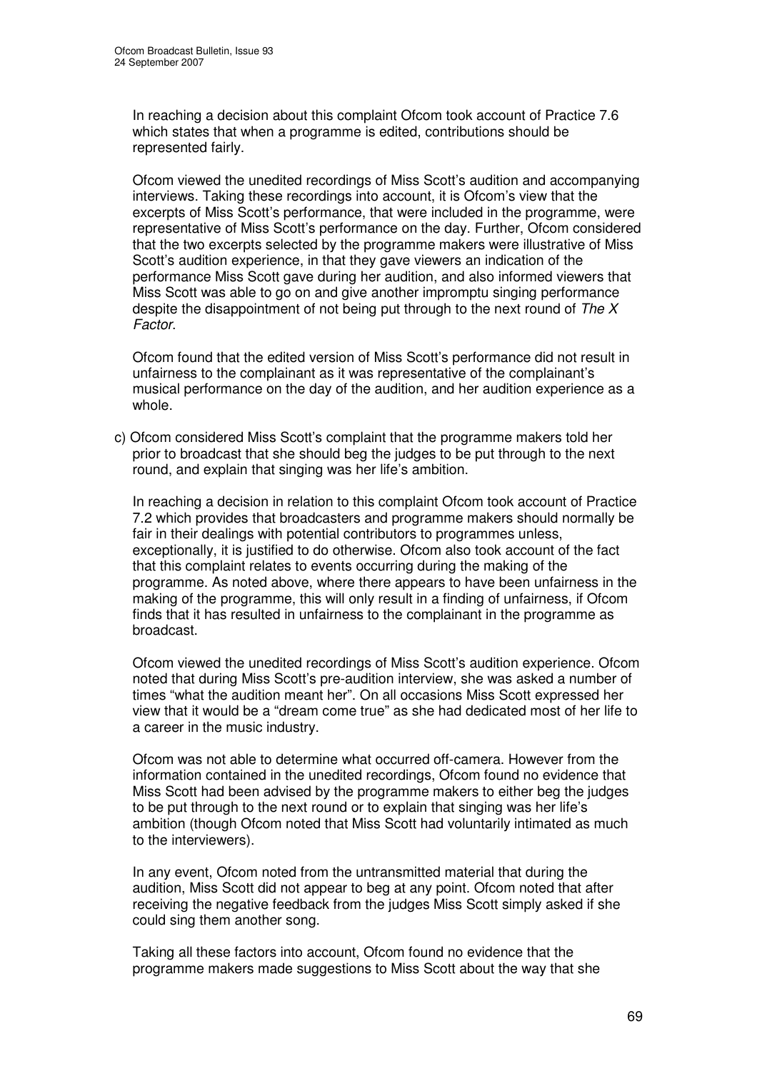In reaching a decision about this complaint Ofcom took account of Practice 7.6 which states that when a programme is edited, contributions should be represented fairly.

Ofcom viewed the unedited recordings of Miss Scott's audition and accompanying interviews. Taking these recordings into account, it is Ofcom's view that the excerpts of Miss Scott's performance, that were included in the programme, were representative of Miss Scott's performance on the day. Further, Ofcom considered that the two excerpts selected by the programme makers were illustrative of Miss Scott's audition experience, in that they gave viewers an indication of the performance Miss Scott gave during her audition, and also informed viewers that Miss Scott was able to go on and give another impromptu singing performance despite the disappointment of not being put through to the next round of *The X Factor*.

Ofcom found that the edited version of Miss Scott's performance did not result in unfairness to the complainant as it was representative of the complainant's musical performance on the day of the audition, and her audition experience as a whole.

c) Ofcom considered Miss Scott's complaint that the programme makers told her prior to broadcast that she should beg the judges to be put through to the next round, and explain that singing was her life's ambition.

   In reaching a decision in relation to this complaint Ofcom took account of Practice 7.2 which provides that broadcasters and programme makers should normally be fair in their dealings with potential contributors to programmes unless, exceptionally, it is justified to do otherwise. Ofcom also took account of the fact that this complaint relates to events occurring during the making of the programme. As noted above, where there appears to have been unfairness in the making of the programme, this will only result in a finding of unfairness, if Ofcom finds that it has resulted in unfairness to the complainant in the programme as broadcast.

   Ofcom viewed the unedited recordings of Miss Scott's audition experience. Ofcom noted that during Miss Scott's pre-audition interview, she was asked a number of times "what the audition meant her". On all occasions Miss Scott expressed her view that it would be a "dream come true" as she had dedicated most of her life to a career in the music industry.

   Ofcom was not able to determine what occurred off-camera. However from the information contained in the unedited recordings, Ofcom found no evidence that Miss Scott had been advised by the programme makers to either beg the judges to be put through to the next round or to explain that singing was her life's ambition (though Ofcom noted that Miss Scott had voluntarily intimated as much to the interviewers).

   In any event, Ofcom noted from the untransmitted material that during the audition, Miss Scott did not appear to beg at any point. Ofcom noted that after receiving the negative feedback from the judges Miss Scott simply asked if she could sing them another song.

   Taking all these factors into account, Ofcom found no evidence that the programme makers made suggestions to Miss Scott about the way that she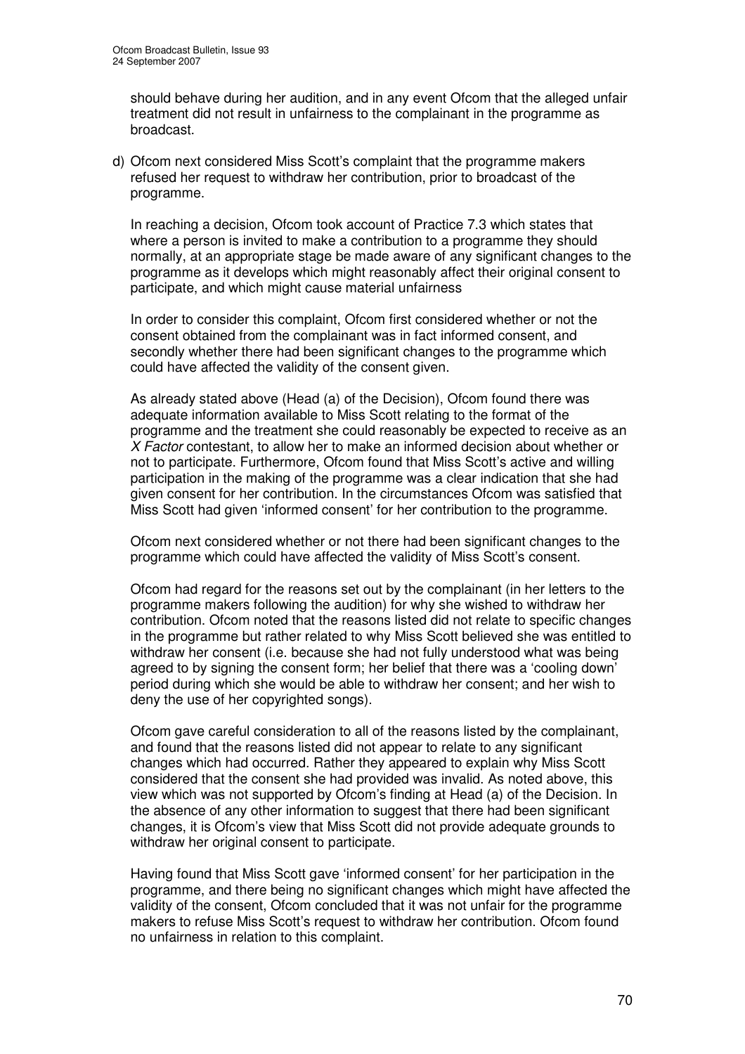should behave during her audition, and in any event Ofcom that the alleged unfair treatment did not result in unfairness to the complainant in the programme as broadcast.

d) Ofcom next considered Miss Scott's complaint that the programme makers refused her request to withdraw her contribution, prior to broadcast of the programme.

   In reaching a decision, Ofcom took account of Practice 7.3 which states that where a person is invited to make a contribution to a programme they should normally, at an appropriate stage be made aware of any significant changes to the programme as it develops which might reasonably affect their original consent to participate, and which might cause material unfairness

   In order to consider this complaint, Ofcom first considered whether or not the consent obtained from the complainant was in fact informed consent, and secondly whether there had been significant changes to the programme which could have affected the validity of the consent given.

   As already stated above (Head (a) of the Decision), Ofcom found there was adequate information available to Miss Scott relating to the format of the programme and the treatment she could reasonably be expected to receive as an *X Factor* contestant, to allow her to make an informed decision about whether or not to participate. Furthermore, Ofcom found that Miss Scott's active and willing participation in the making of the programme was a clear indication that she had given consent for her contribution. In the circumstances Ofcom was satisfied that Miss Scott had given 'informed consent' for her contribution to the programme.

   Ofcom next considered whether or not there had been significant changes to the programme which could have affected the validity of Miss Scott's consent.

   Ofcom had regard for the reasons set out by the complainant (in her letters to the programme makers following the audition) for why she wished to withdraw her contribution. Ofcom noted that the reasons listed did not relate to specific changes in the programme but rather related to why Miss Scott believed she was entitled to withdraw her consent (i.e. because she had not fully understood what was being agreed to by signing the consent form; her belief that there was a 'cooling down' period during which she would be able to withdraw her consent; and her wish to deny the use of her copyrighted songs).

   Ofcom gave careful consideration to all of the reasons listed by the complainant, and found that the reasons listed did not appear to relate to any significant changes which had occurred. Rather they appeared to explain why Miss Scott considered that the consent she had provided was invalid. As noted above, this view which was not supported by Ofcom's finding at Head (a) of the Decision. In the absence of any other information to suggest that there had been significant changes, it is Ofcom's view that Miss Scott did not provide adequate grounds to withdraw her original consent to participate.

   Having found that Miss Scott gave 'informed consent' for her participation in the programme, and there being no significant changes which might have affected the validity of the consent, Ofcom concluded that it was not unfair for the programme makers to refuse Miss Scott's request to withdraw her contribution. Ofcom found no unfairness in relation to this complaint.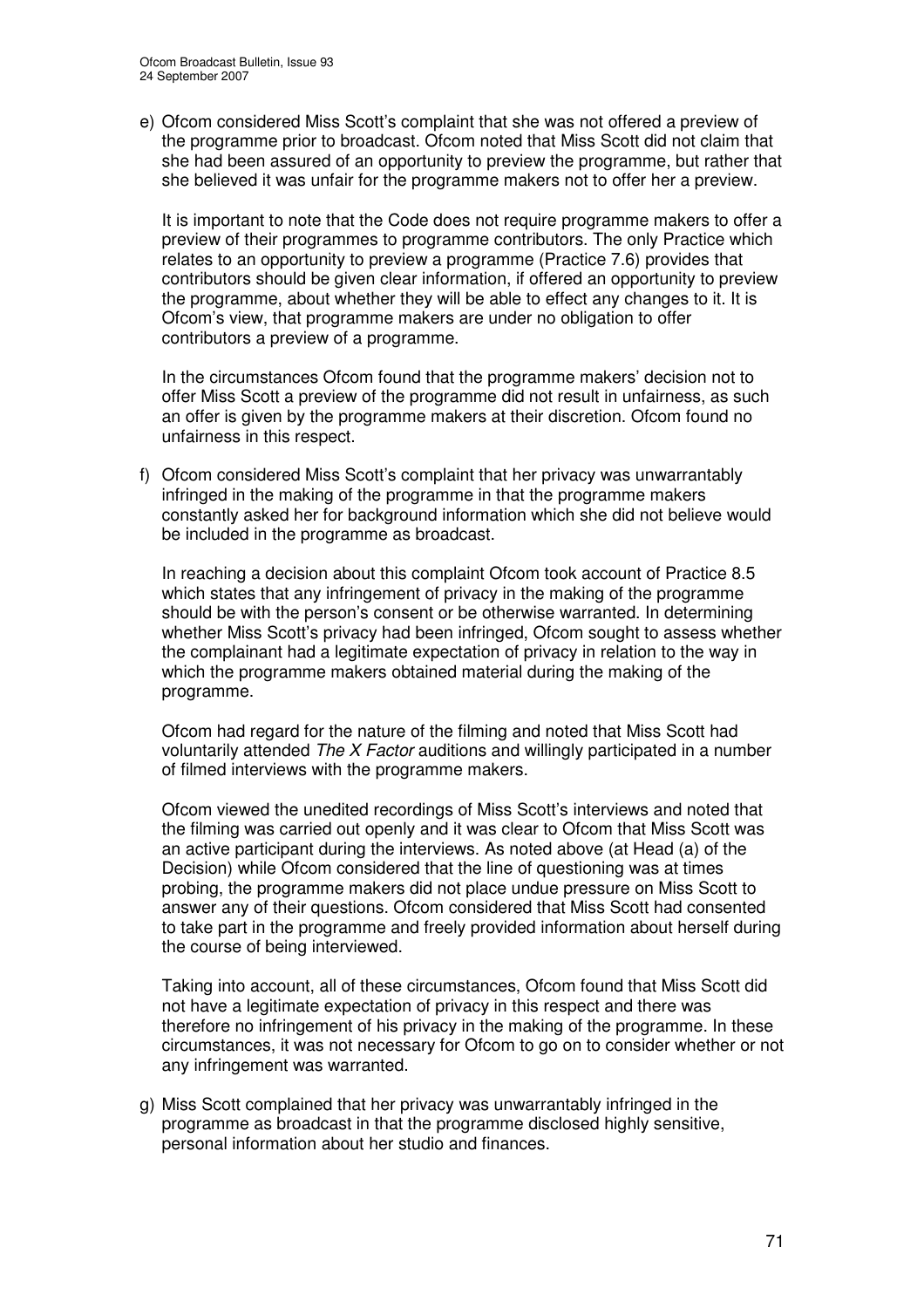e) Ofcom considered Miss Scott's complaint that she was not offered a preview of the programme prior to broadcast. Ofcom noted that Miss Scott did not claim that she had been assured of an opportunity to preview the programme, but rather that she believed it was unfair for the programme makers not to offer her a preview.

   It is important to note that the Code does not require programme makers to offer a preview of their programmes to programme contributors. The only Practice which relates to an opportunity to preview a programme (Practice 7.6) provides that contributors should be given clear information, if offered an opportunity to preview the programme, about whether they will be able to effect any changes to it. It is Ofcom's view, that programme makers are under no obligation to offer contributors a preview of a programme.

   In the circumstances Ofcom found that the programme makers' decision not to offer Miss Scott a preview of the programme did not result in unfairness, as such an offer is given by the programme makers at their discretion. Ofcom found no unfairness in this respect.

f) Ofcom considered Miss Scott's complaint that her privacy was unwarrantably infringed in the making of the programme in that the programme makers constantly asked her for background information which she did not believe would be included in the programme as broadcast.

   In reaching a decision about this complaint Ofcom took account of Practice 8.5 which states that any infringement of privacy in the making of the programme should be with the person's consent or be otherwise warranted. In determining whether Miss Scott's privacy had been infringed, Ofcom sought to assess whether the complainant had a legitimate expectation of privacy in relation to the way in which the programme makers obtained material during the making of the programme.

   Ofcom had regard for the nature of the filming and noted that Miss Scott had voluntarily attended *The X Factor* auditions and willingly participated in a number of filmed interviews with the programme makers.

   Ofcom viewed the unedited recordings of Miss Scott's interviews and noted that the filming was carried out openly and it was clear to Ofcom that Miss Scott was an active participant during the interviews. As noted above (at Head (a) of the Decision) while Ofcom considered that the line of questioning was at times probing, the programme makers did not place undue pressure on Miss Scott to answer any of their questions. Ofcom considered that Miss Scott had consented to take part in the programme and freely provided information about herself during the course of being interviewed.

   Taking into account, all of these circumstances, Ofcom found that Miss Scott did not have a legitimate expectation of privacy in this respect and there was therefore no infringement of his privacy in the making of the programme. In these circumstances, it was not necessary for Ofcom to go on to consider whether or not any infringement was warranted.

g) Miss Scott complained that her privacy was unwarrantably infringed in the programme as broadcast in that the programme disclosed highly sensitive, personal information about her studio and finances.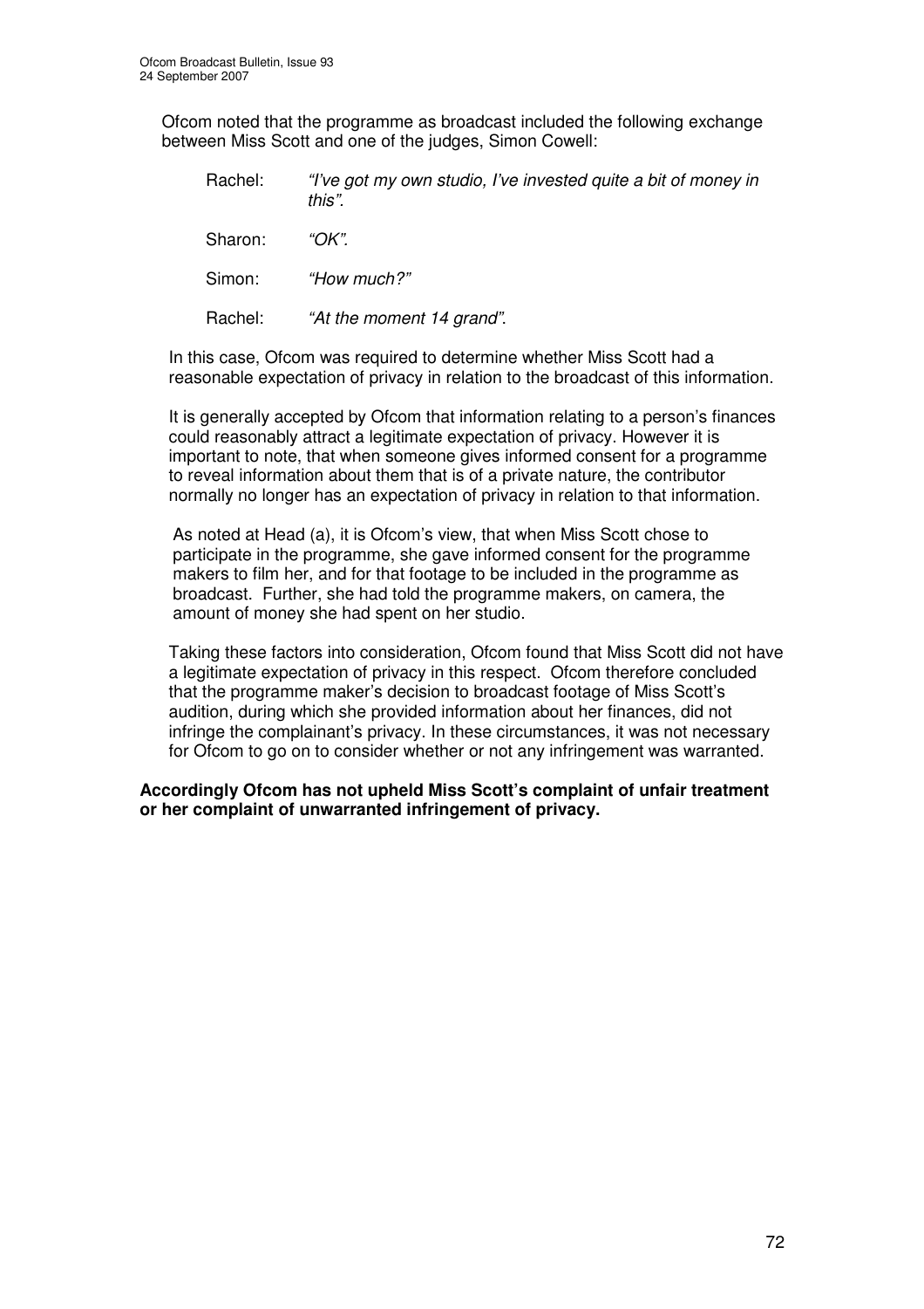Ofcom noted that the programme as broadcast included the following exchange between Miss Scott and one of the judges, Simon Cowell:

Rachel: *"I've got my own studio, I've invested quite a bit of money in this".*

Sharon: *"OK".*

Simon: *"How much?"*

Rachel: *"At the moment 14 grand".*

In this case, Ofcom was required to determine whether Miss Scott had a reasonable expectation of privacy in relation to the broadcast of this information.

It is generally accepted by Ofcom that information relating to a person's finances could reasonably attract a legitimate expectation of privacy. However it is important to note, that when someone gives informed consent for a programme to reveal information about them that is of a private nature, the contributor normally no longer has an expectation of privacy in relation to that information.

As noted at Head (a), it is Ofcom's view, that when Miss Scott chose to participate in the programme, she gave informed consent for the programme makers to film her, and for that footage to be included in the programme as broadcast. Further, she had told the programme makers, on camera, the amount of money she had spent on her studio.

Taking these factors into consideration, Ofcom found that Miss Scott did not have a legitimate expectation of privacy in this respect. Ofcom therefore concluded that the programme maker's decision to broadcast footage of Miss Scott's audition, during which she provided information about her finances, did not infringe the complainant's privacy. In these circumstances, it was not necessary for Ofcom to go on to consider whether or not any infringement was warranted.

**Accordingly Ofcom has not upheld Miss Scott's complaint of unfair treatment or her complaint of unwarranted infringement of privacy.**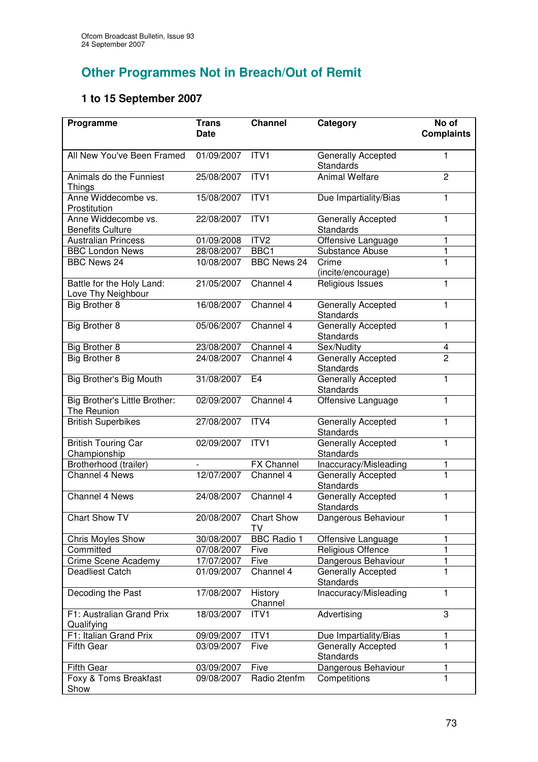## Other Programmes Not in Breach/Out of Remit

### 1 to 15 September 2007

| Programme | Trans Date | Channel | Category | No of Complaints |
|---|---|---|---|---|
| All New You've Been Framed | 01/09/2007 | ITV1 | Generally Accepted Standards | 1 |
| Animals do the Funniest Things | 25/08/2007 | ITV1 | Animal Welfare | 2 |
| Anne Widdecombe vs. Prostitution | 15/08/2007 | ITV1 | Due Impartiality/Bias | 1 |
| Anne Widdecombe vs. Benefits Culture | 22/08/2007 | ITV1 | Generally Accepted Standards | 1 |
| Australian Princess | 01/09/2008 | ITV2 | Offensive Language | 1 |
| BBC London News | 28/08/2007 | BBC1 | Substance Abuse | 1 |
| BBC News 24 | 10/08/2007 | BBC News 24 | Crime (incite/encourage) | 1 |
| Battle for the Holy Land: Love Thy Neighbour | 21/05/2007 | Channel 4 | Religious Issues | 1 |
| Big Brother 8 | 16/08/2007 | Channel 4 | Generally Accepted Standards | 1 |
| Big Brother 8 | 05/06/2007 | Channel 4 | Generally Accepted Standards | 1 |
| Big Brother 8 | 23/08/2007 | Channel 4 | Sex/Nudity | 4 |
| Big Brother 8 | 24/08/2007 | Channel 4 | Generally Accepted Standards | 2 |
| Big Brother's Big Mouth | 31/08/2007 | E4 | Generally Accepted Standards | 1 |
| Big Brother's Little Brother: The Reunion | 02/09/2007 | Channel 4 | Offensive Language | 1 |
| British Superbikes | 27/08/2007 | ITV4 | Generally Accepted Standards | 1 |
| British Touring Car Championship | 02/09/2007 | ITV1 | Generally Accepted Standards | 1 |
| Brotherhood (trailer) | - | FX Channel | Inaccuracy/Misleading | 1 |
| Channel 4 News | 12/07/2007 | Channel 4 | Generally Accepted Standards | 1 |
| Channel 4 News | 24/08/2007 | Channel 4 | Generally Accepted Standards | 1 |
| Chart Show TV | 20/08/2007 | Chart Show TV | Dangerous Behaviour | 1 |
| Chris Moyles Show | 30/08/2007 | BBC Radio 1 | Offensive Language | 1 |
| Committed | 07/08/2007 | Five | Religious Offence | 1 |
| Crime Scene Academy | 17/07/2007 | Five | Dangerous Behaviour | 1 |
| Deadliest Catch | 01/09/2007 | Channel 4 | Generally Accepted Standards | 1 |
| Decoding the Past | 17/08/2007 | History Channel | Inaccuracy/Misleading | 1 |
| F1: Australian Grand Prix Qualifying | 18/03/2007 | ITV1 | Advertising | 3 |
| F1: Italian Grand Prix | 09/09/2007 | ITV1 | Due Impartiality/Bias | 1 |
| Fifth Gear | 03/09/2007 | Five | Generally Accepted Standards | 1 |
| Fifth Gear | 03/09/2007 | Five | Dangerous Behaviour | 1 |
| Foxy & Toms Breakfast Show | 09/08/2007 | Radio 2tenfm | Competitions | 1 |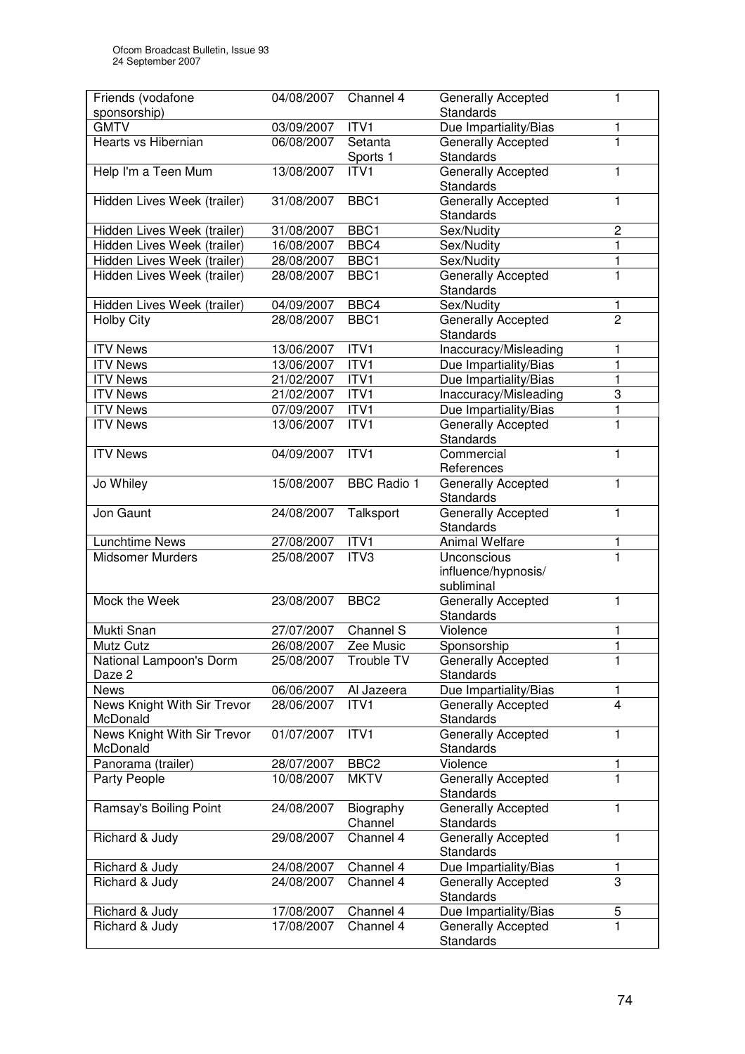| Friends (vodafone sponsorship) | 04/08/2007 | Channel 4 | Generally Accepted Standards | 1 |
|---|---|---|---|---|
| GMTV | 03/09/2007 | ITV1 | Due Impartiality/Bias | 1 |
| Hearts vs Hibernian | 06/08/2007 | Setanta Sports 1 | Generally Accepted Standards | 1 |
| Help I'm a Teen Mum | 13/08/2007 | ITV1 | Generally Accepted Standards | 1 |
| Hidden Lives Week (trailer) | 31/08/2007 | BBC1 | Generally Accepted Standards | 1 |
| Hidden Lives Week (trailer) | 31/08/2007 | BBC1 | Sex/Nudity | 2 |
| Hidden Lives Week (trailer) | 16/08/2007 | BBC4 | Sex/Nudity | 1 |
| Hidden Lives Week (trailer) | 28/08/2007 | BBC1 | Sex/Nudity | 1 |
| Hidden Lives Week (trailer) | 28/08/2007 | BBC1 | Generally Accepted Standards | 1 |
| Hidden Lives Week (trailer) | 04/09/2007 | BBC4 | Sex/Nudity | 1 |
| Holby City | 28/08/2007 | BBC1 | Generally Accepted Standards | 2 |
| ITV News | 13/06/2007 | ITV1 | Inaccuracy/Misleading | 1 |
| ITV News | 13/06/2007 | ITV1 | Due Impartiality/Bias | 1 |
| ITV News | 21/02/2007 | ITV1 | Due Impartiality/Bias | 1 |
| ITV News | 21/02/2007 | ITV1 | Inaccuracy/Misleading | 3 |
| ITV News | 07/09/2007 | ITV1 | Due Impartiality/Bias | 1 |
| ITV News | 13/06/2007 | ITV1 | Generally Accepted Standards | 1 |
| ITV News | 04/09/2007 | ITV1 | Commercial References | 1 |
| Jo Whiley | 15/08/2007 | BBC Radio 1 | Generally Accepted Standards | 1 |
| Jon Gaunt | 24/08/2007 | Talksport | Generally Accepted Standards | 1 |
| Lunchtime News | 27/08/2007 | ITV1 | Animal Welfare | 1 |
| Midsomer Murders | 25/08/2007 | ITV3 | Unconscious influence/hypnosis/ subliminal | 1 |
| Mock the Week | 23/08/2007 | BBC2 | Generally Accepted Standards | 1 |
| Mukti Snan | 27/07/2007 | Channel S | Violence | 1 |
| Mutz Cutz | 26/08/2007 | Zee Music | Sponsorship | 1 |
| National Lampoon's Dorm Daze 2 | 25/08/2007 | Trouble TV | Generally Accepted Standards | 1 |
| News | 06/06/2007 | Al Jazeera | Due Impartiality/Bias | 1 |
| News Knight With Sir Trevor McDonald | 28/06/2007 | ITV1 | Generally Accepted Standards | 4 |
| News Knight With Sir Trevor McDonald | 01/07/2007 | ITV1 | Generally Accepted Standards | 1 |
| Panorama (trailer) | 28/07/2007 | BBC2 | Violence | 1 |
| Party People | 10/08/2007 | MKTV | Generally Accepted Standards | 1 |
| Ramsay's Boiling Point | 24/08/2007 | Biography Channel | Generally Accepted Standards | 1 |
| Richard & Judy | 29/08/2007 | Channel 4 | Generally Accepted Standards | 1 |
| Richard & Judy | 24/08/2007 | Channel 4 | Due Impartiality/Bias | 1 |
| Richard & Judy | 24/08/2007 | Channel 4 | Generally Accepted Standards | 3 |
| Richard & Judy | 17/08/2007 | Channel 4 | Due Impartiality/Bias | 5 |
| Richard & Judy | 17/08/2007 | Channel 4 | Generally Accepted Standards | 1 |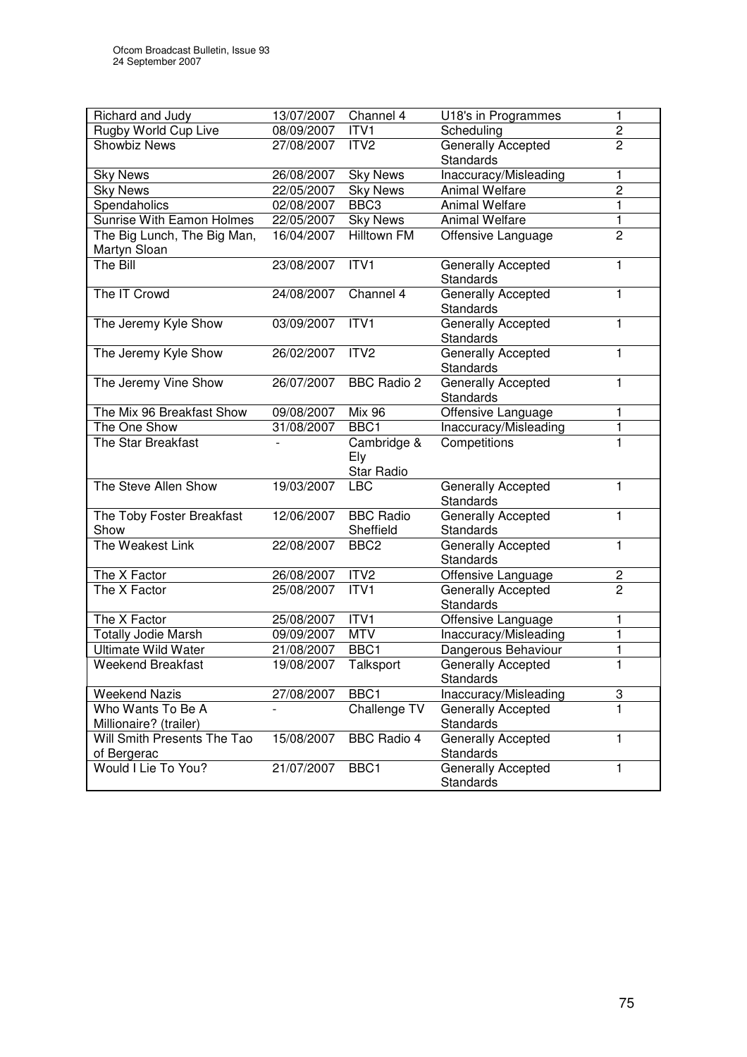| | | | | |
|---|---|---|---|---|
| Richard and Judy | 13/07/2007 | Channel 4 | U18's in Programmes | 1 |
| Rugby World Cup Live | 08/09/2007 | ITV1 | Scheduling | 2 |
| Showbiz News | 27/08/2007 | ITV2 | Generally Accepted Standards | 2 |
| Sky News | 26/08/2007 | Sky News | Inaccuracy/Misleading | 1 |
| Sky News | 22/05/2007 | Sky News | Animal Welfare | 2 |
| Spendaholics | 02/08/2007 | BBC3 | Animal Welfare | 1 |
| Sunrise With Eamon Holmes | 22/05/2007 | Sky News | Animal Welfare | 1 |
| The Big Lunch, The Big Man, Martyn Sloan | 16/04/2007 | Hilltown FM | Offensive Language | 2 |
| The Bill | 23/08/2007 | ITV1 | Generally Accepted Standards | 1 |
| The IT Crowd | 24/08/2007 | Channel 4 | Generally Accepted Standards | 1 |
| The Jeremy Kyle Show | 03/09/2007 | ITV1 | Generally Accepted Standards | 1 |
| The Jeremy Kyle Show | 26/02/2007 | ITV2 | Generally Accepted Standards | 1 |
| The Jeremy Vine Show | 26/07/2007 | BBC Radio 2 | Generally Accepted Standards | 1 |
| The Mix 96 Breakfast Show | 09/08/2007 | Mix 96 | Offensive Language | 1 |
| The One Show | 31/08/2007 | BBC1 | Inaccuracy/Misleading | 1 |
| The Star Breakfast | - | Cambridge & Ely Star Radio | Competitions | 1 |
| The Steve Allen Show | 19/03/2007 | LBC | Generally Accepted Standards | 1 |
| The Toby Foster Breakfast Show | 12/06/2007 | BBC Radio Sheffield | Generally Accepted Standards | 1 |
| The Weakest Link | 22/08/2007 | BBC2 | Generally Accepted Standards | 1 |
| The X Factor | 26/08/2007 | ITV2 | Offensive Language | 2 |
| The X Factor | 25/08/2007 | ITV1 | Generally Accepted Standards | 2 |
| The X Factor | 25/08/2007 | ITV1 | Offensive Language | 1 |
| Totally Jodie Marsh | 09/09/2007 | MTV | Inaccuracy/Misleading | 1 |
| Ultimate Wild Water | 21/08/2007 | BBC1 | Dangerous Behaviour | 1 |
| Weekend Breakfast | 19/08/2007 | Talksport | Generally Accepted Standards | 1 |
| Weekend Nazis | 27/08/2007 | BBC1 | Inaccuracy/Misleading | 3 |
| Who Wants To Be A Millionaire? (trailer) | - | Challenge TV | Generally Accepted Standards | 1 |
| Will Smith Presents The Tao of Bergerac | 15/08/2007 | BBC Radio 4 | Generally Accepted Standards | 1 |
| Would I Lie To You? | 21/07/2007 | BBC1 | Generally Accepted Standards | 1 |